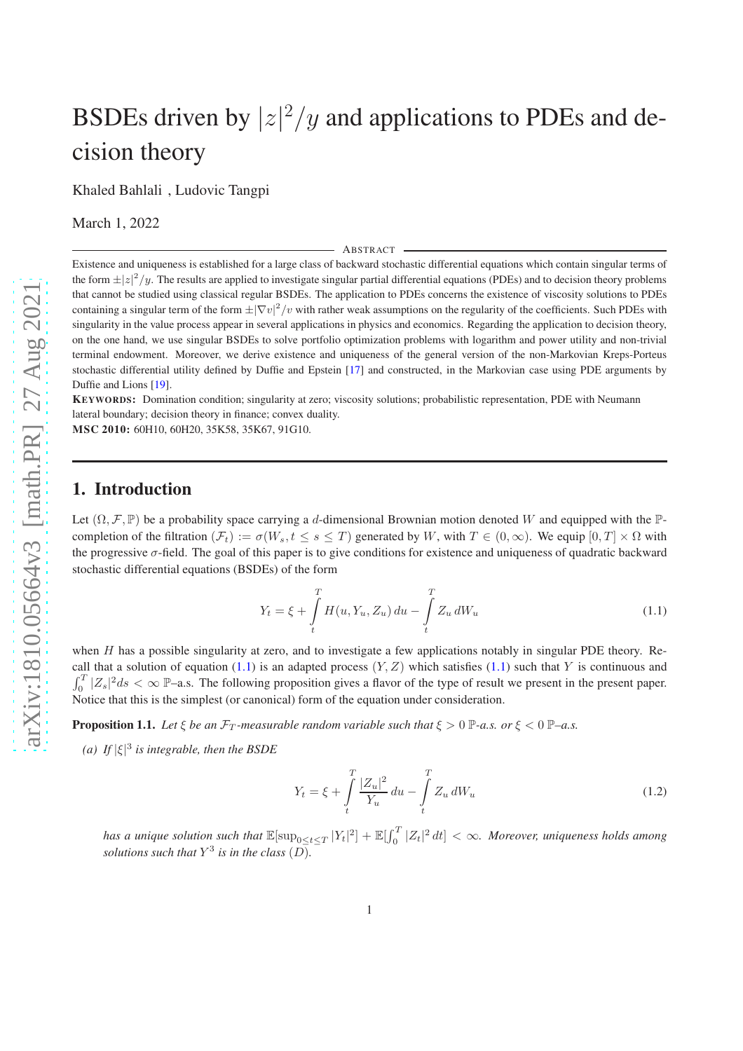# BSDEs driven by $|z|^2/y$ and applications to PDEs and decision theory

Khaled Bahlali , Ludovic Tangpi

March 1, 2022

## Abstract

Existence and uniqueness is established for a large class of backward stochastic differential equations which contain singular terms of the form $\pm|z|^2/y$. The results are applied to investigate singular partial differential equations (PDEs) and to decision theory problems that cannot be studied using classical regular BSDEs. The application to PDEs concerns the existence of viscosity solutions to PDEs containing a singular term of the form $\pm|\nabla v|^2/v$ with rather weak assumptions on the regularity of the coefficients. Such PDEs with singularity in the value process appear in several applications in physics and economics. Regarding the application to decision theory, on the one hand, we use singular BSDEs to solve portfolio optimization problems with logarithm and power utility and non-trivial terminal endowment. Moreover, we derive existence and uniqueness of the general version of the non-Markovian Kreps-Porteus stochastic differential utility defined by Duffie and Epstein [17] and constructed, in the Markovian case using PDE arguments by Duffie and Lions [19].

**Keywords:** Domination condition; singularity at zero; viscosity solutions; probabilistic representation, PDE with Neumann lateral boundary; decision theory in finance; convex duality.

**MSC 2010:** 60H10, 60H20, 35K58, 35K67, 91G10.

## 1. Introduction

Let $(\Omega, \mathcal{F}, \mathbb{P})$ be a probability space carrying a $d$-dimensional Brownian motion denoted $W$ and equipped with the $\mathbb{P}$-completion of the filtration $(\mathcal{F}_t) := \sigma(W_s, t \le s \le T)$ generated by $W$, with $T \in (0, \infty)$. We equip $[0,T] \times \Omega$ with the progressive $\sigma$-field. The goal of this paper is to give conditions for existence and uniqueness of quadratic backward stochastic differential equations (BSDEs) of the form

$$Y_t = \xi + \int_t^T H(u, Y_u, Z_u)\, du - \int_t^T Z_u\, dW_u \tag{1.1}$$

when $H$ has a possible singularity at zero, and to investigate a few applications notably in singular PDE theory. Recall that a solution of equation (1.1) is an adapted process $(Y,Z)$ which satisfies (1.1) such that $Y$ is continuous and $\int_0^T |Z_s|^2 ds < \infty$ $\mathbb{P}$–a.s. The following proposition gives a flavor of the type of result we present in the present paper. Notice that this is the simplest (or canonical) form of the equation under consideration.

**Proposition 1.1.** *Let $\xi$ be an $\mathcal{F}_T$-measurable random variable such that $\xi > 0$ $\mathbb{P}$-a.s. or $\xi < 0$ $\mathbb{P}$–a.s.*

*(a) If $|\xi|^3$ is integrable, then the BSDE*

$$Y_t = \xi + \int_t^T \frac{|Z_u|^2}{Y_u}\, du - \int_t^T Z_u\, dW_u \tag{1.2}$$

*has a unique solution such that $\mathbb{E}[\sup_{0\le t\le T} |Y_t|^2] + \mathbb{E}[\int_0^T |Z_t|^2\, dt] < \infty$. Moreover, uniqueness holds among solutions such that $Y^3$ is in the class $(D)$.*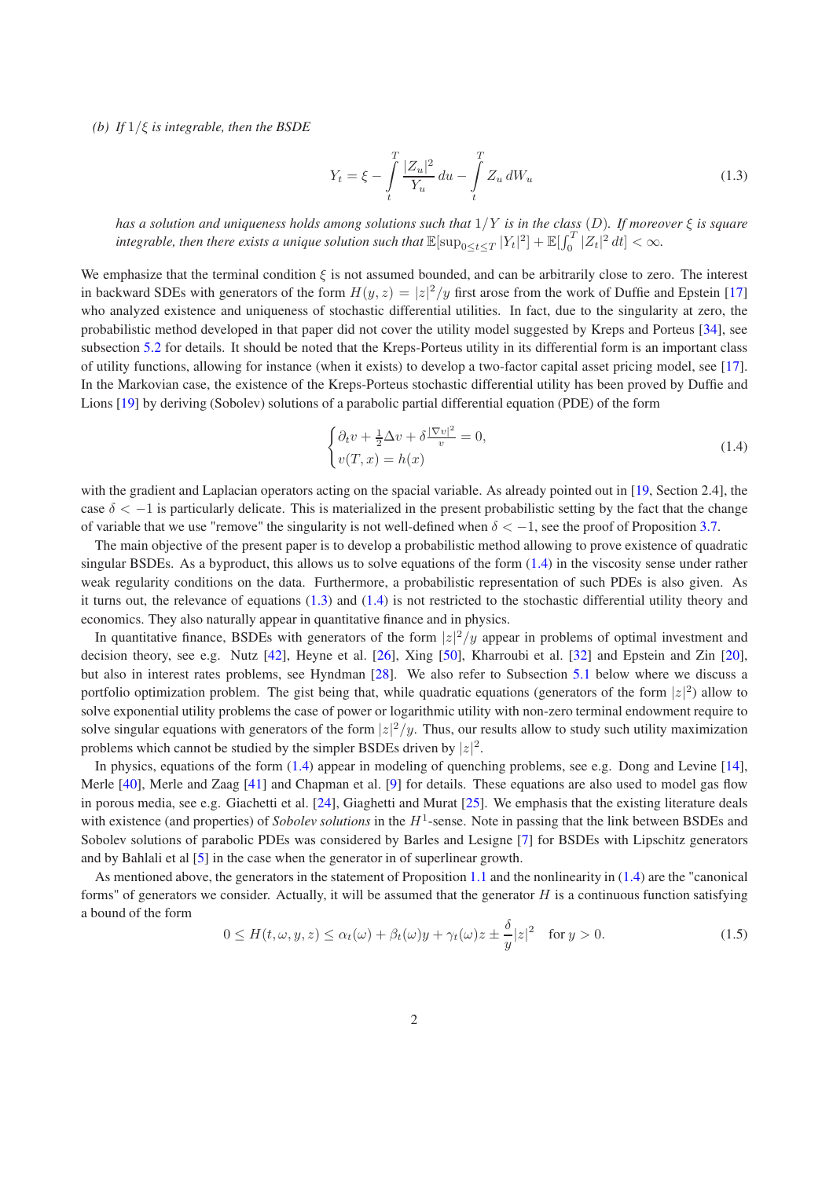*(b) If $1/\xi$ is integrable, then the BSDE*

$$
Y_t = \xi - \int_t^T \frac{|Z_u|^2}{Y_u}\, du - \int_t^T Z_u\, dW_u \tag{1.3}
$$

*has a solution and uniqueness holds among solutions such that $1/Y$ is in the class $(D)$. If moreover $\xi$ is square integrable, then there exists a unique solution such that $\mathbb{E}[\sup_{0\le t\le T}|Y_t|^2] + \mathbb{E}[\int_0^T |Z_t|^2\, dt] < \infty$.*

We emphasize that the terminal condition $\xi$ is not assumed bounded, and can be arbitrarily close to zero. The interest in backward SDEs with generators of the form $H(y,z) = |z|^2/y$ first arose from the work of Duffie and Epstein [17] who analyzed existence and uniqueness of stochastic differential utilities. In fact, due to the singularity at zero, the probabilistic method developed in that paper did not cover the utility model suggested by Kreps and Porteus [34], see subsection 5.2 for details. It should be noted that the Kreps-Porteus utility in its differential form is an important class of utility functions, allowing for instance (when it exists) to develop a two-factor capital asset pricing model, see [17]. In the Markovian case, the existence of the Kreps-Porteus stochastic differential utility has been proved by Duffie and Lions [19] by deriving (Sobolev) solutions of a parabolic partial differential equation (PDE) of the form

$$
\begin{cases}
\partial_t v + \frac{1}{2}\Delta v + \delta \frac{|\nabla v|^2}{v} = 0,\\
v(T,x) = h(x)
\end{cases} \tag{1.4}
$$

with the gradient and Laplacian operators acting on the spacial variable. As already pointed out in [19, Section 2.4], the case $\delta < -1$ is particularly delicate. This is materialized in the present probabilistic setting by the fact that the change of variable that we use "remove" the singularity is not well-defined when $\delta < -1$, see the proof of Proposition 3.7.

The main objective of the present paper is to develop a probabilistic method allowing to prove existence of quadratic singular BSDEs. As a byproduct, this allows us to solve equations of the form (1.4) in the viscosity sense under rather weak regularity conditions on the data. Furthermore, a probabilistic representation of such PDEs is also given. As it turns out, the relevance of equations (1.3) and (1.4) is not restricted to the stochastic differential utility theory and economics. They also naturally appear in quantitative finance and in physics.

In quantitative finance, BSDEs with generators of the form $|z|^2/y$ appear in problems of optimal investment and decision theory, see e.g. Nutz [42], Heyne et al. [26], Xing [50], Kharroubi et al. [32] and Epstein and Zin [20], but also in interest rates problems, see Hyndman [28]. We also refer to Subsection 5.1 below where we discuss a portfolio optimization problem. The gist being that, while quadratic equations (generators of the form $|z|^2$) allow to solve exponential utility problems the case of power or logarithmic utility with non-zero terminal endowment require to solve singular equations with generators of the form $|z|^2/y$. Thus, our results allow to study such utility maximization problems which cannot be studied by the simpler BSDEs driven by $|z|^2$.

In physics, equations of the form (1.4) appear in modeling of quenching problems, see e.g. Dong and Levine [14], Merle [40], Merle and Zaag [41] and Chapman et al. [9] for details. These equations are also used to model gas flow in porous media, see e.g. Giachetti et al. [24], Giaghetti and Murat [25]. We emphasis that the existing literature deals with existence (and properties) of *Sobolev solutions* in the $H^1$-sense. Note in passing that the link between BSDEs and Sobolev solutions of parabolic PDEs was considered by Barles and Lesigne [7] for BSDEs with Lipschitz generators and by Bahlali et al [5] in the case when the generator in of superlinear growth.

As mentioned above, the generators in the statement of Proposition 1.1 and the nonlinearity in (1.4) are the "canonical forms" of generators we consider. Actually, it will be assumed that the generator $H$ is a continuous function satisfying a bound of the form

$$
0 \le H(t,\omega,y,z) \le \alpha_t(\omega) + \beta_t(\omega)y + \gamma_t(\omega)z \pm \frac{\delta}{y}|z|^2 \quad \text{for } y > 0. \tag{1.5}
$$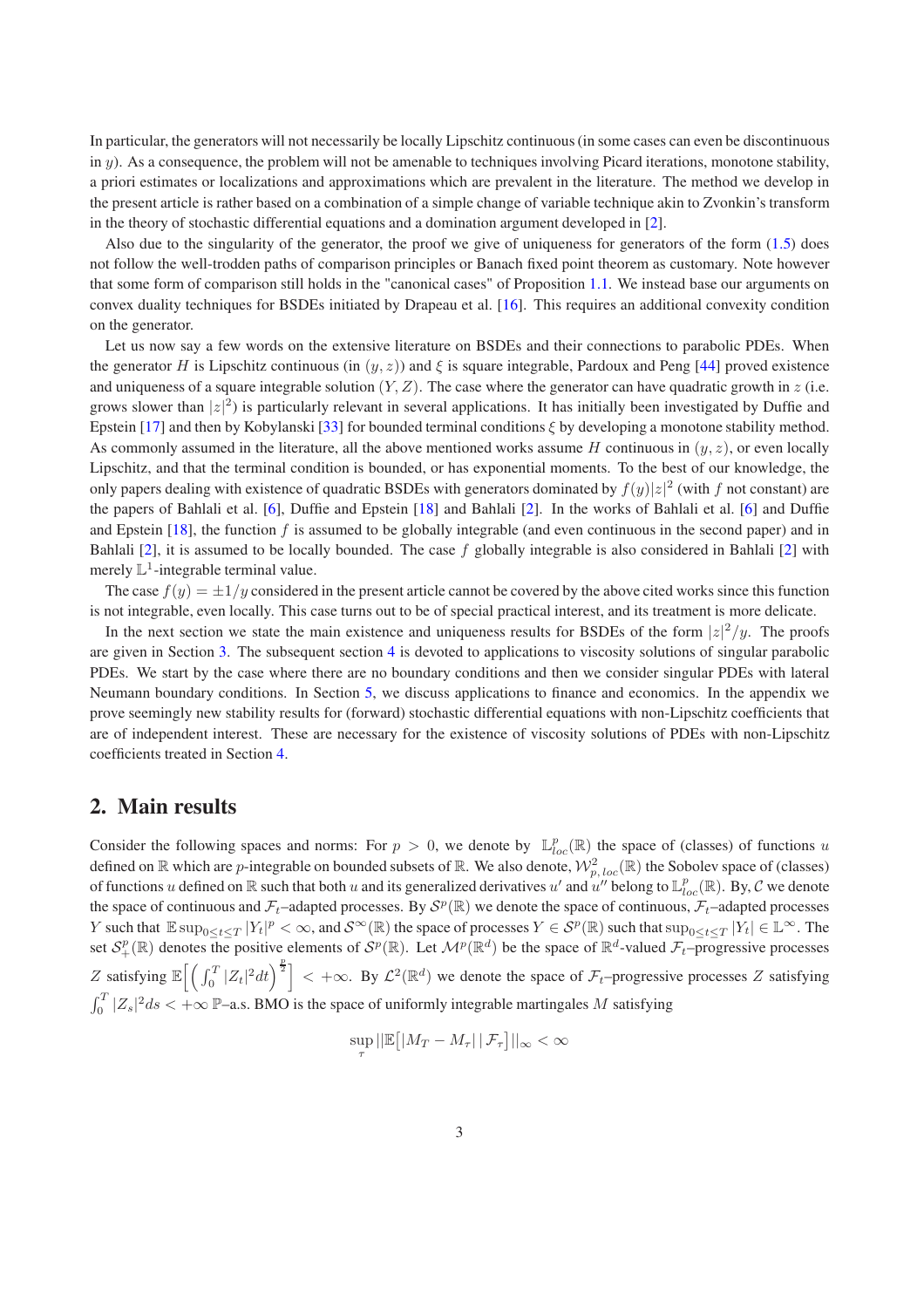In particular, the generators will not necessarily be locally Lipschitz continuous (in some cases can even be discontinuous in $y$). As a consequence, the problem will not be amenable to techniques involving Picard iterations, monotone stability, a priori estimates or localizations and approximations which are prevalent in the literature. The method we develop in the present article is rather based on a combination of a simple change of variable technique akin to Zvonkin's transform in the theory of stochastic differential equations and a domination argument developed in [2].

Also due to the singularity of the generator, the proof we give of uniqueness for generators of the form (1.5) does not follow the well-trodden paths of comparison principles or Banach fixed point theorem as customary. Note however that some form of comparison still holds in the "canonical cases" of Proposition 1.1. We instead base our arguments on convex duality techniques for BSDEs initiated by Drapeau et al. [16]. This requires an additional convexity condition on the generator.

Let us now say a few words on the extensive literature on BSDEs and their connections to parabolic PDEs. When the generator $H$ is Lipschitz continuous (in $(y, z)$) and $\xi$ is square integrable, Pardoux and Peng [44] proved existence and uniqueness of a square integrable solution $(Y, Z)$. The case where the generator can have quadratic growth in $z$ (i.e. grows slower than $|z|^2$) is particularly relevant in several applications. It has initially been investigated by Duffie and Epstein [17] and then by Kobylanski [33] for bounded terminal conditions $\xi$ by developing a monotone stability method. As commonly assumed in the literature, all the above mentioned works assume $H$ continuous in $(y, z)$, or even locally Lipschitz, and that the terminal condition is bounded, or has exponential moments. To the best of our knowledge, the only papers dealing with existence of quadratic BSDEs with generators dominated by $f(y)|z|^2$ (with $f$ not constant) are the papers of Bahlali et al. [6], Duffie and Epstein [18] and Bahlali [2]. In the works of Bahlali et al. [6] and Duffie and Epstein [18], the function $f$ is assumed to be globally integrable (and even continuous in the second paper) and in Bahlali [2], it is assumed to be locally bounded. The case $f$ globally integrable is also considered in Bahlali [2] with merely $\mathbb{L}^1$-integrable terminal value.

The case $f(y) = \pm 1/y$ considered in the present article cannot be covered by the above cited works since this function is not integrable, even locally. This case turns out to be of special practical interest, and its treatment is more delicate.

In the next section we state the main existence and uniqueness results for BSDEs of the form $|z|^2/y$. The proofs are given in Section 3. The subsequent section 4 is devoted to applications to viscosity solutions of singular parabolic PDEs. We start by the case where there are no boundary conditions and then we consider singular PDEs with lateral Neumann boundary conditions. In Section 5, we discuss applications to finance and economics. In the appendix we prove seemingly new stability results for (forward) stochastic differential equations with non-Lipschitz coefficients that are of independent interest. These are necessary for the existence of viscosity solutions of PDEs with non-Lipschitz coefficients treated in Section 4.

## 2. Main results

Consider the following spaces and norms: For $p > 0$, we denote by $\mathbb{L}^p_{loc}(\mathbb{R})$ the space of (classes) of functions $u$ defined on $\mathbb{R}$ which are $p$-integrable on bounded subsets of $\mathbb{R}$. We also denote, $\mathcal{W}^2_{p,\,loc}(\mathbb{R})$ the Sobolev space of (classes) of functions $u$ defined on $\mathbb{R}$ such that both $u$ and its generalized derivatives $u'$ and $u''$ belong to $\mathbb{L}^p_{loc}(\mathbb{R})$. By, $\mathcal{C}$ we denote the space of continuous, $\mathcal{F}_t$–adapted processes. By $\mathcal{S}^p(\mathbb{R})$ we denote the space of continuous, $\mathcal{F}_t$–adapted processes $Y$ such that $\mathbb{E}\sup_{0\leq t\leq T}|Y_t|^p < \infty$, and $\mathcal{S}^\infty(\mathbb{R})$ the space of processes $Y \in \mathcal{S}^p(\mathbb{R})$ such that $\sup_{0\leq t\leq T}|Y_t| \in \mathbb{L}^\infty$. The set $\mathcal{S}^p_+(\mathbb{R})$ denotes the positive elements of $\mathcal{S}^p(\mathbb{R})$. Let $\mathcal{M}^p(\mathbb{R}^d)$ be the space of $\mathbb{R}^d$-valued $\mathcal{F}_t$–progressive processes $Z$ satisfying $\mathbb{E}\Big[\Big(\int_0^T |Z_t|^2 dt\Big)^{\frac{p}{2}}\Big] < +\infty$. By $\mathcal{L}^2(\mathbb{R}^d)$ we denote the space of $\mathcal{F}_t$–progressive processes $Z$ satisfying $\int_0^T |Z_s|^2 ds < +\infty$ $\mathbb{P}$–a.s. BMO is the space of uniformly integrable martingales $M$ satisfying

$$\sup_\tau ||\mathbb{E}\big[|M_T - M_\tau|\,|\,\mathcal{F}_\tau\big]||_\infty < \infty$$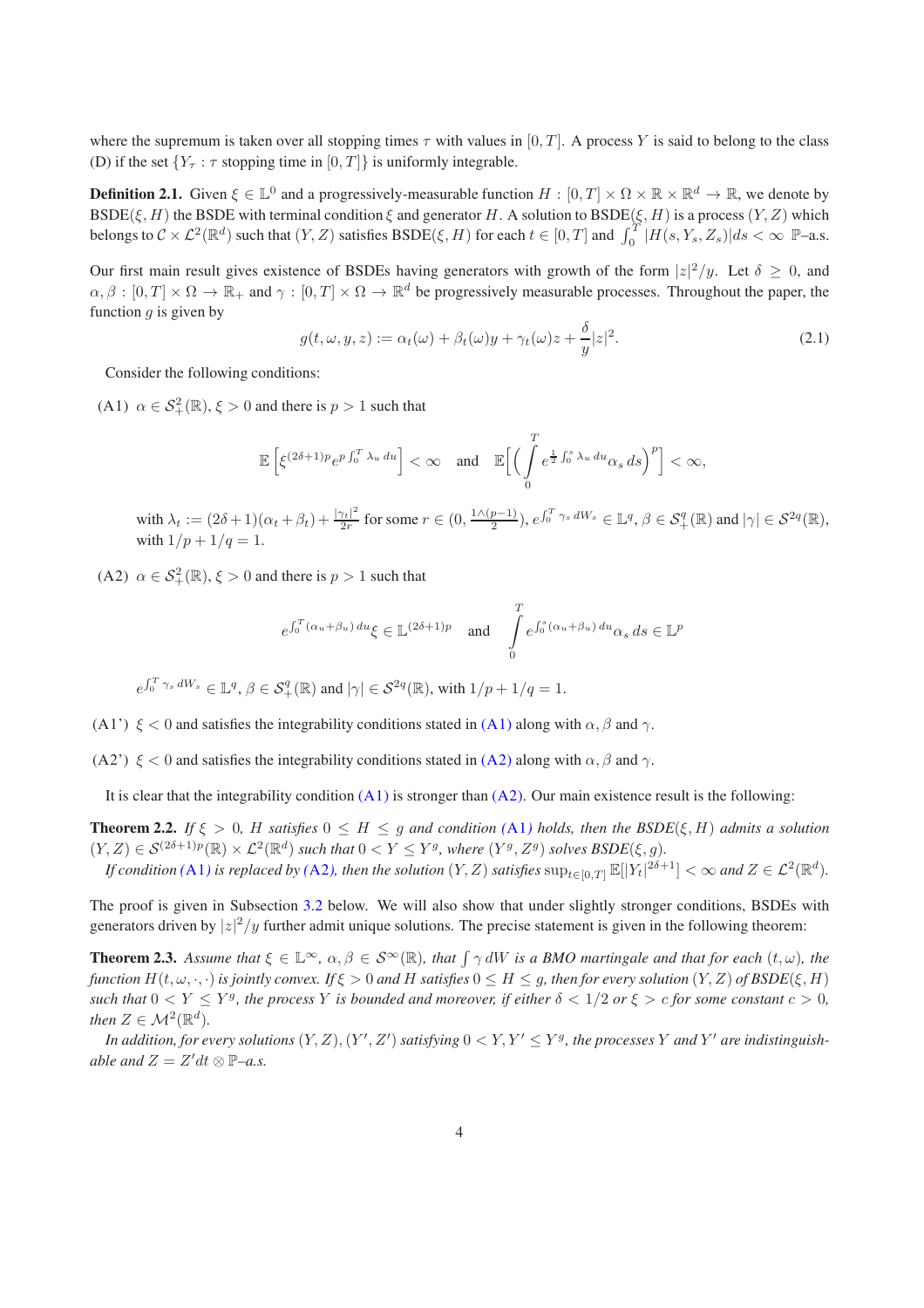where the supremum is taken over all stopping times $\tau$ with values in $[0,T]$. A process $Y$ is said to belong to the class (D) if the set $\{Y_\tau : \tau \text{ stopping time in } [0,T]\}$ is uniformly integrable.

**Definition 2.1.** Given $\xi \in \mathbb{L}^0$ and a progressively-measurable function $H : [0,T] \times \Omega \times \mathbb{R} \times \mathbb{R}^d \to \mathbb{R}$, we denote by BSDE$(\xi, H)$ the BSDE with terminal condition $\xi$ and generator $H$. A solution to BSDE$(\xi, H)$ is a process $(Y, Z)$ which belongs to $\mathcal{C} \times \mathcal{L}^2(\mathbb{R}^d)$ such that $(Y, Z)$ satisfies BSDE$(\xi, H)$ for each $t \in [0,T]$ and $\int_0^T |H(s, Y_s, Z_s)|ds < \infty$ $\mathbb{P}$–a.s.

Our first main result gives existence of BSDEs having generators with growth of the form $|z|^2/y$. Let $\delta \geq 0$, and $\alpha, \beta : [0,T] \times \Omega \to \mathbb{R}_+$ and $\gamma : [0,T] \times \Omega \to \mathbb{R}^d$ be progressively measurable processes. Throughout the paper, the function $g$ is given by

$$g(t, \omega, y, z) := \alpha_t(\omega) + \beta_t(\omega)y + \gamma_t(\omega)z + \frac{\delta}{y}|z|^2. \tag{2.1}$$

Consider the following conditions:

(A1) $\alpha \in \mathcal{S}^2_+(\mathbb{R})$, $\xi > 0$ and there is $p > 1$ such that

$$\mathbb{E}\left[\xi^{(2\delta+1)p} e^{p\int_0^T \lambda_u \, du}\right] < \infty \quad \text{and} \quad \mathbb{E}\Big[\Big(\int_0^T e^{\frac{1}{2}\int_0^s \lambda_u \, du} \alpha_s \, ds\Big)^p\Big] < \infty,$$

with $\lambda_t := (2\delta+1)(\alpha_t + \beta_t) + \frac{|\gamma_t|^2}{2r}$ for some $r \in (0, \frac{1 \wedge (p-1)}{2})$, $e^{\int_0^T \gamma_s \, dW_s} \in \mathbb{L}^q$, $\beta \in \mathcal{S}^q_+(\mathbb{R})$ and $|\gamma| \in \mathcal{S}^{2q}(\mathbb{R})$, with $1/p + 1/q = 1$.

(A2) $\alpha \in \mathcal{S}^2_+(\mathbb{R})$, $\xi > 0$ and there is $p > 1$ such that

$$e^{\int_0^T (\alpha_u + \beta_u) \, du} \xi \in \mathbb{L}^{(2\delta+1)p} \quad \text{and} \quad \int_0^T e^{\int_0^s (\alpha_u + \beta_u) \, du} \alpha_s \, ds \in \mathbb{L}^p$$

$e^{\int_0^T \gamma_s \, dW_s} \in \mathbb{L}^q$, $\beta \in \mathcal{S}^q_+(\mathbb{R})$ and $|\gamma| \in \mathcal{S}^{2q}(\mathbb{R})$, with $1/p + 1/q = 1$.

(A1') $\xi < 0$ and satisfies the integrability conditions stated in (A1) along with $\alpha, \beta$ and $\gamma$.

(A2') $\xi < 0$ and satisfies the integrability conditions stated in (A2) along with $\alpha, \beta$ and $\gamma$.

It is clear that the integrability condition (A1) is stronger than (A2). Our main existence result is the following:

**Theorem 2.2.** *If $\xi > 0$, $H$ satisfies $0 \leq H \leq g$ and condition (A1) holds, then the BSDE$(\xi, H)$ admits a solution $(Y, Z) \in \mathcal{S}^{(2\delta+1)p}(\mathbb{R}) \times \mathcal{L}^2(\mathbb{R}^d)$ such that $0 < Y \leq Y^g$, where $(Y^g, Z^g)$ solves BSDE$(\xi, g)$.*

*If condition (A1) is replaced by (A2), then the solution $(Y, Z)$ satisfies $\sup_{t\in[0,T]} \mathbb{E}[|Y_t|^{2\delta+1}] < \infty$ and $Z \in \mathcal{L}^2(\mathbb{R}^d)$.*

The proof is given in Subsection 3.2 below. We will also show that under slightly stronger conditions, BSDEs with generators driven by $|z|^2/y$ further admit unique solutions. The precise statement is given in the following theorem:

**Theorem 2.3.** *Assume that $\xi \in \mathbb{L}^\infty$, $\alpha, \beta \in \mathcal{S}^\infty(\mathbb{R})$, that $\int \gamma \, dW$ is a BMO martingale and that for each $(t, \omega)$, the function $H(t, \omega, \cdot, \cdot)$ is jointly convex. If $\xi > 0$ and $H$ satisfies $0 \leq H \leq g$, then for every solution $(Y, Z)$ of BSDE$(\xi, H)$ such that $0 < Y \leq Y^g$, the process $Y$ is bounded and moreover, if either $\delta < 1/2$ or $\xi > c$ for some constant $c > 0$, then $Z \in \mathcal{M}^2(\mathbb{R}^d)$.*

*In addition, for every solutions $(Y, Z), (Y', Z')$ satisfying $0 < Y, Y' \leq Y^g$, the processes $Y$ and $Y'$ are indistinguishable and $Z = Z' dt \otimes \mathbb{P}$–a.s.*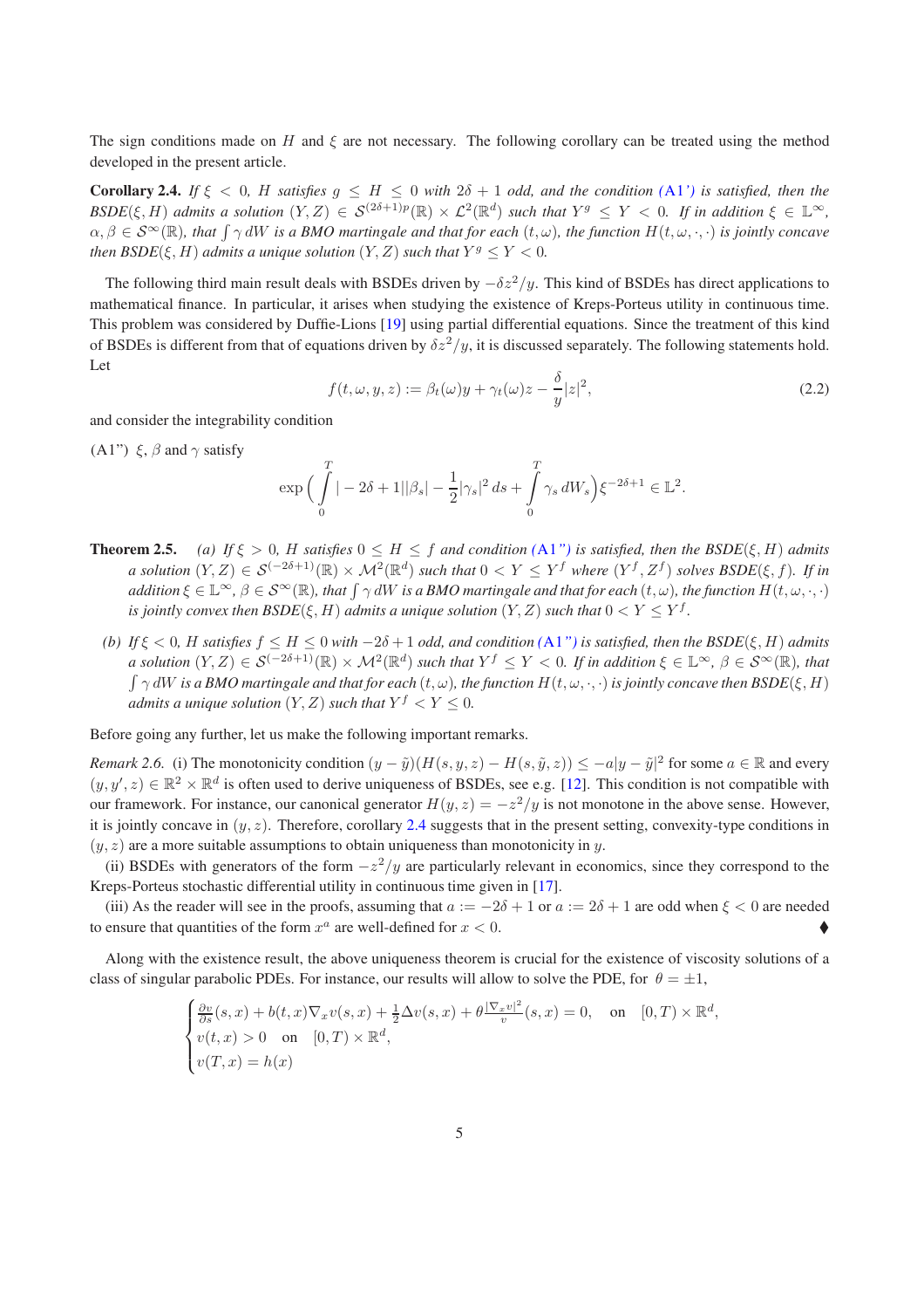The sign conditions made on $H$ and $\xi$ are not necessary. The following corollary can be treated using the method developed in the present article.

**Corollary 2.4.** *If $\xi < 0$, $H$ satisfies $g \le H \le 0$ with $2\delta + 1$ odd, and the condition (A1') is satisfied, then the BSDE$(\xi, H)$ admits a solution $(Y, Z) \in \mathcal{S}^{(2\delta+1)p}(\mathbb{R}) \times \mathcal{L}^2(\mathbb{R}^d)$ such that $Y^g \le Y < 0$. If in addition $\xi \in \mathbb{L}^\infty$, $\alpha, \beta \in \mathcal{S}^\infty(\mathbb{R})$, that $\int \gamma\, dW$ is a BMO martingale and that for each $(t,\omega)$, the function $H(t, \omega, \cdot, \cdot)$ is jointly concave then BSDE$(\xi, H)$ admits a unique solution $(Y, Z)$ such that $Y^g \le Y < 0$.*

The following third main result deals with BSDEs driven by $-\delta z^2/y$. This kind of BSDEs has direct applications to mathematical finance. In particular, it arises when studying the existence of Kreps-Porteus utility in continuous time. This problem was considered by Duffie-Lions [19] using partial differential equations. Since the treatment of this kind of BSDEs is different from that of equations driven by $\delta z^2/y$, it is discussed separately. The following statements hold. Let

$$
f(t, \omega, y, z) := \beta_t(\omega) y + \gamma_t(\omega) z - \frac{\delta}{y}|z|^2, \tag{2.2}
$$

and consider the integrability condition

(A1") $\xi$, $\beta$ and $\gamma$ satisfy

$$
\exp\Big(\int_0^T |-2\delta+1||\beta_s| - \frac{1}{2}|\gamma_s|^2\, ds + \int_0^T \gamma_s\, dW_s\Big)\xi^{-2\delta+1} \in \mathbb{L}^2.
$$

**Theorem 2.5.** *(a) If $\xi > 0$, $H$ satisfies $0 \le H \le f$ and condition (A1") is satisfied, then the BSDE$(\xi, H)$ admits a solution $(Y, Z) \in \mathcal{S}^{(-2\delta+1)}(\mathbb{R}) \times \mathcal{M}^2(\mathbb{R}^d)$ such that $0 < Y \le Y^f$ where $(Y^f, Z^f)$ solves BSDE$(\xi, f)$. If in addition $\xi \in \mathbb{L}^\infty$, $\beta \in \mathcal{S}^\infty(\mathbb{R})$, that $\int \gamma\, dW$ is a BMO martingale and that for each $(t, \omega)$, the function $H(t, \omega, \cdot, \cdot)$ is jointly convex then BSDE$(\xi, H)$ admits a unique solution $(Y, Z)$ such that $0 < Y \le Y^f$.*

*(b) If $\xi < 0$, $H$ satisfies $f \le H \le 0$ with $-2\delta + 1$ odd, and condition (A1") is satisfied, then the BSDE$(\xi, H)$ admits a solution $(Y, Z) \in \mathcal{S}^{(-2\delta+1)}(\mathbb{R}) \times \mathcal{M}^2(\mathbb{R}^d)$ such that $Y^f \le Y < 0$. If in addition $\xi \in \mathbb{L}^\infty$, $\beta \in \mathcal{S}^\infty(\mathbb{R})$, that $\int \gamma\, dW$ is a BMO martingale and that for each $(t, \omega)$, the function $H(t, \omega, \cdot, \cdot)$ is jointly concave then BSDE$(\xi, H)$ admits a unique solution $(Y, Z)$ such that $Y^f < Y \le 0$.*

Before going any further, let us make the following important remarks.

*Remark 2.6.* (i) The monotonicity condition $(y - \tilde{y})(H(s, y, z) - H(s, \tilde{y}, z)) \le -a|y - \tilde{y}|^2$ for some $a \in \mathbb{R}$ and every $(y, y', z) \in \mathbb{R}^2 \times \mathbb{R}^d$ is often used to derive uniqueness of BSDEs, see e.g. [12]. This condition is not compatible with our framework. For instance, our canonical generator $H(y, z) = -z^2/y$ is not monotone in the above sense. However, it is jointly concave in $(y, z)$. Therefore, corollary 2.4 suggests that in the present setting, convexity-type conditions in $(y, z)$ are a more suitable assumptions to obtain uniqueness than monotonicity in $y$.

(ii) BSDEs with generators of the form $-z^2/y$ are particularly relevant in economics, since they correspond to the Kreps-Porteus stochastic differential utility in continuous time given in [17].

(iii) As the reader will see in the proofs, assuming that $a := -2\delta + 1$ or $a := 2\delta + 1$ are odd when $\xi < 0$ are needed to ensure that quantities of the form $x^a$ are well-defined for $x < 0$. ♦

Along with the existence result, the above uniqueness theorem is crucial for the existence of viscosity solutions of a class of singular parabolic PDEs. For instance, our results will allow to solve the PDE, for $\theta = \pm 1$,

$$
\begin{cases}
\frac{\partial v}{\partial s}(s, x) + b(t, x)\nabla_x v(s, x) + \frac{1}{2}\Delta v(s, x) + \theta \frac{|\nabla_x v|^2}{v}(s, x) = 0, \quad \text{on} \quad [0, T) \times \mathbb{R}^d, \\
v(t, x) > 0 \quad \text{on} \quad [0, T) \times \mathbb{R}^d, \\
v(T, x) = h(x)
\end{cases}
$$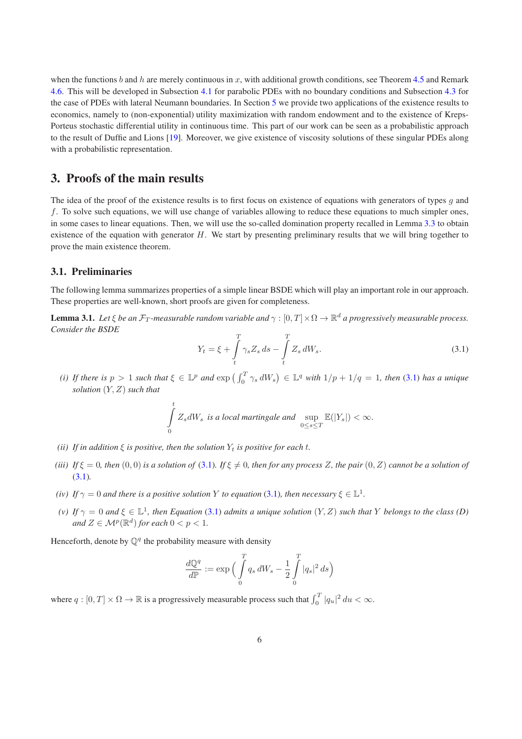when the functions $b$ and $h$ are merely continuous in $x$, with additional growth conditions, see Theorem 4.5 and Remark 4.6. This will be developed in Subsection 4.1 for parabolic PDEs with no boundary conditions and Subsection 4.3 for the case of PDEs with lateral Neumann boundaries. In Section 5 we provide two applications of the existence results to economics, namely to (non-exponential) utility maximization with random endowment and to the existence of Kreps-Porteus stochastic differential utility in continuous time. This part of our work can be seen as a probabilistic approach to the result of Duffie and Lions [19]. Moreover, we give existence of viscosity solutions of these singular PDEs along with a probabilistic representation.

## 3. Proofs of the main results

The idea of the proof of the existence results is to first focus on existence of equations with generators of types $g$ and $f$. To solve such equations, we will use change of variables allowing to reduce these equations to much simpler ones, in some cases to linear equations. Then, we will use the so-called domination property recalled in Lemma 3.3 to obtain existence of the equation with generator $H$. We start by presenting preliminary results that we will bring together to prove the main existence theorem.

### 3.1. Preliminaries

The following lemma summarizes properties of a simple linear BSDE which will play an important role in our approach. These properties are well-known, short proofs are given for completeness.

**Lemma 3.1.** *Let $\xi$ be an $\mathcal{F}_T$-measurable random variable and $\gamma : [0,T]\times\Omega \to \mathbb{R}^d$ a progressively measurable process. Consider the BSDE*

$$Y_t = \xi + \int_t^T \gamma_s Z_s\, ds - \int_t^T Z_s\, dW_s. \tag{3.1}$$

*(i) If there is $p > 1$ such that $\xi \in \mathbb{L}^p$ and $\exp\big(\int_0^T \gamma_s\, dW_s\big) \in \mathbb{L}^q$ with $1/p + 1/q = 1$, then (3.1) has a unique solution $(Y,Z)$ such that*

$$\int_0^t Z_s dW_s \text{ is a local martingale and } \sup_{0\le s\le T} \mathbb{E}(|Y_s|) < \infty.$$

*(ii) If in addition $\xi$ is positive, then the solution $Y_t$ is positive for each $t$.*

*(iii) If $\xi = 0$, then $(0,0)$ is a solution of (3.1). If $\xi \neq 0$, then for any process $Z$, the pair $(0,Z)$ cannot be a solution of (3.1).*

*(iv) If $\gamma = 0$ and there is a positive solution $Y$ to equation (3.1), then necessary $\xi \in \mathbb{L}^1$.*

*(v) If $\gamma = 0$ and $\xi \in \mathbb{L}^1$, then Equation (3.1) admits a unique solution $(Y,Z)$ such that $Y$ belongs to the class (D) and $Z \in \mathcal{M}^p(\mathbb{R}^d)$ for each $0 < p < 1$.*

Henceforth, denote by $\mathbb{Q}^q$ the probability measure with density

$$\frac{d\mathbb{Q}^q}{d\mathbb{P}} := \exp\Big(\int_0^T q_s\, dW_s - \frac{1}{2}\int_0^T |q_s|^2\, ds\Big)$$

where $q : [0,T]\times\Omega \to \mathbb{R}$ is a progressively measurable process such that $\int_0^T |q_u|^2\, du < \infty$.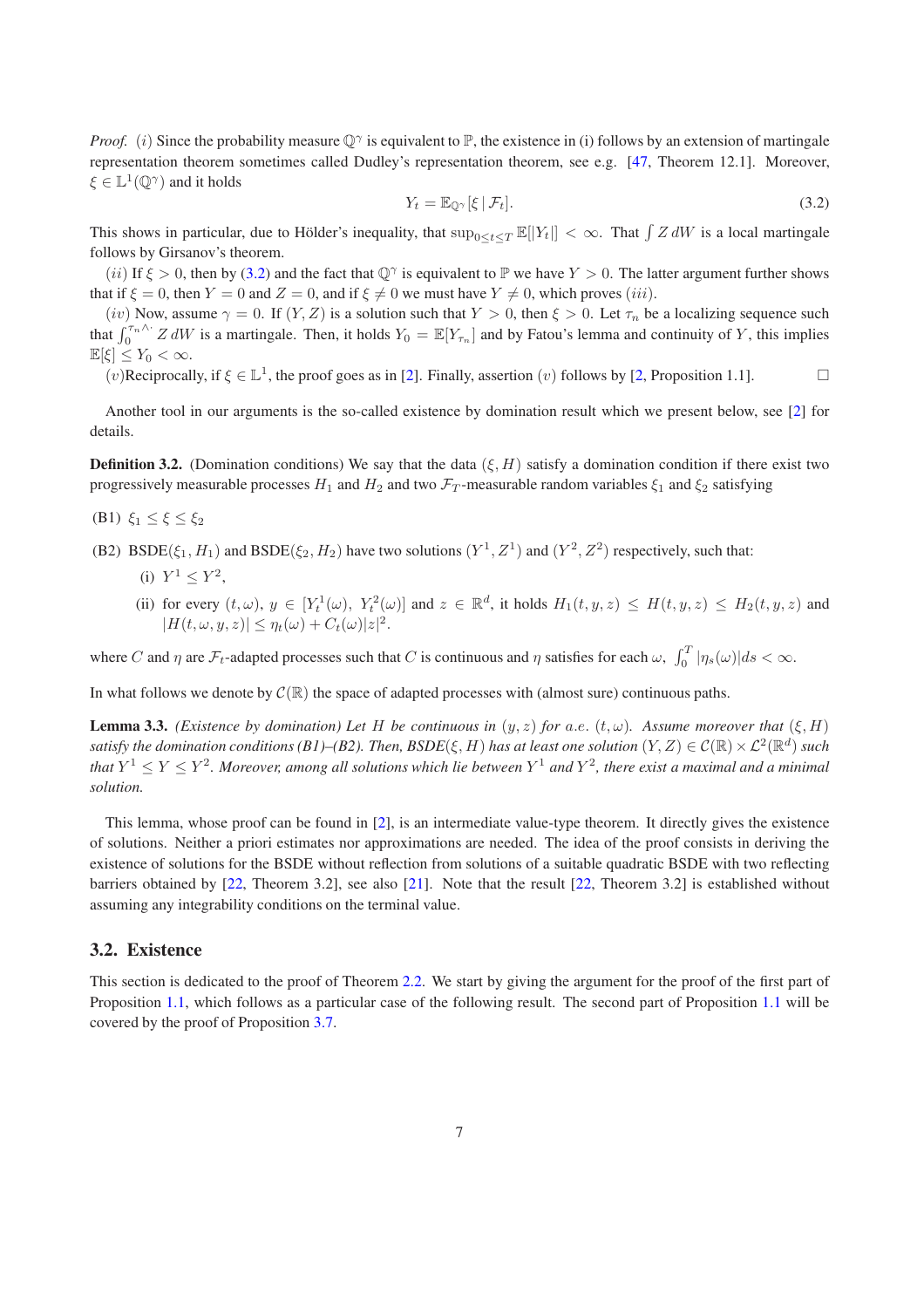*Proof.* $(i)$ Since the probability measure $\mathbb{Q}^\gamma$ is equivalent to $\mathbb{P}$, the existence in (i) follows by an extension of martingale representation theorem sometimes called Dudley's representation theorem, see e.g. [47, Theorem 12.1]. Moreover, $\xi \in \mathbb{L}^1(\mathbb{Q}^\gamma)$ and it holds

$$Y_t = \mathbb{E}_{\mathbb{Q}^\gamma}[\xi \,|\, \mathcal{F}_t]. \tag{3.2}$$

This shows in particular, due to Hölder's inequality, that $\sup_{0\le t\le T} \mathbb{E}[|Y_t|] < \infty$. That $\int Z\, dW$ is a local martingale follows by Girsanov's theorem.

$(ii)$ If $\xi > 0$, then by (3.2) and the fact that $\mathbb{Q}^\gamma$ is equivalent to $\mathbb{P}$ we have $Y > 0$. The latter argument further shows that if $\xi = 0$, then $Y = 0$ and $Z = 0$, and if $\xi \neq 0$ we must have $Y \neq 0$, which proves $(iii)$.

$(iv)$ Now, assume $\gamma = 0$. If $(Y, Z)$ is a solution such that $Y > 0$, then $\xi > 0$. Let $\tau_n$ be a localizing sequence such that $\int_0^{\tau_n \wedge \cdot} Z\, dW$ is a martingale. Then, it holds $Y_0 = \mathbb{E}[Y_{\tau_n}]$ and by Fatou's lemma and continuity of $Y$, this implies $\mathbb{E}[\xi] \le Y_0 < \infty$.

$(v)$Reciprocally, if $\xi \in \mathbb{L}^1$, the proof goes as in [2]. Finally, assertion $(v)$ follows by [2, Proposition 1.1]. $\square$

Another tool in our arguments is the so-called existence by domination result which we present below, see [2] for details.

**Definition 3.2.** (Domination conditions) We say that the data $(\xi, H)$ satisfy a domination condition if there exist two progressively measurable processes $H_1$ and $H_2$ and two $\mathcal{F}_T$-measurable random variables $\xi_1$ and $\xi_2$ satisfying

(B1) $\xi_1 \le \xi \le \xi_2$

(B2) BSDE$(\xi_1, H_1)$ and BSDE$(\xi_2, H_2)$ have two solutions $(Y^1, Z^1)$ and $(Y^2, Z^2)$ respectively, such that:

   (i) $Y^1 \le Y^2$,

   (ii) for every $(t, \omega)$, $y \in [Y^1_t(\omega),\ Y^2_t(\omega)]$ and $z \in \mathbb{R}^d$, it holds $H_1(t, y, z) \le H(t, y, z) \le H_2(t, y, z)$ and $|H(t, \omega, y, z)| \le \eta_t(\omega) + C_t(\omega)|z|^2$.

where $C$ and $\eta$ are $\mathcal{F}_t$-adapted processes such that $C$ is continuous and $\eta$ satisfies for each $\omega$, $\int_0^T |\eta_s(\omega)| ds < \infty$.

In what follows we denote by $\mathcal{C}(\mathbb{R})$ the space of adapted processes with (almost sure) continuous paths.

**Lemma 3.3.** *(Existence by domination) Let $H$ be continuous in $(y, z)$ for a.e. $(t, \omega)$. Assume moreover that $(\xi, H)$ satisfy the domination conditions (B1)–(B2). Then, BSDE$(\xi, H)$ has at least one solution $(Y, Z) \in \mathcal{C}(\mathbb{R}) \times \mathcal{L}^2(\mathbb{R}^d)$ such that $Y^1 \le Y \le Y^2$. Moreover, among all solutions which lie between $Y^1$ and $Y^2$, there exist a maximal and a minimal solution.*

This lemma, whose proof can be found in [2], is an intermediate value-type theorem. It directly gives the existence of solutions. Neither a priori estimates nor approximations are needed. The idea of the proof consists in deriving the existence of solutions for the BSDE without reflection from solutions of a suitable quadratic BSDE with two reflecting barriers obtained by [22, Theorem 3.2], see also [21]. Note that the result [22, Theorem 3.2] is established without assuming any integrability conditions on the terminal value.

## 3.2. Existence

This section is dedicated to the proof of Theorem 2.2. We start by giving the argument for the proof of the first part of Proposition 1.1, which follows as a particular case of the following result. The second part of Proposition 1.1 will be covered by the proof of Proposition 3.7.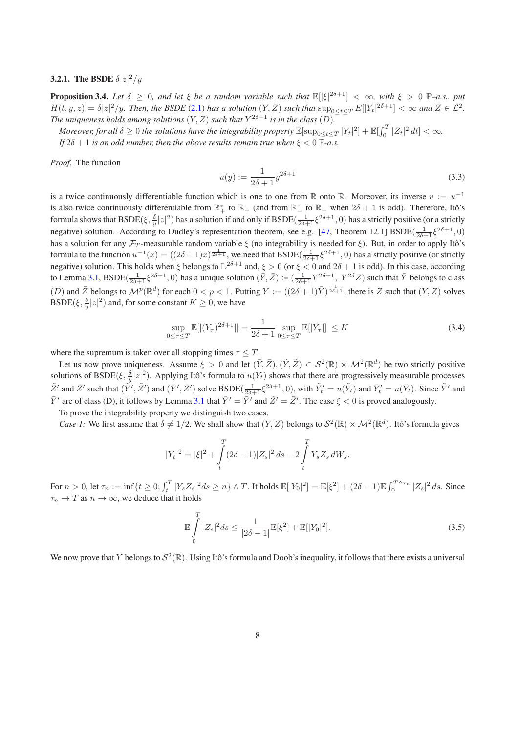### 3.2.1. The BSDE $\delta|z|^2/y$

**Proposition 3.4.** *Let $\delta \geq 0$, and let $\xi$ be a random variable such that $\mathbb{E}[|\xi|^{2\delta+1}] < \infty$, with $\xi > 0$ $\mathbb{P}$–a.s., put $H(t,y,z) = \delta|z|^2/y$. Then, the BSDE (2.1) has a solution $(Y,Z)$ such that $\sup_{0\leq t\leq T} E[|Y_t|^{2\delta+1}] < \infty$ and $Z \in \mathcal{L}^2$. The uniqueness holds among solutions $(Y,Z)$ such that $Y^{2\delta+1}$ is in the class $(D)$.*

*Moreover, for all $\delta \geq 0$ the solutions have the integrability property $\mathbb{E}[\sup_{0\leq t\leq T}|Y_t|^2] + \mathbb{E}[\int_0^T |Z_t|^2\,dt] < \infty$.*

*If $2\delta+1$ is an odd number, then the above results remain true when $\xi < 0$ $\mathbb{P}$-a.s.*

*Proof.* The function

$$u(y) := \frac{1}{2\delta+1} y^{2\delta+1} \tag{3.3}$$

is a twice continuously differentiable function which is one to one from $\mathbb{R}$ onto $\mathbb{R}$. Moreover, its inverse $v := u^{-1}$ is also twice continuously differentiable from $\mathbb{R}_+^*$ to $\mathbb{R}_+$ (and from $\mathbb{R}_-^*$ to $\mathbb{R}_-$ when $2\delta+1$ is odd). Therefore, Itô's formula shows that BSDE$(\xi, \frac{\delta}{y}|z|^2)$ has a solution if and only if BSDE$(\frac{1}{2\delta+1}\xi^{2\delta+1}, 0)$ has a strictly positive (or a strictly negative) solution. According to Dudley's representation theorem, see e.g. [47, Theorem 12.1] BSDE$(\frac{1}{2\delta+1}\xi^{2\delta+1}, 0)$ has a solution for any $\mathcal{F}_T$-measurable random variable $\xi$ (no integrability is needed for $\xi$). But, in order to apply Itô's formula to the function $u^{-1}(x) = ((2\delta+1)x)^{\frac{1}{2\delta+1}}$, we need that BSDE$(\frac{1}{2\delta+1}\xi^{2\delta+1}, 0)$ has a strictly positive (or strictly negative) solution. This holds when $\xi$ belongs to $\mathbb{L}^{2\delta+1}$ and, $\xi > 0$ (or $\xi < 0$ and $2\delta+1$ is odd). In this case, according to Lemma 3.1, BSDE$(\frac{1}{2\delta+1}\xi^{2\delta+1}, 0)$ has a unique solution $(\bar{Y}, \bar{Z}) := (\frac{1}{2\delta+1}Y^{2\delta+1},\ Y^{2\delta}Z)$ such that $\bar{Y}$ belongs to class $(D)$ and $\bar{Z}$ belongs to $\mathcal{M}^p(\mathbb{R}^d)$ for each $0 < p < 1$. Putting $Y := ((2\delta+1)\bar{Y})^{\frac{1}{2\delta+1}}$, there is $Z$ such that $(Y,Z)$ solves BSDE$(\xi, \frac{\delta}{y}|z|^2)$ and, for some constant $K \geq 0$, we have

$$\sup_{0\leq\tau\leq T} \mathbb{E}[|(Y_\tau)^{2\delta+1}|] = \frac{1}{2\delta+1}\sup_{0\leq\tau\leq T}\mathbb{E}[|\bar{Y}_\tau|] \leq K \tag{3.4}$$

where the supremum is taken over all stopping times $\tau \leq T$.

Let us now prove uniqueness. Assume $\xi > 0$ and let $(\bar{Y}, \bar{Z}), (\tilde{Y}, \tilde{Z}) \in \mathcal{S}^2(\mathbb{R}) \times \mathcal{M}^2(\mathbb{R}^d)$ be two strictly positive solutions of BSDE$(\xi, \frac{\delta}{y}|z|^2)$. Applying Itô's formula to $u(Y_t)$ shows that there are progressively measurable processes $\tilde{Z}'$ and $\bar{Z}'$ such that $(\tilde{Y}', \tilde{Z}')$ and $(\bar{Y}', \bar{Z}')$ solve BSDE$(\frac{1}{2\delta+1}\xi^{2\delta+1}, 0)$, with $\tilde{Y}'_t = u(\tilde{Y}_t)$ and $\bar{Y}'_t = u(\bar{Y}_t)$. Since $\tilde{Y}'$ and $\bar{Y}'$ are of class (D), it follows by Lemma 3.1 that $\tilde{Y}' = \bar{Y}'$ and $\tilde{Z}' = \bar{Z}'$. The case $\xi < 0$ is proved analogously.

To prove the integrability property we distinguish two cases.

*Case 1:* We first assume that $\delta \neq 1/2$. We shall show that $(Y,Z)$ belongs to $\mathcal{S}^2(\mathbb{R}) \times \mathcal{M}^2(\mathbb{R}^d)$. Itô's formula gives

$$|Y_t|^2 = |\xi|^2 + \int_t^T (2\delta-1)|Z_s|^2\,ds - 2\int_t^T Y_s Z_s\,dW_s.$$

For $n > 0$, let $\tau_n := \inf\{t \geq 0; \int_t^T |Y_s Z_s|^2 ds \geq n\} \wedge T$. It holds $\mathbb{E}[|Y_0|^2] = \mathbb{E}[\xi^2] + (2\delta-1)\mathbb{E}\int_0^{T\wedge\tau_n} |Z_s|^2\,ds$. Since $\tau_n \to T$ as $n \to \infty$, we deduce that it holds

$$\mathbb{E}\int_0^T |Z_s|^2 ds \leq \frac{1}{|2\delta-1|}\mathbb{E}[\xi^2] + \mathbb{E}[|Y_0|^2]. \tag{3.5}$$

We now prove that $Y$ belongs to $\mathcal{S}^2(\mathbb{R})$. Using Itô's formula and Doob's inequality, it follows that there exists a universal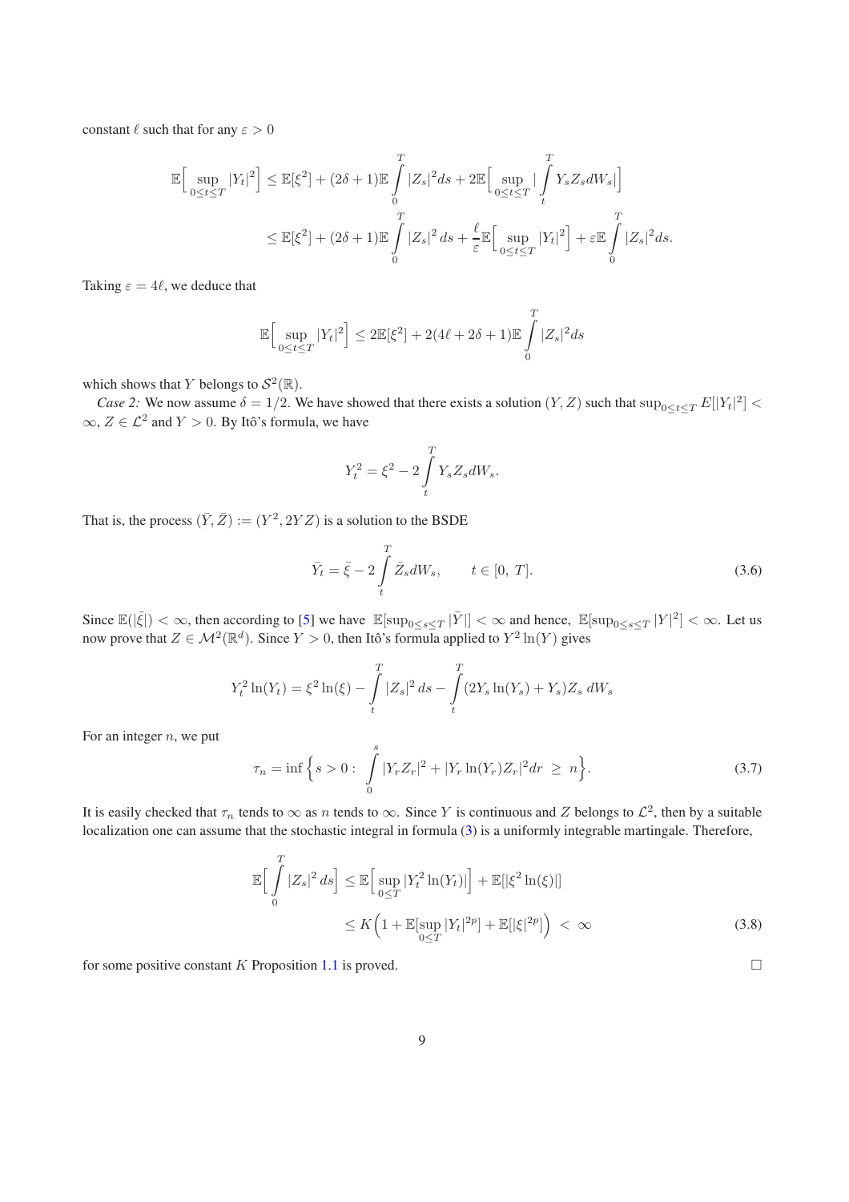constant $\ell$ such that for any $\varepsilon > 0$

$$
\begin{aligned}
\mathbb{E}\Big[\sup_{0\leq t\leq T}|Y_t|^2\Big] &\leq \mathbb{E}[\xi^2] + (2\delta+1)\mathbb{E}\int_0^T |Z_s|^2 ds + 2\mathbb{E}\Big[\sup_{0\leq t\leq T}|\int_t^T Y_s Z_s dW_s|\Big] \\
&\leq \mathbb{E}[\xi^2] + (2\delta+1)\mathbb{E}\int_0^T |Z_s|^2\, ds + \frac{\ell}{\varepsilon}\mathbb{E}\Big[\sup_{0\leq t\leq T}|Y_t|^2\Big] + \varepsilon\mathbb{E}\int_0^T |Z_s|^2 ds.
\end{aligned}
$$

Taking $\varepsilon = 4\ell$, we deduce that

$$
\mathbb{E}\Big[\sup_{0\leq t\leq T}|Y_t|^2\Big] \leq 2\mathbb{E}[\xi^2] + 2(4\ell + 2\delta + 1)\mathbb{E}\int_0^T |Z_s|^2 ds
$$

which shows that $Y$ belongs to $\mathcal{S}^2(\mathbb{R})$.

*Case 2:* We now assume $\delta = 1/2$. We have showed that there exists a solution $(Y, Z)$ such that $\sup_{0\leq t\leq T} E[|Y_t|^2] < \infty$, $Z \in \mathcal{L}^2$ and $Y > 0$. By Itô's formula, we have

$$
Y_t^2 = \xi^2 - 2\int_t^T Y_s Z_s dW_s.
$$

That is, the process $(\bar{Y}, \bar{Z}) := (Y^2, 2YZ)$ is a solution to the BSDE

$$
\bar{Y}_t = \bar{\xi} - 2\int_t^T \bar{Z}_s dW_s, \qquad t \in [0,\ T]. \tag{3.6}
$$

Since $\mathbb{E}(|\bar{\xi}|) < \infty$, then according to [5] we have $\mathbb{E}[\sup_{0\leq s\leq T}|\bar{Y}|] < \infty$ and hence, $\mathbb{E}[\sup_{0\leq s\leq T}|Y|^2] < \infty$. Let us now prove that $Z \in \mathcal{M}^2(\mathbb{R}^d)$. Since $Y > 0$, then Itô's formula applied to $Y^2\ln(Y)$ gives

$$
Y_t^2\ln(Y_t) = \xi^2\ln(\xi) - \int_t^T |Z_s|^2\, ds - \int_t^T (2Y_s\ln(Y_s) + Y_s)Z_s\, dW_s
$$

For an integer $n$, we put

$$
\tau_n = \inf\Big\{s > 0 :\ \int_0^s |Y_r Z_r|^2 + |Y_r\ln(Y_r)Z_r|^2 dr\ \geq\ n\Big\}. \tag{3.7}
$$

It is easily checked that $\tau_n$ tends to $\infty$ as $n$ tends to $\infty$. Since $Y$ is continuous and $Z$ belongs to $\mathcal{L}^2$, then by a suitable localization one can assume that the stochastic integral in formula (3) is a uniformly integrable martingale. Therefore,

$$
\begin{aligned}
\mathbb{E}\Big[\int_0^T |Z_s|^2\, ds\Big] &\leq \mathbb{E}\Big[\sup_{0\leq T}|Y_t^2\ln(Y_t)|\Big] + \mathbb{E}[|\xi^2\ln(\xi)|] \\
&\leq K\Big(1 + \mathbb{E}[\sup_{0\leq T}|Y_t|^{2p}] + \mathbb{E}[|\xi|^{2p}]\Big)\ <\ \infty
\end{aligned} \tag{3.8}
$$

for some positive constant $K$ Proposition 1.1 is proved. $\square$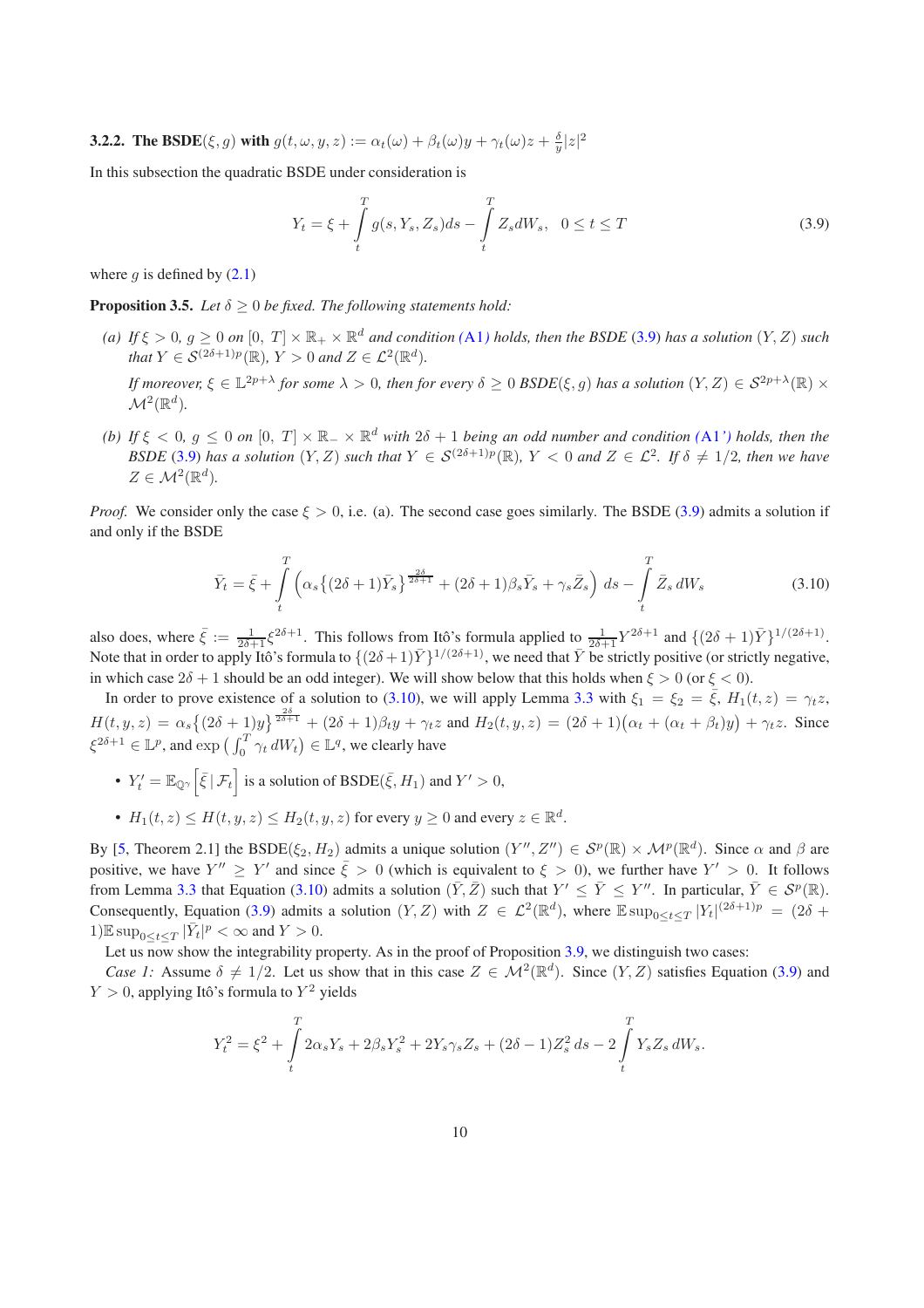#### 3.2.2. The BSDE$(\xi, g)$ with $g(t, \omega, y, z) := \alpha_t(\omega) + \beta_t(\omega)y + \gamma_t(\omega)z + \frac{\delta}{y}|z|^2$

In this subsection the quadratic BSDE under consideration is

$$
Y_t = \xi + \int_t^T g(s, Y_s, Z_s)ds - \int_t^T Z_s dW_s, \quad 0 \le t \le T \tag{3.9}
$$

where $g$ is defined by (2.1)

**Proposition 3.5.** *Let $\delta \ge 0$ be fixed. The following statements hold:*

*(a) If $\xi > 0$, $g \ge 0$ on $[0,\ T] \times \mathbb{R}_+ \times \mathbb{R}^d$ and condition (A1) holds, then the BSDE (3.9) has a solution $(Y, Z)$ such that $Y \in \mathcal{S}^{(2\delta+1)p}(\mathbb{R})$, $Y > 0$ and $Z \in \mathcal{L}^2(\mathbb{R}^d)$.*

*If moreover, $\xi \in \mathbb{L}^{2p+\lambda}$ for some $\lambda > 0$, then for every $\delta \ge 0$ BSDE$(\xi, g)$ has a solution $(Y, Z) \in \mathcal{S}^{2p+\lambda}(\mathbb{R}) \times \mathcal{M}^2(\mathbb{R}^d)$.*

*(b) If $\xi < 0$, $g \le 0$ on $[0,\ T] \times \mathbb{R}_- \times \mathbb{R}^d$ with $2\delta + 1$ being an odd number and condition (A1') holds, then the BSDE (3.9) has a solution $(Y, Z)$ such that $Y \in \mathcal{S}^{(2\delta+1)p}(\mathbb{R})$, $Y < 0$ and $Z \in \mathcal{L}^2$. If $\delta \ne 1/2$, then we have $Z \in \mathcal{M}^2(\mathbb{R}^d)$.*

*Proof.* We consider only the case $\xi > 0$, i.e. (a). The second case goes similarly. The BSDE (3.9) admits a solution if and only if the BSDE

$$
\bar{Y}_t = \bar{\xi} + \int_t^T \left( \alpha_s \big\{(2\delta+1)\bar{Y}_s\big\}^{\frac{2\delta}{2\delta+1}} + (2\delta+1)\beta_s \bar{Y}_s + \gamma_s \bar{Z}_s \right) ds - \int_t^T \bar{Z}_s\, dW_s \tag{3.10}
$$

also does, where $\bar{\xi} := \frac{1}{2\delta+1}\xi^{2\delta+1}$. This follows from Itô's formula applied to $\frac{1}{2\delta+1}Y^{2\delta+1}$ and $\{(2\delta+1)\bar{Y}\}^{1/(2\delta+1)}$. Note that in order to apply Itô's formula to $\{(2\delta+1)\bar{Y}\}^{1/(2\delta+1)}$, we need that $\bar{Y}$ be strictly positive (or strictly negative, in which case $2\delta + 1$ should be an odd integer). We will show below that this holds when $\xi > 0$ (or $\xi < 0$).

In order to prove existence of a solution to (3.10), we will apply Lemma 3.3 with $\xi_1 = \xi_2 = \bar{\xi}$, $H_1(t, z) = \gamma_t z$, $H(t, y, z) = \alpha_s\big\{(2\delta+1)y\big\}^{\frac{2\delta}{2\delta+1}} + (2\delta+1)\beta_t y + \gamma_t z$ and $H_2(t, y, z) = (2\delta+1)\big(\alpha_t + (\alpha_t + \beta_t)y\big) + \gamma_t z$. Since $\xi^{2\delta+1} \in \mathbb{L}^p$, and $\exp\big(\int_0^T \gamma_t\, dW_t\big) \in \mathbb{L}^q$, we clearly have

- $Y'_t = \mathbb{E}_{\mathbb{Q}^\gamma}\Big[\bar{\xi}\,|\,\mathcal{F}_t\Big]$ is a solution of BSDE$(\bar{\xi}, H_1)$ and $Y' > 0$,
- $H_1(t, z) \le H(t, y, z) \le H_2(t, y, z)$ for every $y \ge 0$ and every $z \in \mathbb{R}^d$.

By [5, Theorem 2.1] the BSDE$(\xi_2, H_2)$ admits a unique solution $(Y'', Z'') \in \mathcal{S}^p(\mathbb{R}) \times \mathcal{M}^p(\mathbb{R}^d)$. Since $\alpha$ and $\beta$ are positive, we have $Y'' \ge Y'$ and since $\bar{\xi} > 0$ (which is equivalent to $\xi > 0$), we further have $Y' > 0$. It follows from Lemma 3.3 that Equation (3.10) admits a solution $(\bar{Y}, \bar{Z})$ such that $Y' \le \bar{Y} \le Y''$. In particular, $\bar{Y} \in \mathcal{S}^p(\mathbb{R})$. Consequently, Equation (3.9) admits a solution $(Y, Z)$ with $Z \in \mathcal{L}^2(\mathbb{R}^d)$, where $\mathbb{E}\sup_{0\le t\le T}|Y_t|^{(2\delta+1)p} = (2\delta+1)\mathbb{E}\sup_{0\le t\le T}|\bar{Y}_t|^p < \infty$ and $Y > 0$.

Let us now show the integrability property. As in the proof of Proposition 3.9, we distinguish two cases:

*Case 1:* Assume $\delta \ne 1/2$. Let us show that in this case $Z \in \mathcal{M}^2(\mathbb{R}^d)$. Since $(Y, Z)$ satisfies Equation (3.9) and $Y > 0$, applying Itô's formula to $Y^2$ yields

$$
Y_t^2 = \xi^2 + \int_t^T 2\alpha_s Y_s + 2\beta_s Y_s^2 + 2Y_s\gamma_s Z_s + (2\delta-1)Z_s^2\, ds - 2\int_t^T Y_s Z_s\, dW_s.
$$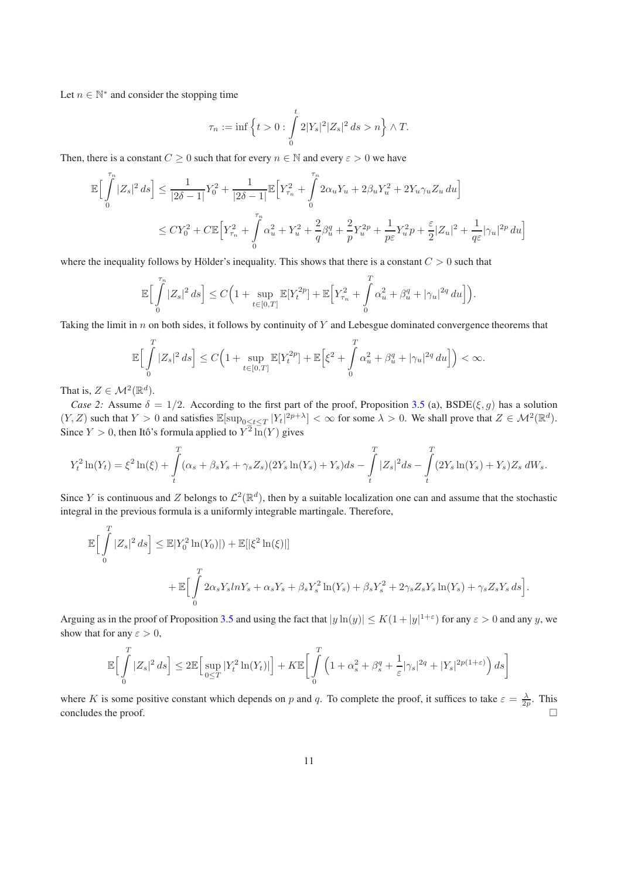Let $n \in \mathbb{N}^*$ and consider the stopping time

$$\tau_n := \inf\Big\{t > 0 : \int_0^t 2|Y_s|^2|Z_s|^2\,ds > n\Big\} \wedge T.$$

Then, there is a constant $C \geq 0$ such that for every $n \in \mathbb{N}$ and every $\varepsilon > 0$ we have

$$\begin{aligned}\mathbb{E}\Big[\int_0^{\tau_n} |Z_s|^2\,ds\Big] &\leq \frac{1}{|2\delta-1|}Y_0^2 + \frac{1}{|2\delta-1|}\mathbb{E}\Big[Y_{\tau_n}^2 + \int_0^{\tau_n} 2\alpha_u Y_u + 2\beta_u Y_u^2 + 2Y_u\gamma_u Z_u\,du\Big]\\ &\leq CY_0^2 + C\mathbb{E}\Big[Y_{\tau_n}^2 + \int_0^{\tau_n} \alpha_u^2 + Y_u^2 + \frac{2}{q}\beta_u^q + \frac{2}{p}Y_u^{2p} + \frac{1}{p\varepsilon}Y_u^2 p + \frac{\varepsilon}{2}|Z_u|^2 + \frac{1}{q\varepsilon}|\gamma_u|^{2p}\,du\Big]\end{aligned}$$

where the inequality follows by Hölder's inequality. This shows that there is a constant $C > 0$ such that

$$\mathbb{E}\Big[\int_0^{\tau_n} |Z_s|^2\,ds\Big] \leq C\Big(1 + \sup_{t\in[0,T]}\mathbb{E}[Y_t^{2p}] + \mathbb{E}\Big[Y_{\tau_n}^2 + \int_0^T \alpha_u^2 + \beta_u^q + |\gamma_u|^{2q}\,du\Big]\Big).$$

Taking the limit in $n$ on both sides, it follows by continuity of $Y$ and Lebesgue dominated convergence theorems that

$$\mathbb{E}\Big[\int_0^T |Z_s|^2\,ds\Big] \leq C\Big(1 + \sup_{t\in[0,T]}\mathbb{E}[Y_t^{2p}] + \mathbb{E}\Big[\xi^2 + \int_0^T \alpha_u^2 + \beta_u^q + |\gamma_u|^{2q}\,du\Big]\Big) < \infty.$$

That is, $Z \in \mathcal{M}^2(\mathbb{R}^d)$.

*Case 2:* Assume $\delta = 1/2$. According to the first part of the proof, Proposition 3.5 (a), BSDE$(\xi, g)$ has a solution $(Y, Z)$ such that $Y > 0$ and satisfies $\mathbb{E}[\sup_{0\leq t\leq T}|Y_t|^{2p+\lambda}] < \infty$ for some $\lambda > 0$. We shall prove that $Z \in \mathcal{M}^2(\mathbb{R}^d)$. Since $Y > 0$, then Itô's formula applied to $Y^2\ln(Y)$ gives

$$Y_t^2\ln(Y_t) = \xi^2\ln(\xi) + \int_t^T (\alpha_s + \beta_s Y_s + \gamma_s Z_s)(2Y_s\ln(Y_s) + Y_s)ds - \int_t^T |Z_s|^2 ds - \int_t^T (2Y_s\ln(Y_s) + Y_s)Z_s\,dW_s.$$

Since $Y$ is continuous and $Z$ belongs to $\mathcal{L}^2(\mathbb{R}^d)$, then by a suitable localization one can and assume that the stochastic integral in the previous formula is a uniformly integrable martingale. Therefore,

$$\begin{aligned}\mathbb{E}\Big[\int_0^T |Z_s|^2\,ds\Big] &\leq \mathbb{E}|Y_0^2\ln(Y_0)|) + \mathbb{E}[|\xi^2\ln(\xi)|]\\ &\quad + \mathbb{E}\Big[\int_0^T 2\alpha_s Y_s lnY_s + \alpha_s Y_s + \beta_s Y_s^2\ln(Y_s) + \beta_s Y_s^2 + 2\gamma_s Z_s Y_s\ln(Y_s) + \gamma_s Z_s Y_s\,ds\Big].\end{aligned}$$

Arguing as in the proof of Proposition 3.5 and using the fact that $|y\ln(y)| \leq K(1 + |y|^{1+\varepsilon})$ for any $\varepsilon > 0$ and any $y$, we show that for any $\varepsilon > 0$,

$$\mathbb{E}\Big[\int_0^T |Z_s|^2\,ds\Big] \leq 2\mathbb{E}\Big[\sup_{0\leq T}|Y_t^2\ln(Y_t)|\Big] + K\mathbb{E}\Big[\int_0^T \Big(1 + \alpha_s^2 + \beta_s^q + \frac{1}{\varepsilon}|\gamma_s|^{2q} + |Y_s|^{2p(1+\varepsilon)}\Big)\,ds\Big]$$

where $K$ is some positive constant which depends on $p$ and $q$. To complete the proof, it suffices to take $\varepsilon = \frac{\lambda}{2p}$. This concludes the proof. □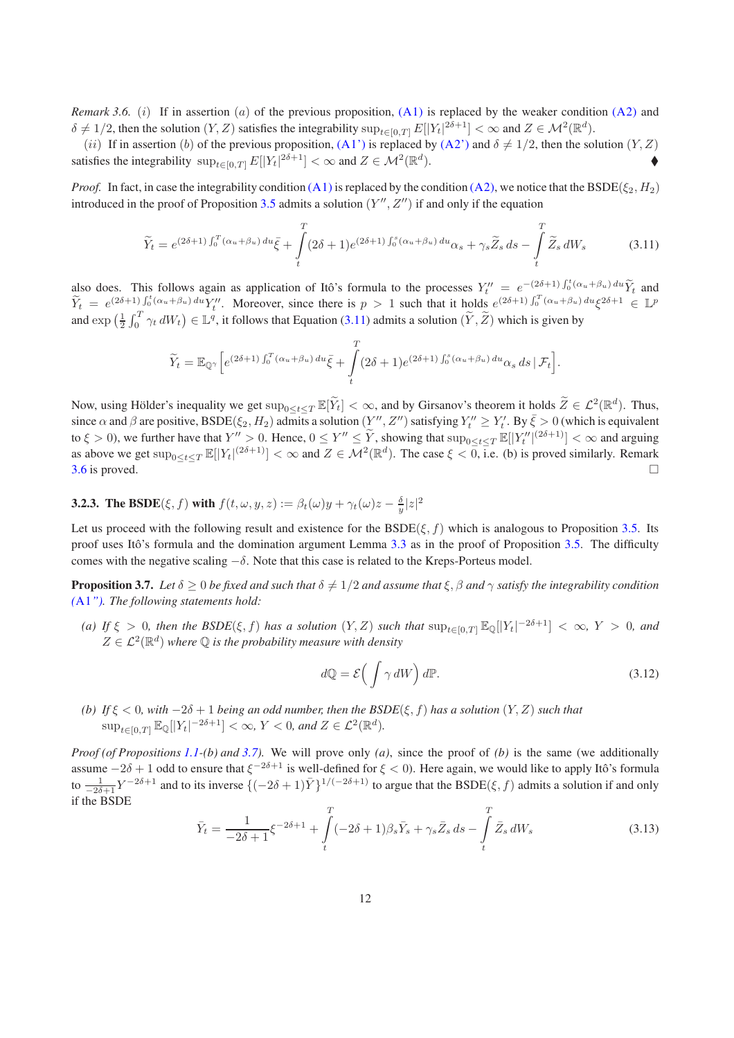*Remark 3.6.* (*i*) If in assertion (*a*) of the previous proposition, (A1) is replaced by the weaker condition (A2) and $\delta \neq 1/2$, then the solution $(Y, Z)$ satisfies the integrability $\sup_{t\in[0,T]} E[|Y_t|^{2\delta+1}] < \infty$ and $Z \in \mathcal{M}^2(\mathbb{R}^d)$.

(*ii*) If in assertion (*b*) of the previous proposition, (A1') is replaced by (A2') and $\delta \neq 1/2$, then the solution $(Y, Z)$ satisfies the integrability $\sup_{t\in[0,T]} E[|Y_t|^{2\delta+1}] < \infty$ and $Z \in \mathcal{M}^2(\mathbb{R}^d)$. ♦

*Proof.* In fact, in case the integrability condition (A1) is replaced by the condition (A2), we notice that the BSDE$(\xi_2, H_2)$ introduced in the proof of Proposition 3.5 admits a solution $(Y'', Z'')$ if and only if the equation

$$\widetilde{Y}_t = e^{(2\delta+1)\int_0^T(\alpha_u+\beta_u)\,du}\bar{\xi} + \int_t^T (2\delta+1)e^{(2\delta+1)\int_0^s(\alpha_u+\beta_u)\,du}\alpha_s + \gamma_s\widetilde{Z}_s\,ds - \int_t^T \widetilde{Z}_s\,dW_s \tag{3.11}$$

also does. This follows again as application of Itô's formula to the processes $Y''_t = e^{-(2\delta+1)\int_0^t(\alpha_u+\beta_u)\,du}\widetilde{Y}_t$ and $\widetilde{Y}_t = e^{(2\delta+1)\int_0^t(\alpha_u+\beta_u)\,du}Y''_t$. Moreover, since there is $p > 1$ such that it holds $e^{(2\delta+1)\int_0^T(\alpha_u+\beta_u)\,du}\xi^{2\delta+1} \in \mathbb{L}^p$ and $\exp\left(\frac{1}{2}\int_0^T \gamma_t\,dW_t\right) \in \mathbb{L}^q$, it follows that Equation (3.11) admits a solution $(\widetilde{Y}, \widetilde{Z})$ which is given by

$$\widetilde{Y}_t = \mathbb{E}_{\mathbb{Q}^\gamma}\Big[e^{(2\delta+1)\int_0^T(\alpha_u+\beta_u)\,du}\bar{\xi} + \int_t^T (2\delta+1)e^{(2\delta+1)\int_0^s(\alpha_u+\beta_u)\,du}\alpha_s\,ds \mid \mathcal{F}_t\Big].$$

Now, using Hölder's inequality we get $\sup_{0\le t\le T}\mathbb{E}[\widetilde{Y}_t] < \infty$, and by Girsanov's theorem it holds $\widetilde{Z} \in \mathcal{L}^2(\mathbb{R}^d)$. Thus, since $\alpha$ and $\beta$ are positive, BSDE$(\xi_2, H_2)$ admits a solution $(Y'', Z'')$ satisfying $Y''_t \geq Y'_t$. By $\bar{\xi} > 0$ (which is equivalent to $\xi > 0$), we further have that $Y'' > 0$. Hence, $0 \le Y'' \le \widetilde{Y}$, showing that $\sup_{0\le t\le T}\mathbb{E}[|Y''_t|^{(2\delta+1)}] < \infty$ and arguing as above we get $\sup_{0\le t\le T}\mathbb{E}[|Y_t|^{(2\delta+1)}] < \infty$ and $Z \in \mathcal{M}^2(\mathbb{R}^d)$. The case $\xi < 0$, i.e. (b) is proved similarly. Remark 3.6 is proved. □

### 3.2.3. The BSDE$(\xi, f)$ with $f(t, \omega, y, z) := \beta_t(\omega)y + \gamma_t(\omega)z - \frac{\delta}{y}|z|^2$

Let us proceed with the following result and existence for the BSDE$(\xi, f)$ which is analogous to Proposition 3.5. Its proof uses Itô's formula and the domination argument Lemma 3.3 as in the proof of Proposition 3.5. The difficulty comes with the negative scaling $-\delta$. Note that this case is related to the Kreps-Porteus model.

**Proposition 3.7.** *Let $\delta \geq 0$ be fixed and such that $\delta \neq 1/2$ and assume that $\xi, \beta$ and $\gamma$ satisfy the integrability condition (A1''). The following statements hold:*

*(a) If $\xi > 0$, then the BSDE$(\xi, f)$ has a solution $(Y, Z)$ such that $\sup_{t\in[0,T]}\mathbb{E}_{\mathbb{Q}}[|Y_t|^{-2\delta+1}] < \infty$, $Y > 0$, and $Z \in \mathcal{L}^2(\mathbb{R}^d)$ where $\mathbb{Q}$ is the probability measure with density*

$$d\mathbb{Q} = \mathcal{E}\Big(\int \gamma\,dW\Big)\,d\mathbb{P}. \tag{3.12}$$

*(b) If $\xi < 0$, with $-2\delta + 1$ being an odd number, then the BSDE$(\xi, f)$ has a solution $(Y, Z)$ such that $\sup_{t\in[0,T]}\mathbb{E}_{\mathbb{Q}}[|Y_t|^{-2\delta+1}] < \infty$, $Y < 0$, and $Z \in \mathcal{L}^2(\mathbb{R}^d)$.*

*Proof (of Propositions 1.1-(b) and 3.7).* We will prove only *(a)*, since the proof of *(b)* is the same (we additionally assume $-2\delta + 1$ odd to ensure that $\xi^{-2\delta+1}$ is well-defined for $\xi < 0$). Here again, we would like to apply Itô's formula to $\frac{1}{-2\delta+1}Y^{-2\delta+1}$ and to its inverse $\{(-2\delta+1)\bar{Y}\}^{1/(-2\delta+1)}$ to argue that the BSDE$(\xi, f)$ admits a solution if and only if the BSDE

$$\bar{Y}_t = \frac{1}{-2\delta+1}\xi^{-2\delta+1} + \int_t^T (-2\delta+1)\beta_s\bar{Y}_s + \gamma_s\bar{Z}_s\,ds - \int_t^T \bar{Z}_s\,dW_s \tag{3.13}$$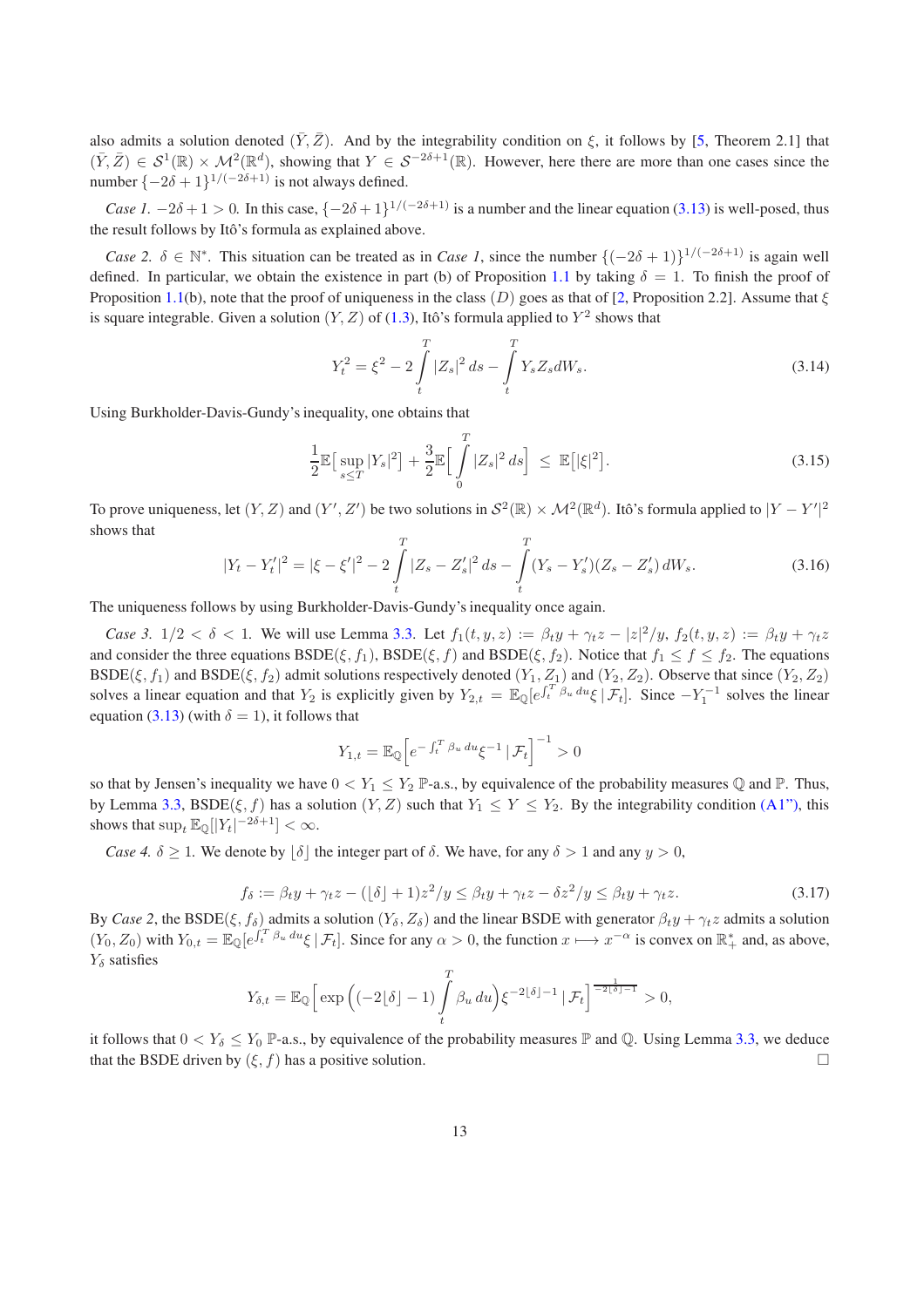also admits a solution denoted $(\bar{Y}, \bar{Z})$. And by the integrability condition on $\xi$, it follows by [5, Theorem 2.1] that $(\bar{Y}, \bar{Z}) \in \mathcal{S}^1(\mathbb{R}) \times \mathcal{M}^2(\mathbb{R}^d)$, showing that $Y \in \mathcal{S}^{-2\delta+1}(\mathbb{R})$. However, here there are more than one cases since the number $\{-2\delta+1\}^{1/(-2\delta+1)}$ is not always defined.

*Case 1.* $-2\delta+1 > 0$. In this case, $\{-2\delta+1\}^{1/(-2\delta+1)}$ is a number and the linear equation (3.13) is well-posed, thus the result follows by Itô's formula as explained above.

*Case 2.* $\delta \in \mathbb{N}^*$. This situation can be treated as in *Case 1*, since the number $\{(-2\delta+1)\}^{1/(-2\delta+1)}$ is again well defined. In particular, we obtain the existence in part (b) of Proposition 1.1 by taking $\delta = 1$. To finish the proof of Proposition 1.1(b), note that the proof of uniqueness in the class $(D)$ goes as that of [2, Proposition 2.2]. Assume that $\xi$ is square integrable. Given a solution $(Y, Z)$ of (1.3), Itô's formula applied to $Y^2$ shows that

$$Y_t^2 = \xi^2 - 2\int_t^T |Z_s|^2\, ds - \int_t^T Y_s Z_s dW_s. \tag{3.14}$$

Using Burkholder-Davis-Gundy's inequality, one obtains that

$$\frac{1}{2}\mathbb{E}\big[\sup_{s\leq T}|Y_s|^2\big] + \frac{3}{2}\mathbb{E}\Big[\int_0^T |Z_s|^2\, ds\Big] \;\leq\; \mathbb{E}\big[|\xi|^2\big]. \tag{3.15}$$

To prove uniqueness, let $(Y, Z)$ and $(Y', Z')$ be two solutions in $\mathcal{S}^2(\mathbb{R}) \times \mathcal{M}^2(\mathbb{R}^d)$. Itô's formula applied to $|Y - Y'|^2$ shows that

$$|Y_t - Y_t'|^2 = |\xi - \xi'|^2 - 2\int_t^T |Z_s - Z_s'|^2\, ds - \int_t^T (Y_s - Y_s')(Z_s - Z_s')\, dW_s. \tag{3.16}$$

The uniqueness follows by using Burkholder-Davis-Gundy's inequality once again.

*Case 3.* $1/2 < \delta < 1$. We will use Lemma 3.3. Let $f_1(t, y, z) := \beta_t y + \gamma_t z - |z|^2/y$, $f_2(t, y, z) := \beta_t y + \gamma_t z$ and consider the three equations BSDE$(\xi, f_1)$, BSDE$(\xi, f)$ and BSDE$(\xi, f_2)$. Notice that $f_1 \leq f \leq f_2$. The equations BSDE$(\xi, f_1)$ and BSDE$(\xi, f_2)$ admit solutions respectively denoted $(Y_1, Z_1)$ and $(Y_2, Z_2)$. Observe that since $(Y_2, Z_2)$ solves a linear equation and that $Y_2$ is explicitly given by $Y_{2,t} = \mathbb{E}_{\mathbb{Q}}[e^{\int_t^T \beta_u\, du}\xi \,|\, \mathcal{F}_t]$. Since $-Y_1^{-1}$ solves the linear equation (3.13) (with $\delta = 1$), it follows that

$$Y_{1,t} = \mathbb{E}_{\mathbb{Q}}\Big[e^{-\int_t^T \beta_u\, du}\xi^{-1} \,|\, \mathcal{F}_t\Big]^{-1} > 0$$

so that by Jensen's inequality we have $0 < Y_1 \leq Y_2$ $\mathbb{P}$-a.s., by equivalence of the probability measures $\mathbb{Q}$ and $\mathbb{P}$. Thus, by Lemma 3.3, BSDE$(\xi, f)$ has a solution $(Y, Z)$ such that $Y_1 \leq Y \leq Y_2$. By the integrability condition (A1"), this shows that $\sup_t \mathbb{E}_{\mathbb{Q}}[|Y_t|^{-2\delta+1}] < \infty$.

*Case 4.* $\delta \geq 1$. We denote by $\lfloor\delta\rfloor$ the integer part of $\delta$. We have, for any $\delta > 1$ and any $y > 0$,

$$f_\delta := \beta_t y + \gamma_t z - (\lfloor\delta\rfloor + 1)z^2/y \leq \beta_t y + \gamma_t z - \delta z^2/y \leq \beta_t y + \gamma_t z. \tag{3.17}$$

By *Case 2*, the BSDE$(\xi, f_\delta)$ admits a solution $(Y_\delta, Z_\delta)$ and the linear BSDE with generator $\beta_t y + \gamma_t z$ admits a solution $(Y_0, Z_0)$ with $Y_{0,t} = \mathbb{E}_{\mathbb{Q}}[e^{\int_t^T \beta_u\, du}\xi \,|\, \mathcal{F}_t]$. Since for any $\alpha > 0$, the function $x \longmapsto x^{-\alpha}$ is convex on $\mathbb{R}_+^*$ and, as above, $Y_\delta$ satisfies

$$Y_{\delta,t} = \mathbb{E}_{\mathbb{Q}}\Big[\exp\Big((-2\lfloor\delta\rfloor - 1)\int_t^T \beta_u\, du\Big)\xi^{-2\lfloor\delta\rfloor-1} \,|\, \mathcal{F}_t\Big]^{\frac{1}{-2\lfloor\delta\rfloor-1}} > 0,$$

it follows that $0 < Y_\delta \leq Y_0$ $\mathbb{P}$-a.s., by equivalence of the probability measures $\mathbb{P}$ and $\mathbb{Q}$. Using Lemma 3.3, we deduce that the BSDE driven by $(\xi, f)$ has a positive solution. $\square$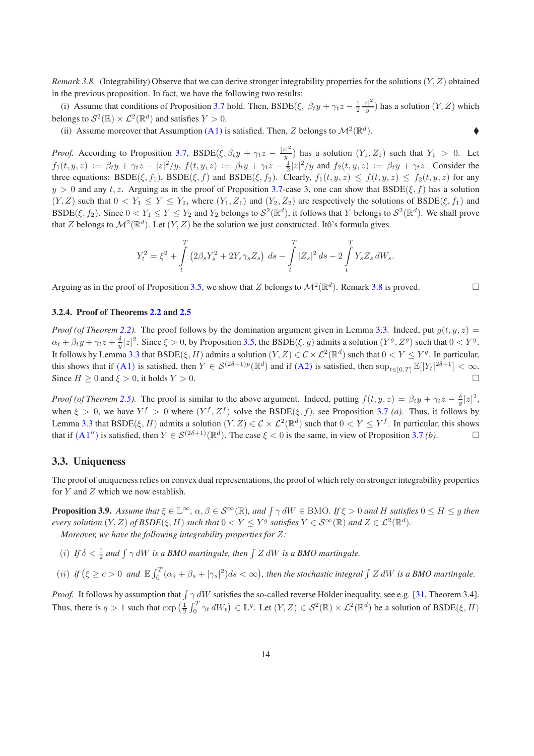*Remark 3.8.* (Integrability) Observe that we can derive stronger integrability properties for the solutions $(Y,Z)$ obtained in the previous proposition. In fact, we have the following two results:

(i) Assume that conditions of Proposition 3.7 hold. Then, BSDE$(\xi,\ \beta_t y + \gamma_t z - \frac{1}{2}\frac{|z|^2}{y})$ has a solution $(Y,Z)$ which belongs to $\mathcal{S}^2(\mathbb{R}) \times \mathcal{L}^2(\mathbb{R}^d)$ and satisfies $Y > 0$.

(ii) Assume moreover that Assumption (A1) is satisfied. Then, $Z$ belongs to $\mathcal{M}^2(\mathbb{R}^d)$. ♦

*Proof.* According to Proposition 3.7, BSDE$(\xi, \beta_t y + \gamma_t z - \frac{|z|^2}{y})$ has a solution $(Y_1, Z_1)$ such that $Y_1 > 0$. Let $f_1(t,y,z) := \beta_t y + \gamma_t z - |z|^2/y$, $f(t,y,z) := \beta_t y + \gamma_t z - \frac{1}{2}|z|^2/y$ and $f_2(t,y,z) := \beta_t y + \gamma_t z$. Consider the three equations: BSDE$(\xi, f_1)$, BSDE$(\xi, f)$ and BSDE$(\xi, f_2)$. Clearly, $f_1(t,y,z) \le f(t,y,z) \le f_2(t,y,z)$ for any $y > 0$ and any $t, z$. Arguing as in the proof of Proposition 3.7-case 3, one can show that BSDE$(\xi, f)$ has a solution $(Y,Z)$ such that $0 < Y_1 \le Y \le Y_2$, where $(Y_1, Z_1)$ and $(Y_2, Z_2)$ are respectively the solutions of BSDE$(\xi, f_1)$ and BSDE$(\xi, f_2)$. Since $0 < Y_1 \le Y \le Y_2$ and $Y_2$ belongs to $\mathcal{S}^2(\mathbb{R}^d)$, it follows that $Y$ belongs to $\mathcal{S}^2(\mathbb{R}^d)$. We shall prove that $Z$ belongs to $\mathcal{M}^2(\mathbb{R}^d)$. Let $(Y,Z)$ be the solution we just constructed. Itô's formula gives

$$Y_t^2 = \xi^2 + \int_t^T \left(2\beta_s Y_s^2 + 2Y_s\gamma_s Z_s\right)\, ds - \int_t^T |Z_s|^2\, ds - 2\int_t^T Y_s Z_s\, dW_s.$$

Arguing as in the proof of Proposition 3.5, we show that $Z$ belongs to $\mathcal{M}^2(\mathbb{R}^d)$. Remark 3.8 is proved. □

#### 3.2.4. Proof of Theorems 2.2 and 2.5

*Proof (of Theorem 2.2).* The proof follows by the domination argument given in Lemma 3.3. Indeed, put $g(t,y,z) = \alpha_t + \beta_t y + \gamma_t z + \frac{\delta}{y}|z|^2$. Since $\xi > 0$, by Proposition 3.5, the BSDE$(\xi, g)$ admits a solution $(Y^g, Z^g)$ such that $0 < Y^g$. It follows by Lemma 3.3 that BSDE$(\xi, H)$ admits a solution $(Y,Z) \in \mathcal{C} \times \mathcal{L}^2(\mathbb{R}^d)$ such that $0 < Y \le Y^g$. In particular, this shows that if (A1) is satisfied, then $Y \in \mathcal{S}^{(2\delta+1)p}(\mathbb{R}^d)$ and if (A2) is satisfied, then $\sup_{t\in[0,T]} \mathbb{E}[|Y_t|^{2\delta+1}] < \infty$. Since $H \ge 0$ and $\xi > 0$, it holds $Y > 0$. □

*Proof (of Theorem 2.5).* The proof is similar to the above argument. Indeed, putting $f(t,y,z) = \beta_t y + \gamma_t z - \frac{\delta}{y}|z|^2$, when $\xi > 0$, we have $Y^f > 0$ where $(Y^f, Z^f)$ solve the BSDE$(\xi, f)$, see Proposition 3.7 *(a)*. Thus, it follows by Lemma 3.3 that BSDE$(\xi, H)$ admits a solution $(Y,Z) \in \mathcal{C} \times \mathcal{L}^2(\mathbb{R}^d)$ such that $0 < Y \le Y^f$. In particular, this shows that if (A1$''$) is satisfied, then $Y \in \mathcal{S}^{(2\delta+1)}(\mathbb{R}^d)$. The case $\xi < 0$ is the same, in view of Proposition 3.7 *(b)*. □

### 3.3. Uniqueness

The proof of uniqueness relies on convex dual representations, the proof of which rely on stronger integrability properties for $Y$ and $Z$ which we now establish.

**Proposition 3.9.** *Assume that $\xi \in \mathbb{L}^\infty$, $\alpha, \beta \in \mathcal{S}^\infty(\mathbb{R})$, and $\int \gamma\, dW \in$ BMO. If $\xi > 0$ and $H$ satisfies $0 \le H \le g$ then every solution $(Y,Z)$ of BSDE$(\xi, H)$ such that $0 < Y \le Y^g$ satisfies $Y \in \mathcal{S}^\infty(\mathbb{R})$ and $Z \in \mathcal{L}^2(\mathbb{R}^d)$.*

*Moreover, we have the following integrability properties for $Z$:*

*(i) If $\delta < \frac{1}{2}$ and $\int \gamma\, dW$ is a BMO martingale, then $\int Z\, dW$ is a BMO martingale.*

*(ii) if $(\xi \ge c > 0$ and $\mathbb{E}\int_0^T (\alpha_s + \beta_s + |\gamma_s|^2) ds < \infty)$, then the stochastic integral $\int Z\, dW$ is a BMO martingale.*

*Proof.* It follows by assumption that $\int \gamma\, dW$ satisfies the so-called reverse Hölder inequality, see e.g. [31, Theorem 3.4]. Thus, there is $q > 1$ such that $\exp\left(\frac{1}{2}\int_0^T \gamma_t\, dW_t\right) \in \mathbb{L}^q$. Let $(Y,Z) \in \mathcal{S}^2(\mathbb{R}) \times \mathcal{L}^2(\mathbb{R}^d)$ be a solution of BSDE$(\xi, H)$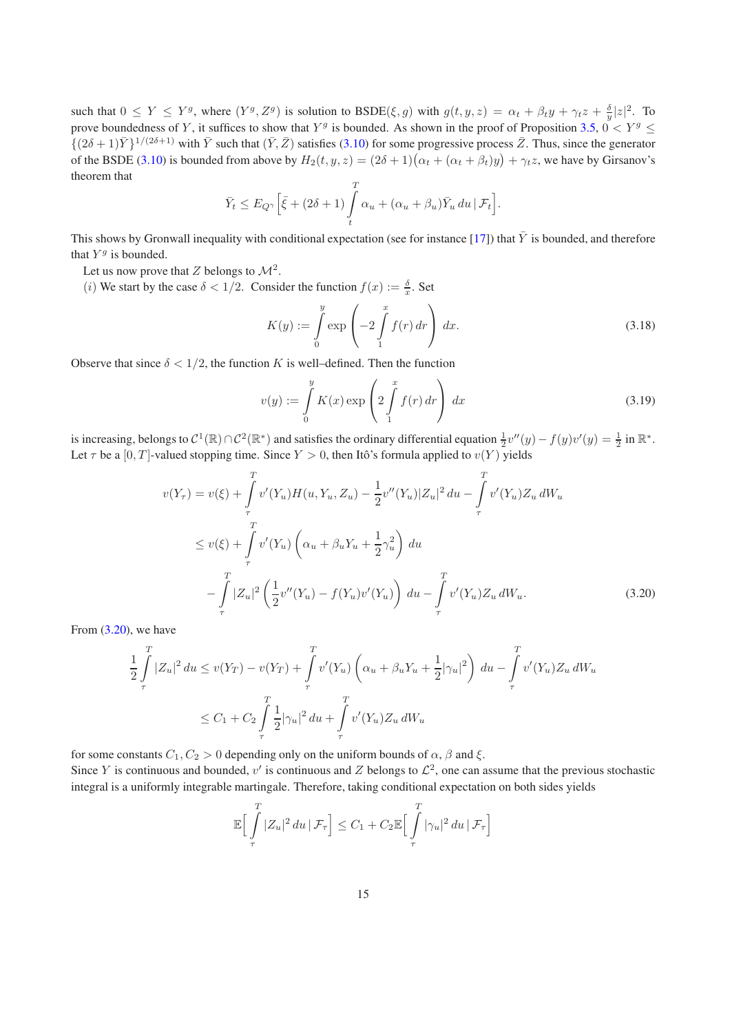such that $0 \leq Y \leq Y^g$, where $(Y^g, Z^g)$ is solution to BSDE$(\xi, g)$ with $g(t,y,z) = \alpha_t + \beta_t y + \gamma_t z + \frac{\delta}{y}|z|^2$. To prove boundedness of $Y$, it suffices to show that $Y^g$ is bounded. As shown in the proof of Proposition 3.5, $0 < Y^g \leq \{(2\delta+1)\bar{Y}\}^{1/(2\delta+1)}$ with $\bar{Y}$ such that $(\bar{Y}, \bar{Z})$ satisfies (3.10) for some progressive process $\bar{Z}$. Thus, since the generator of the BSDE (3.10) is bounded from above by $H_2(t,y,z) = (2\delta+1)\big(\alpha_t + (\alpha_t + \beta_t)y\big) + \gamma_t z$, we have by Girsanov's theorem that

$$\bar{Y}_t \leq E_{Q^\gamma}\Big[\bar{\xi} + (2\delta+1)\int_t^T \alpha_u + (\alpha_u + \beta_u)\bar{Y}_u\,du \,|\, \mathcal{F}_t\Big].$$

This shows by Gronwall inequality with conditional expectation (see for instance [17]) that $\bar{Y}$ is bounded, and therefore that $Y^g$ is bounded.

Let us now prove that $Z$ belongs to $\mathcal{M}^2$.

$(i)$ We start by the case $\delta < 1/2$. Consider the function $f(x) := \frac{\delta}{x}$. Set

$$K(y) := \int_0^y \exp\left(-2\int_1^x f(r)\,dr\right)\,dx. \tag{3.18}$$

Observe that since $\delta < 1/2$, the function $K$ is well–defined. Then the function

$$v(y) := \int_0^y K(x)\exp\left(2\int_1^x f(r)\,dr\right)\,dx \tag{3.19}$$

is increasing, belongs to $\mathcal{C}^1(\mathbb{R}) \cap \mathcal{C}^2(\mathbb{R}^*)$ and satisfies the ordinary differential equation $\frac{1}{2}v''(y) - f(y)v'(y) = \frac{1}{2}$ in $\mathbb{R}^*$. Let $\tau$ be a $[0,T]$-valued stopping time. Since $Y > 0$, then Itô's formula applied to $v(Y)$ yields

$$\begin{aligned}
v(Y_\tau) &= v(\xi) + \int_\tau^T v'(Y_u)H(u, Y_u, Z_u) - \frac{1}{2}v''(Y_u)|Z_u|^2\,du - \int_\tau^T v'(Y_u)Z_u\,dW_u \\
&\leq v(\xi) + \int_\tau^T v'(Y_u)\left(\alpha_u + \beta_u Y_u + \frac{1}{2}\gamma_u^2\right)\,du \\
&\quad - \int_\tau^T |Z_u|^2\left(\frac{1}{2}v''(Y_u) - f(Y_u)v'(Y_u)\right)\,du - \int_\tau^T v'(Y_u)Z_u\,dW_u.
\end{aligned} \tag{3.20}$$

From (3.20), we have

$$\begin{aligned}
\frac{1}{2}\int_\tau^T |Z_u|^2\,du &\leq v(Y_T) - v(Y_T) + \int_\tau^T v'(Y_u)\left(\alpha_u + \beta_u Y_u + \frac{1}{2}|\gamma_u|^2\right)\,du - \int_\tau^T v'(Y_u)Z_u\,dW_u \\
&\leq C_1 + C_2\int_\tau^T \frac{1}{2}|\gamma_u|^2\,du + \int_\tau^T v'(Y_u)Z_u\,dW_u
\end{aligned}$$

for some constants $C_1, C_2 > 0$ depending only on the uniform bounds of $\alpha$, $\beta$ and $\xi$.

Since $Y$ is continuous and bounded, $v'$ is continuous and $Z$ belongs to $\mathcal{L}^2$, one can assume that the previous stochastic integral is a uniformly integrable martingale. Therefore, taking conditional expectation on both sides yields

$$\mathbb{E}\Big[\int_\tau^T |Z_u|^2\,du \,|\, \mathcal{F}_\tau\Big] \leq C_1 + C_2\mathbb{E}\Big[\int_\tau^T |\gamma_u|^2\,du \,|\, \mathcal{F}_\tau\Big]$$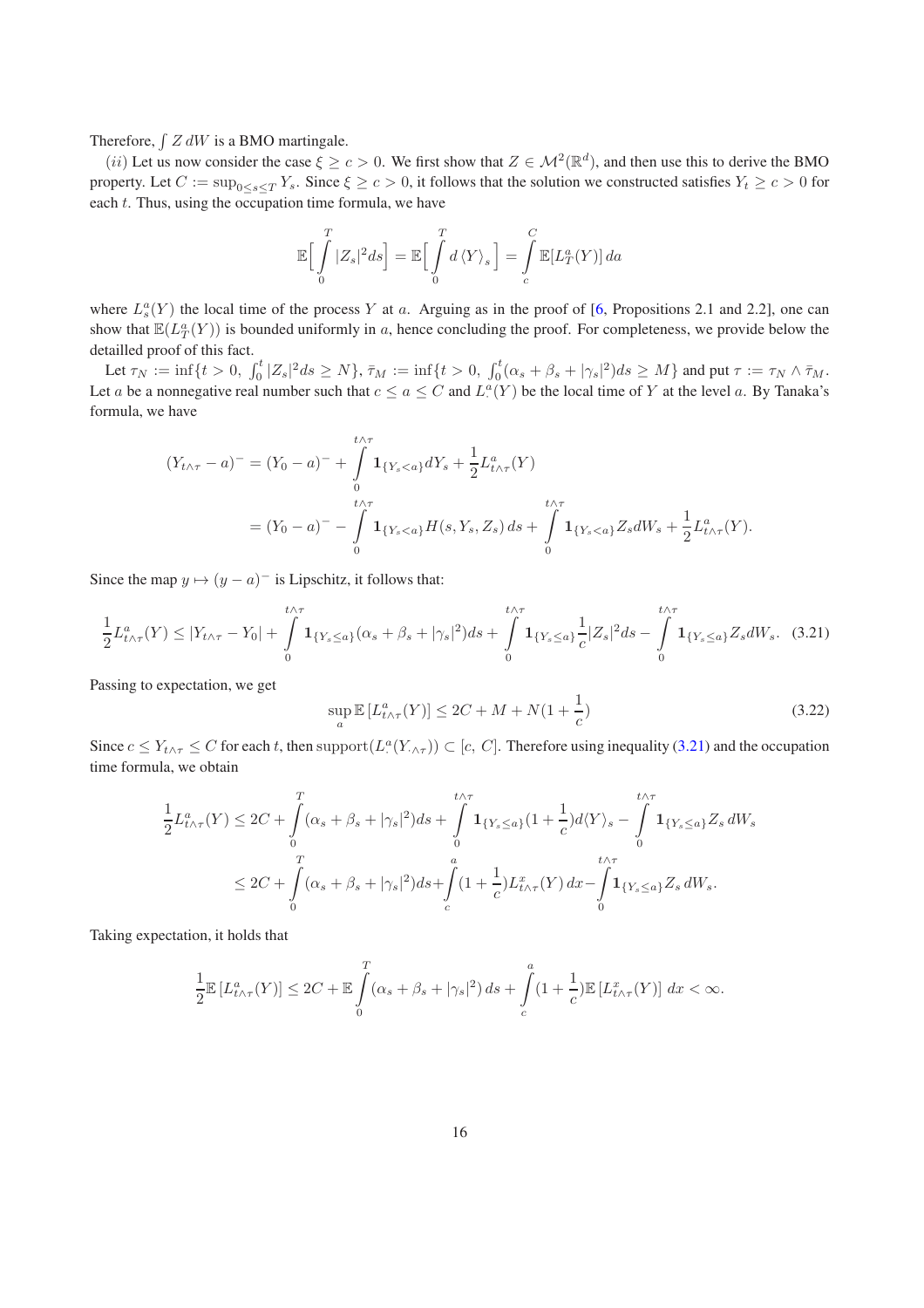Therefore, $\int Z\, dW$ is a BMO martingale.

$(ii)$ Let us now consider the case $\xi \geq c > 0$. We first show that $Z \in \mathcal{M}^2(\mathbb{R}^d)$, and then use this to derive the BMO property. Let $C := \sup_{0\leq s\leq T} Y_s$. Since $\xi \geq c > 0$, it follows that the solution we constructed satisfies $Y_t \geq c > 0$ for each $t$. Thus, using the occupation time formula, we have

$$\mathbb{E}\Big[\int_0^T |Z_s|^2 ds\Big] = \mathbb{E}\Big[\int_0^T d\left\langle Y\right\rangle_s\Big] = \int_c^C \mathbb{E}[L_T^a(Y)]\, da$$

where $L_s^a(Y)$ the local time of the process $Y$ at $a$. Arguing as in the proof of [6, Propositions 2.1 and 2.2], one can show that $\mathbb{E}(L_T^a(Y))$ is bounded uniformly in $a$, hence concluding the proof. For completeness, we provide below the detailled proof of this fact.

Let $\tau_N := \inf\{t > 0,\ \int_0^t |Z_s|^2 ds \geq N\}$, $\bar{\tau}_M := \inf\{t > 0,\ \int_0^t (\alpha_s + \beta_s + |\gamma_s|^2) ds \geq M\}$ and put $\tau := \tau_N \wedge \bar{\tau}_M$. Let $a$ be a nonnegative real number such that $c \leq a \leq C$ and $L_\cdot^a(Y)$ be the local time of $Y$ at the level $a$. By Tanaka's formula, we have

$$\begin{aligned}
(Y_{t\wedge\tau} - a)^- &= (Y_0 - a)^- + \int_0^{t\wedge\tau} \mathbf{1}_{\{Y_s<a\}} dY_s + \frac{1}{2} L_{t\wedge\tau}^a(Y) \\
&= (Y_0 - a)^- - \int_0^{t\wedge\tau} \mathbf{1}_{\{Y_s<a\}} H(s, Y_s, Z_s)\, ds + \int_0^{t\wedge\tau} \mathbf{1}_{\{Y_s<a\}} Z_s dW_s + \frac{1}{2} L_{t\wedge\tau}^a(Y).
\end{aligned}$$

Since the map $y \mapsto (y-a)^-$ is Lipschitz, it follows that:

$$\frac{1}{2} L_{t\wedge\tau}^a(Y) \leq |Y_{t\wedge\tau} - Y_0| + \int_0^{t\wedge\tau} \mathbf{1}_{\{Y_s\leq a\}} (\alpha_s + \beta_s + |\gamma_s|^2) ds + \int_0^{t\wedge\tau} \mathbf{1}_{\{Y_s\leq a\}} \frac{1}{c} |Z_s|^2 ds - \int_0^{t\wedge\tau} \mathbf{1}_{\{Y_s\leq a\}} Z_s dW_s. \quad (3.21)$$

Passing to expectation, we get

$$\sup_a \mathbb{E}\left[L_{t\wedge\tau}^a(Y)\right] \leq 2C + M + N(1 + \frac{1}{c}) \quad (3.22)$$

Since $c \leq Y_{t\wedge\tau} \leq C$ for each $t$, then $\mathrm{support}(L_\cdot^a(Y_{\cdot\wedge\tau})) \subset [c,\ C]$. Therefore using inequality (3.21) and the occupation time formula, we obtain

$$\begin{aligned}
\frac{1}{2} L_{t\wedge\tau}^a(Y) &\leq 2C + \int_0^T (\alpha_s + \beta_s + |\gamma_s|^2) ds + \int_0^{t\wedge\tau} \mathbf{1}_{\{Y_s\leq a\}} (1 + \frac{1}{c}) d\langle Y\rangle_s - \int_0^{t\wedge\tau} \mathbf{1}_{\{Y_s\leq a\}} Z_s\, dW_s \\
&\leq 2C + \int_0^T (\alpha_s + \beta_s + |\gamma_s|^2) ds + \int_c^a (1 + \frac{1}{c}) L_{t\wedge\tau}^x(Y)\, dx - \int_0^{t\wedge\tau} \mathbf{1}_{\{Y_s\leq a\}} Z_s\, dW_s.
\end{aligned}$$

Taking expectation, it holds that

$$\frac{1}{2} \mathbb{E}\left[L_{t\wedge\tau}^a(Y)\right] \leq 2C + \mathbb{E}\int_0^T (\alpha_s + \beta_s + |\gamma_s|^2)\, ds + \int_c^a (1 + \frac{1}{c}) \mathbb{E}\left[L_{t\wedge\tau}^x(Y)\right]\, dx < \infty.$$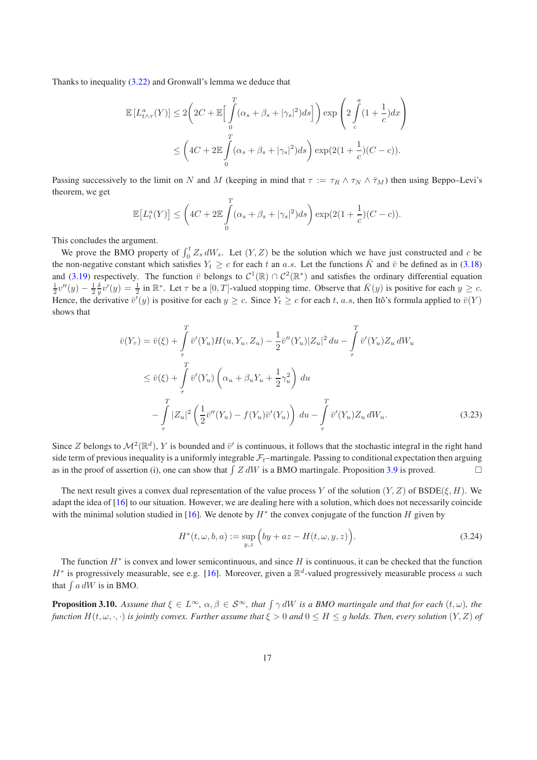Thanks to inequality (3.22) and Gronwall's lemma we deduce that

$$
\begin{aligned}
\mathbb{E}\left[L^a_{t\wedge\tau}(Y)\right] &\leq 2\bigg(2C + \mathbb{E}\Big[\int_0^T (\alpha_s + \beta_s + |\gamma_s|^2)ds\Big]\bigg) \exp\left(2\int_c^a (1+\frac{1}{c})dx\right) \\
&\leq \left(4C + 2\mathbb{E}\int_0^T (\alpha_s + \beta_s + |\gamma_s|^2)ds\right) \exp(2(1+\frac{1}{c})(C-c)).
\end{aligned}
$$

Passing successively to the limit on $N$ and $M$ (keeping in mind that $\tau := \tau_R \wedge \tau_N \wedge \bar{\tau}_M$) then using Beppo–Levi's theorem, we get

$$
\mathbb{E}\big[L^a_t(Y)\big] \leq \left(4C + 2\mathbb{E}\int_0^T (\alpha_s + \beta_s + |\gamma_s|^2)ds\right) \exp(2(1+\frac{1}{c})(C-c)).
$$

This concludes the argument.

We prove the BMO property of $\int_0^t Z_s\,dW_s$. Let $(Y,Z)$ be the solution which we have just constructed and $c$ be the non-negative constant which satisfies $Y_t \geq c$ for each $t$ an $a.s.$ Let the functions $\bar{K}$ and $\bar{v}$ be defined as in (3.18) and (3.19) respectively. The function $\bar{v}$ belongs to $\mathcal{C}^1(\mathbb{R}) \cap \mathcal{C}^2(\mathbb{R}^*)$ and satisfies the ordinary differential equation $\frac{1}{2}v''(y) - \frac{1}{2}\frac{\delta}{y}v'(y) = \frac{1}{2}$ in $\mathbb{R}^*$. Let $\tau$ be a $[0,T]$-valued stopping time. Observe that $\bar{K}(y)$ is positive for each $y \geq c$. Hence, the derivative $\bar{v}'(y)$ is positive for each $y \geq c$. Since $Y_t \geq c$ for each $t$, $a.s$, then Itô's formula applied to $\bar{v}(Y)$ shows that

$$
\begin{aligned}
\bar{v}(Y_\tau) &= \bar{v}(\xi) + \int_\tau^T \bar{v}'(Y_u)H(u,Y_u,Z_u) - \frac{1}{2}\bar{v}''(Y_u)|Z_u|^2\,du - \int_\tau^T \bar{v}'(Y_u)Z_u\,dW_u \\
&\leq \bar{v}(\xi) + \int_\tau^T \bar{v}'(Y_u)\left(\alpha_u + \beta_u Y_u + \frac{1}{2}\gamma_u^2\right)\,du \\
&\quad - \int_\tau^T |Z_u|^2\left(\frac{1}{2}\bar{v}''(Y_u) - f(Y_u)\bar{v}'(Y_u)\right)\,du - \int_\tau^T \bar{v}'(Y_u)Z_u\,dW_u.
\end{aligned}
\tag{3.23}
$$

Since $Z$ belongs to $\mathcal{M}^2(\mathbb{R}^d)$, $Y$ is bounded and $\bar{v}'$ is continuous, it follows that the stochastic integral in the right hand side term of previous inequality is a uniformly integrable $\mathcal{F}_t$–martingale. Passing to conditional expectation then arguing as in the proof of assertion (i), one can show that $\int Z\,dW$ is a BMO martingale. Proposition 3.9 is proved. □

The next result gives a convex dual representation of the value process $Y$ of the solution $(Y,Z)$ of BSDE$(\xi,H)$. We adapt the idea of [16] to our situation. However, we are dealing here with a solution, which does not necessarily coincide with the minimal solution studied in [16]. We denote by $H^*$ the convex conjugate of the function $H$ given by

$$
H^*(t,\omega,b,a) := \sup_{y,z}\Big(by + az - H(t,\omega,y,z)\Big). \tag{3.24}
$$

The function $H^*$ is convex and lower semicontinuous, and since $H$ is continuous, it can be checked that the function $H^*$ is progressively measurable, see e.g. [16]. Moreover, given a $\mathbb{R}^d$-valued progressively measurable process $a$ such that $\int a\,dW$ is in BMO.

**Proposition 3.10.** *Assume that $\xi \in L^\infty$, $\alpha, \beta \in \mathcal{S}^\infty$, that $\int \gamma\,dW$ is a BMO martingale and that for each $(t,\omega)$, the function $H(t,\omega,\cdot,\cdot)$ is jointly convex. Further assume that $\xi > 0$ and $0 \leq H \leq g$ holds. Then, every solution $(Y,Z)$ of*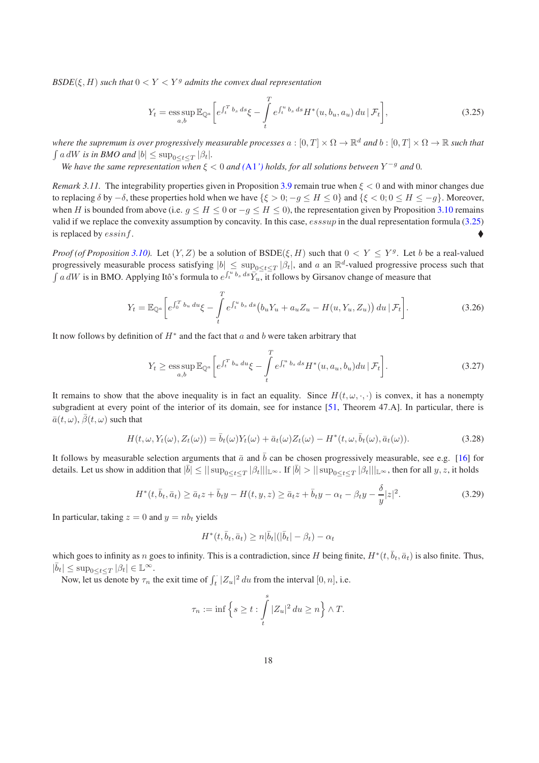*BSDE$(\xi, H)$ such that $0 < Y < Y^g$ admits the convex dual representation*

$$Y_t = \operatorname*{ess\,sup}_{a,b} \mathbb{E}_{\mathbb{Q}^a}\left[ e^{\int_t^T b_s\,ds}\xi - \int_t^T e^{\int_t^u b_s\,ds} H^*(u, b_u, a_u)\,du \,|\, \mathcal{F}_t \right], \tag{3.25}$$

*where the supremum is over progressively measurable processes $a : [0,T]\times\Omega \to \mathbb{R}^d$ and $b : [0,T]\times\Omega \to \mathbb{R}$ such that $\int a\,dW$ is in BMO and $|b| \leq \sup_{0\leq t\leq T}|\beta_t|$.*

*We have the same representation when $\xi < 0$ and (A1') holds, for all solutions between $Y^{-g}$ and 0.*

*Remark 3.11.* The integrability properties given in Proposition 3.9 remain true when $\xi < 0$ and with minor changes due to replacing $\delta$ by $-\delta$, these properties hold when we have $\{\xi > 0; -g \leq H \leq 0\}$ and $\{\xi < 0; 0 \leq H \leq -g\}$. Moreover, when $H$ is bounded from above (i.e. $g \leq H \leq 0$ or $-g \leq H \leq 0$), the representation given by Proposition 3.10 remains valid if we replace the convexity assumption by concavity. In this case, $esssup$ in the dual representation formula (3.25) is replaced by $essinf$. ♦

*Proof (of Proposition 3.10).* Let $(Y, Z)$ be a solution of BSDE$(\xi, H)$ such that $0 < Y \leq Y^g$. Let $b$ be a real-valued progressively measurable process satisfying $|b| \leq \sup_{0\leq t\leq T}|\beta_t|$, and $a$ an $\mathbb{R}^d$-valued progressive process such that $\int a\,dW$ is in BMO. Applying Itô's formula to $e^{\int_t^u b_s\,ds}Y_u$, it follows by Girsanov change of measure that

$$Y_t = \mathbb{E}_{\mathbb{Q}^a}\left[ e^{\int_0^T b_u\,du}\xi - \int_t^T e^{\int_t^u b_s\,ds}\big(b_u Y_u + a_u Z_u - H(u, Y_u, Z_u)\big)\,du \,|\, \mathcal{F}_t \right]. \tag{3.26}$$

It now follows by definition of $H^*$ and the fact that $a$ and $b$ were taken arbitrary that

$$Y_t \geq \operatorname*{ess\,sup}_{a,b} \mathbb{E}_{\mathbb{Q}^a}\left[ e^{\int_t^T b_u\,du}\xi - \int_t^T e^{\int_t^u b_s\,ds} H^*(u, a_u, b_u)du \,|\, \mathcal{F}_t \right]. \tag{3.27}$$

It remains to show that the above inequality is in fact an equality. Since $H(t, \omega, \cdot, \cdot)$ is convex, it has a nonempty subgradient at every point of the interior of its domain, see for instance [51, Theorem 47.A]. In particular, there is $\bar{a}(t, \omega)$, $\bar{\beta}(t, \omega)$ such that

$$H(t, \omega, Y_t(\omega), Z_t(\omega)) = \bar{b}_t(\omega)Y_t(\omega) + \bar{a}_t(\omega)Z_t(\omega) - H^*(t, \omega, \bar{b}_t(\omega), \bar{a}_t(\omega)). \tag{3.28}$$

It follows by measurable selection arguments that $\bar{a}$ and $\bar{b}$ can be chosen progressively measurable, see e.g. [16] for details. Let us show in addition that $|\bar{b}| \leq ||\sup_{0\leq t\leq T}|\beta_t|||_{\mathbb{L}^\infty}$. If $|\bar{b}| > ||\sup_{0\leq t\leq T}|\beta_t|||_{\mathbb{L}^\infty}$, then for all $y, z$, it holds

$$H^*(t, \bar{b}_t, \bar{a}_t) \geq \bar{a}_t z + \bar{b}_t y - H(t, y, z) \geq \bar{a}_t z + \bar{b}_t y - \alpha_t - \beta_t y - \frac{\delta}{y}|z|^2. \tag{3.29}$$

In particular, taking $z = 0$ and $y = nb_t$ yields

$$H^*(t, \bar{b}_t, \bar{a}_t) \geq n|\bar{b}_t|(|\bar{b}_t| - \beta_t) - \alpha_t$$

which goes to infinity as $n$ goes to infinity. This is a contradiction, since $H$ being finite, $H^*(t, \bar{b}_t, \bar{a}_t)$ is also finite. Thus, $|\bar{b}_t| \leq \sup_{0\leq t\leq T}|\beta_t| \in \mathbb{L}^\infty$.

Now, let us denote by $\tau_n$ the exit time of $\int_t^\cdot |Z_u|^2\,du$ from the interval $[0, n]$, i.e.

$$\tau_n := \inf\left\{ s \geq t : \int_t^s |Z_u|^2\,du \geq n \right\} \wedge T.$$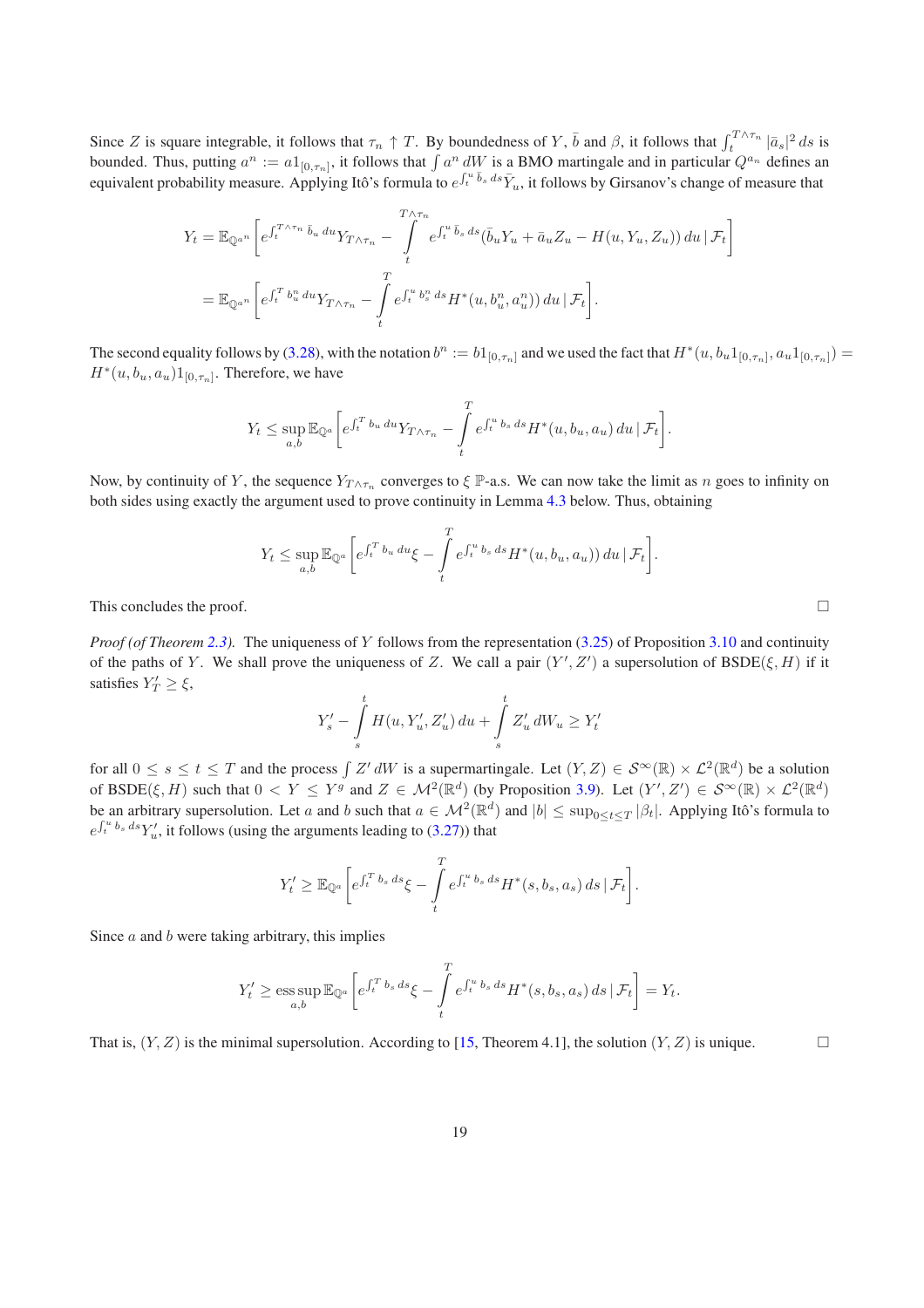Since $Z$ is square integrable, it follows that $\tau_n \uparrow T$. By boundedness of $Y$, $\bar{b}$ and $\beta$, it follows that $\int_t^{T\wedge\tau_n} |\bar{a}_s|^2\,ds$ is bounded. Thus, putting $a^n := a1_{[0,\tau_n]}$, it follows that $\int a^n\,dW$ is a BMO martingale and in particular $Q^{a_n}$ defines an equivalent probability measure. Applying Itô's formula to $e^{\int_t^u \bar{b}_s\,ds}\bar{Y}_u$, it follows by Girsanov's change of measure that

$$
\begin{aligned}
Y_t &= \mathbb{E}_{\mathbb{Q}^{a^n}}\left[e^{\int_t^{T\wedge\tau_n}\bar{b}_u\,du}Y_{T\wedge\tau_n} - \int_t^{T\wedge\tau_n} e^{\int_t^u \bar{b}_s\,ds}(\bar{b}_u Y_u + \bar{a}_u Z_u - H(u,Y_u,Z_u))\,du \,|\, \mathcal{F}_t\right]\\
&= \mathbb{E}_{\mathbb{Q}^{a^n}}\left[e^{\int_t^T b^n_u\,du}Y_{T\wedge\tau_n} - \int_t^T e^{\int_t^u b^n_s\,ds}H^*(u,b^n_u,a^n_u))\,du \,|\, \mathcal{F}_t\right].
\end{aligned}
$$

The second equality follows by (3.28), with the notation $b^n := b1_{[0,\tau_n]}$ and we used the fact that $H^*(u, b_u1_{[0,\tau_n]}, a_u1_{[0,\tau_n]}) = H^*(u,b_u,a_u)1_{[0,\tau_n]}$. Therefore, we have

$$
Y_t \le \sup_{a,b}\mathbb{E}_{\mathbb{Q}^a}\left[e^{\int_t^T b_u\,du}Y_{T\wedge\tau_n} - \int_t^T e^{\int_t^u b_s\,ds}H^*(u,b_u,a_u)\,du \,|\, \mathcal{F}_t\right].
$$

Now, by continuity of $Y$, the sequence $Y_{T\wedge\tau_n}$ converges to $\xi$ $\mathbb{P}$-a.s. We can now take the limit as $n$ goes to infinity on both sides using exactly the argument used to prove continuity in Lemma 4.3 below. Thus, obtaining

$$
Y_t \le \sup_{a,b}\mathbb{E}_{\mathbb{Q}^a}\left[e^{\int_t^T b_u\,du}\xi - \int_t^T e^{\int_t^u b_s\,ds}H^*(u,b_u,a_u))\,du \,|\, \mathcal{F}_t\right].
$$

This concludes the proof. $\square$

*Proof (of Theorem 2.3).* The uniqueness of $Y$ follows from the representation (3.25) of Proposition 3.10 and continuity of the paths of $Y$. We shall prove the uniqueness of $Z$. We call a pair $(Y',Z')$ a supersolution of BSDE$(\xi,H)$ if it satisfies $Y'_T \ge \xi$,

$$
Y'_s - \int_s^t H(u,Y'_u,Z'_u)\,du + \int_s^t Z'_u\,dW_u \ge Y'_t
$$

for all $0\le s\le t\le T$ and the process $\int Z'\,dW$ is a supermartingale. Let $(Y,Z)\in\mathcal{S}^\infty(\mathbb{R})\times\mathcal{L}^2(\mathbb{R}^d)$ be a solution of BSDE$(\xi,H)$ such that $0<Y\le Y^g$ and $Z\in\mathcal{M}^2(\mathbb{R}^d)$ (by Proposition 3.9). Let $(Y',Z')\in\mathcal{S}^\infty(\mathbb{R})\times\mathcal{L}^2(\mathbb{R}^d)$ be an arbitrary supersolution. Let $a$ and $b$ such that $a\in\mathcal{M}^2(\mathbb{R}^d)$ and $|b|\le\sup_{0\le t\le T}|\beta_t|$. Applying Itô's formula to $e^{\int_t^u b_s\,ds}Y'_u$, it follows (using the arguments leading to (3.27)) that

$$
Y'_t \ge \mathbb{E}_{\mathbb{Q}^a}\left[e^{\int_t^T b_s\,ds}\xi - \int_t^T e^{\int_t^u b_s\,ds}H^*(s,b_s,a_s)\,ds \,|\, \mathcal{F}_t\right].
$$

Since $a$ and $b$ were taking arbitrary, this implies

$$
Y'_t \ge \operatorname*{ess\,sup}_{a,b}\mathbb{E}_{\mathbb{Q}^a}\left[e^{\int_t^T b_s\,ds}\xi - \int_t^T e^{\int_t^u b_s\,ds}H^*(s,b_s,a_s)\,ds \,|\, \mathcal{F}_t\right] = Y_t.
$$

That is, $(Y,Z)$ is the minimal supersolution. According to [15, Theorem 4.1], the solution $(Y,Z)$ is unique. $\square$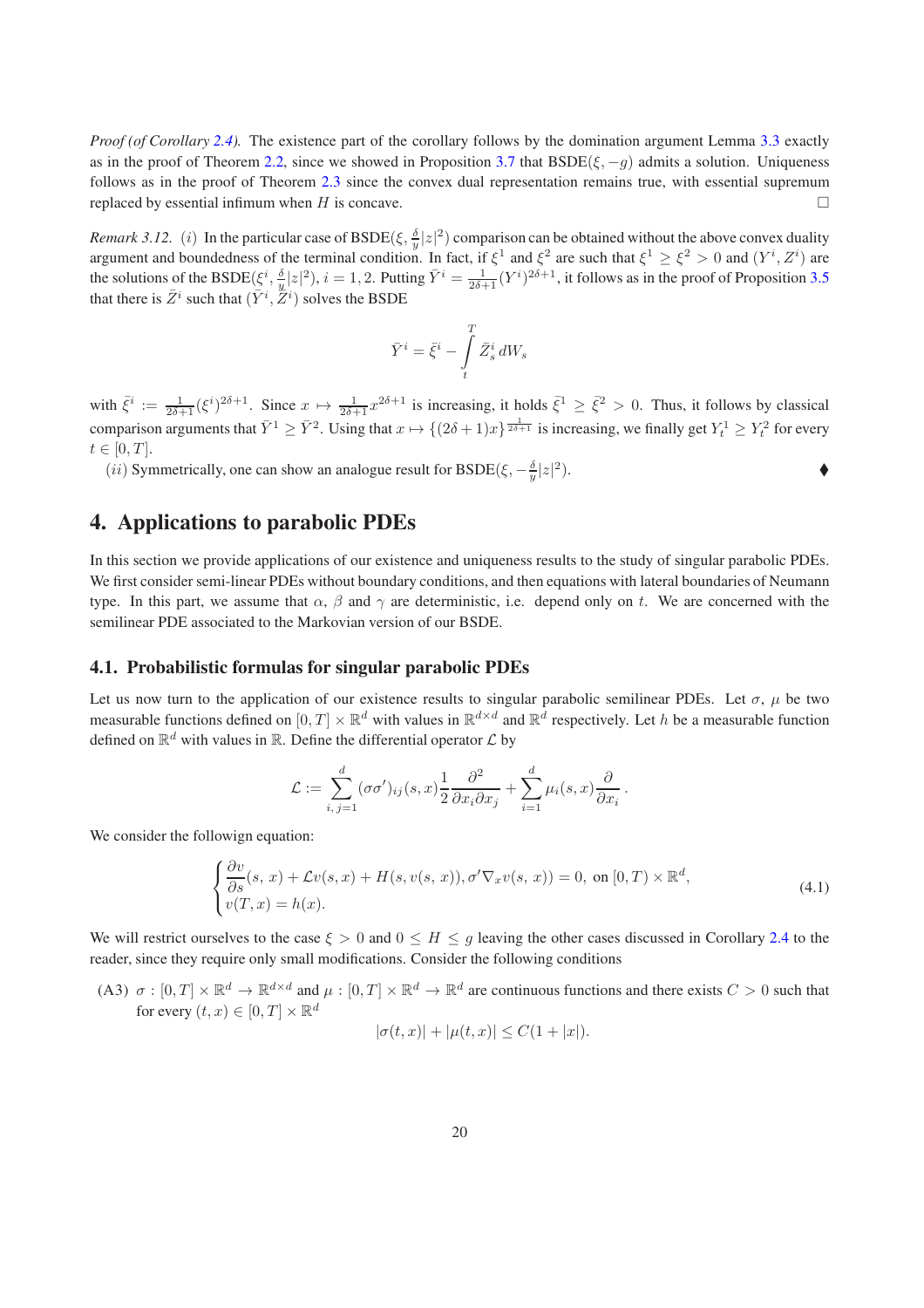*Proof (of Corollary 2.4).* The existence part of the corollary follows by the domination argument Lemma 3.3 exactly as in the proof of Theorem 2.2, since we showed in Proposition 3.7 that BSDE$(\xi, -g)$ admits a solution. Uniqueness follows as in the proof of Theorem 2.3 since the convex dual representation remains true, with essential supremum replaced by essential infimum when $H$ is concave. □

*Remark 3.12.* $(i)$ In the particular case of BSDE$(\xi, \frac{\delta}{y}|z|^2)$ comparison can be obtained without the above convex duality argument and boundedness of the terminal condition. In fact, if $\xi^1$ and $\xi^2$ are such that $\xi^1 \geq \xi^2 > 0$ and $(Y^i, Z^i)$ are the solutions of the BSDE$(\xi^i, \frac{\delta}{y}|z|^2)$, $i = 1, 2$. Putting $\bar{Y}^i = \frac{1}{2\delta+1}(Y^i)^{2\delta+1}$, it follows as in the proof of Proposition 3.5 that there is $\bar{Z}^i$ such that $(\bar{Y}^i, \bar{Z}^i)$ solves the BSDE

$$
\bar{Y}^i = \bar{\xi}^i - \int_t^T \bar{Z}^i_s \, dW_s
$$

with $\bar{\xi}^i := \frac{1}{2\delta+1}(\xi^i)^{2\delta+1}$. Since $x \mapsto \frac{1}{2\delta+1}x^{2\delta+1}$ is increasing, it holds $\bar{\xi}^1 \geq \bar{\xi}^2 > 0$. Thus, it follows by classical comparison arguments that $\bar{Y}^1 \geq \bar{Y}^2$. Using that $x \mapsto \{(2\delta+1)x\}^{\frac{1}{2\delta+1}}$ is increasing, we finally get $Y^1_t \geq Y^2_t$ for every $t \in [0, T]$.

$(ii)$ Symmetrically, one can show an analogue result for BSDE$(\xi, -\frac{\delta}{y}|z|^2)$. ♦

# 4. Applications to parabolic PDEs

In this section we provide applications of our existence and uniqueness results to the study of singular parabolic PDEs. We first consider semi-linear PDEs without boundary conditions, and then equations with lateral boundaries of Neumann type. In this part, we assume that $\alpha$, $\beta$ and $\gamma$ are deterministic, i.e. depend only on $t$. We are concerned with the semilinear PDE associated to the Markovian version of our BSDE.

## 4.1. Probabilistic formulas for singular parabolic PDEs

Let us now turn to the application of our existence results to singular parabolic semilinear PDEs. Let $\sigma$, $\mu$ be two measurable functions defined on $[0, T] \times \mathbb{R}^d$ with values in $\mathbb{R}^{d\times d}$ and $\mathbb{R}^d$ respectively. Let $h$ be a measurable function defined on $\mathbb{R}^d$ with values in $\mathbb{R}$. Define the differential operator $\mathcal{L}$ by

$$
\mathcal{L} := \sum_{i,j=1}^{d} (\sigma\sigma')_{ij}(s, x)\frac{1}{2}\frac{\partial^2}{\partial x_i \partial x_j} + \sum_{i=1}^{d} \mu_i(s, x)\frac{\partial}{\partial x_i}.
$$

We consider the followign equation:

$$
\begin{cases}
\dfrac{\partial v}{\partial s}(s, x) + \mathcal{L}v(s, x) + H(s, v(s, x)), \sigma'\nabla_x v(s, x)) = 0, \text{ on } [0, T) \times \mathbb{R}^d, \\
v(T, x) = h(x).
\end{cases}
\tag{4.1}
$$

We will restrict ourselves to the case $\xi > 0$ and $0 \leq H \leq g$ leaving the other cases discussed in Corollary 2.4 to the reader, since they require only small modifications. Consider the following conditions

(A3) $\sigma : [0, T] \times \mathbb{R}^d \to \mathbb{R}^{d\times d}$ and $\mu : [0, T] \times \mathbb{R}^d \to \mathbb{R}^d$ are continuous functions and there exists $C > 0$ such that for every $(t, x) \in [0, T] \times \mathbb{R}^d$

$$
|\sigma(t, x)| + |\mu(t, x)| \leq C(1 + |x|).
$$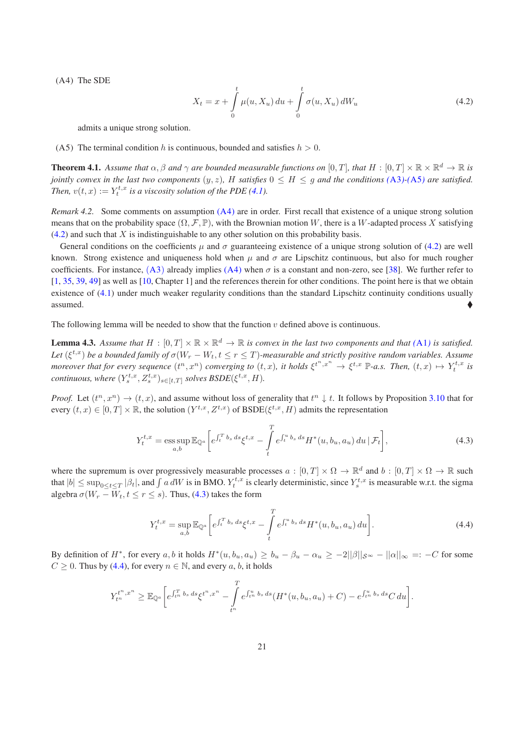(A4) The SDE

$$X_t = x + \int_0^t \mu(u, X_u)\, du + \int_0^t \sigma(u, X_u)\, dW_u \tag{4.2}$$

admits a unique strong solution.

(A5) The terminal condition $h$ is continuous, bounded and satisfies $h > 0$.

**Theorem 4.1.** *Assume that $\alpha, \beta$ and $\gamma$ are bounded measurable functions on $[0, T]$, that $H : [0, T] \times \mathbb{R} \times \mathbb{R}^d \to \mathbb{R}$ is jointly convex in the last two components $(y, z)$, $H$ satisfies $0 \le H \le g$ and the conditions (A3)-(A5) are satisfied. Then, $v(t, x) := Y_t^{t,x}$ is a viscosity solution of the PDE (4.1).*

*Remark 4.2.* Some comments on assumption (A4) are in order. First recall that existence of a unique strong solution means that on the probability space $(\Omega, \mathcal{F}, \mathbb{P})$, with the Brownian motion $W$, there is a $W$-adapted process $X$ satisfying (4.2) and such that $X$ is indistinguishable to any other solution on this probability basis.

General conditions on the coefficients $\mu$ and $\sigma$ guaranteeing existence of a unique strong solution of (4.2) are well known. Strong existence and uniqueness hold when $\mu$ and $\sigma$ are Lipschitz continuous, but also for much rougher coefficients. For instance, (A3) already implies (A4) when $\sigma$ is a constant and non-zero, see [38]. We further refer to [1, 35, 39, 49] as well as [10, Chapter 1] and the references therein for other conditions. The point here is that we obtain existence of (4.1) under much weaker regularity conditions than the standard Lipschitz continuity conditions usually assumed. ♦

The following lemma will be needed to show that the function $v$ defined above is continuous.

**Lemma 4.3.** *Assume that $H : [0, T] \times \mathbb{R} \times \mathbb{R}^d \to \mathbb{R}$ is convex in the last two components and that (A1) is satisfied. Let $(\xi^{t,x})$ be a bounded family of $\sigma(W_r - W_t, t \le r \le T)$-measurable and strictly positive random variables. Assume moreover that for every sequence $(t^n, x^n)$ converging to $(t, x)$, it holds $\xi^{t^n,x^n} \to \xi^{t,x}$ $\mathbb{P}$-a.s. Then, $(t, x) \mapsto Y_t^{t,x}$ is continuous, where $(Y_s^{t,x}, Z_s^{t,x})_{s \in [t,T]}$ solves BSDE$(\xi^{t,x}, H)$.*

*Proof.* Let $(t^n, x^n) \to (t, x)$, and assume without loss of generality that $t^n \downarrow t$. It follows by Proposition 3.10 that for every $(t, x) \in [0, T] \times \mathbb{R}$, the solution $(Y^{t,x}, Z^{t,x})$ of BSDE$(\xi^{t,x}, H)$ admits the representation

$$Y_t^{t,x} = \operatorname*{ess\,sup}_{a,b} \mathbb{E}_{\mathbb{Q}^a}\left[ e^{\int_t^T b_s\, ds} \xi^{t,x} - \int_t^T e^{\int_t^u b_s\, ds} H^*(u, b_u, a_u)\, du \,\Big|\, \mathcal{F}_t \right], \tag{4.3}$$

where the supremum is over progressively measurable processes $a : [0, T] \times \Omega \to \mathbb{R}^d$ and $b : [0, T] \times \Omega \to \mathbb{R}$ such that $|b| \le \sup_{0 \le t \le T} |\beta_t|$, and $\int a\, dW$ is in BMO. $Y_t^{t,x}$ is clearly deterministic, since $Y_s^{t,x}$ is measurable w.r.t. the sigma algebra $\sigma(W_r - W_t, t \le r \le s)$. Thus, (4.3) takes the form

$$Y_t^{t,x} = \sup_{a,b} \mathbb{E}_{\mathbb{Q}^a}\left[ e^{\int_t^T b_s\, ds} \xi^{t,x} - \int_t^T e^{\int_t^u b_s\, ds} H^*(u, b_u, a_u)\, du \right]. \tag{4.4}$$

By definition of $H^*$, for every $a, b$ it holds $H^*(u, b_u, a_u) \ge b_u - \beta_u - \alpha_u \ge -2\|\beta\|_{\mathcal{S}^\infty} - \|\alpha\|_\infty =: -C$ for some $C \ge 0$. Thus by (4.4), for every $n \in \mathbb{N}$, and every $a, b$, it holds

$$Y_{t^n}^{t^n,x^n} \ge \mathbb{E}_{\mathbb{Q}^a}\left[ e^{\int_{t^n}^T b_s\, ds} \xi^{t^n,x^n} - \int_{t^n}^T e^{\int_{t^n}^u b_s\, ds} (H^*(u, b_u, a_u) + C) - e^{\int_{t^n}^u b_s\, ds} C\, du \right].$$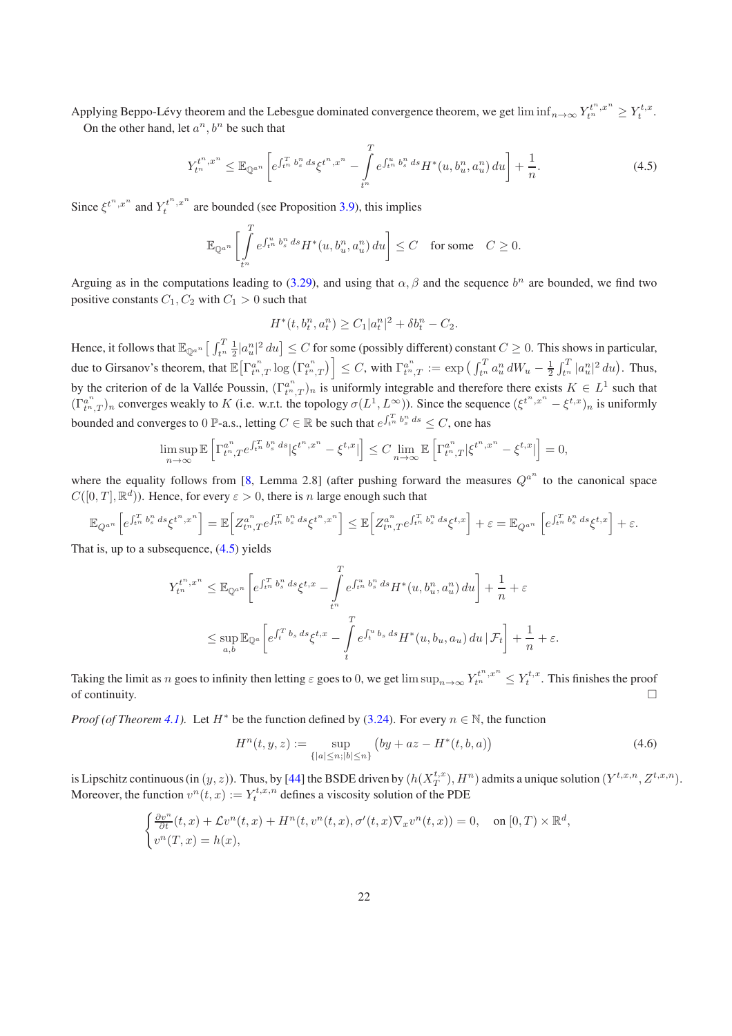Applying Beppo-Lévy theorem and the Lebesgue dominated convergence theorem, we get $\liminf_{n\to\infty} Y^{t^n,x^n}_{t^n} \geq Y^{t,x}_t$.

On the other hand, let $a^n, b^n$ be such that

$$Y^{t^n,x^n}_{t^n} \leq \mathbb{E}_{\mathbb{Q}^{a^n}}\left[e^{\int_{t^n}^T b^n_s\,ds}\xi^{t^n,x^n} - \int_{t^n}^T e^{\int_{t^n}^u b^n_s\,ds}H^*(u,b^n_u,a^n_u)\,du\right] + \frac{1}{n}. \tag{4.5}$$

Since $\xi^{t^n,x^n}$ and $Y^{t^n,x^n}_t$ are bounded (see Proposition 3.9), this implies

$$\mathbb{E}_{\mathbb{Q}^{a^n}}\left[\int_{t^n}^T e^{\int_{t^n}^u b^n_s\,ds}H^*(u,b^n_u,a^n_u)\,du\right] \leq C \quad \text{for some} \quad C\geq 0.$$

Arguing as in the computations leading to (3.29), and using that $\alpha,\beta$ and the sequence $b^n$ are bounded, we find two positive constants $C_1, C_2$ with $C_1>0$ such that

$$H^*(t,b^n_t,a^n_t) \geq C_1|a^n_t|^2 + \delta b^n_t - C_2.$$

Hence, it follows that $\mathbb{E}_{\mathbb{Q}^{a^n}}\big[\int_{t^n}^T \frac{1}{2}|a^n_u|^2\,du\big] \leq C$ for some (possibly different) constant $C\geq 0$. This shows in particular, due to Girsanov's theorem, that $\mathbb{E}\big[\Gamma^{a^n}_{t^n,T}\log\big(\Gamma^{a^n}_{t^n,T}\big)\big] \leq C$, with $\Gamma^{a^n}_{t^n,T} := \exp\big(\int_{t^n}^T a^n_u\,dW_u - \frac{1}{2}\int_{t^n}^T |a^n_u|^2\,du\big)$. Thus, by the criterion of de la Vallée Poussin, $(\Gamma^{a^n}_{t^n,T})_n$ is uniformly integrable and therefore there exists $K\in L^1$ such that $(\Gamma^{a^n}_{t^n,T})_n$ converges weakly to $K$ (i.e. w.r.t. the topology $\sigma(L^1,L^\infty)$). Since the sequence $(\xi^{t^n,x^n}-\xi^{t,x})_n$ is uniformly bounded and converges to 0 $\mathbb{P}$-a.s., letting $C\in\mathbb{R}$ be such that $e^{\int_{t^n}^T b^n_s\,ds}\leq C$, one has

$$\limsup_{n\to\infty}\mathbb{E}\left[\Gamma^{a^n}_{t^n,T}e^{\int_{t^n}^T b^n_s\,ds}|\xi^{t^n,x^n}-\xi^{t,x}|\right] \leq C\lim_{n\to\infty}\mathbb{E}\left[\Gamma^{a^n}_{t^n,T}|\xi^{t^n,x^n}-\xi^{t,x}|\right] = 0,$$

where the equality follows from [8, Lemma 2.8] (after pushing forward the measures $Q^{a^n}$ to the canonical space $C([0,T],\mathbb{R}^d)$). Hence, for every $\varepsilon>0$, there is $n$ large enough such that

$$\mathbb{E}_{Q^{a^n}}\left[e^{\int_{t^n}^T b^n_s\,ds}\xi^{t^n,x^n}\right] = \mathbb{E}\left[Z^{a^n}_{t^n,T}e^{\int_{t^n}^T b^n_s\,ds}\xi^{t^n,x^n}\right] \leq \mathbb{E}\left[Z^{a^n}_{t^n,T}e^{\int_{t^n}^T b^n_s\,ds}\xi^{t,x}\right] + \varepsilon = \mathbb{E}_{Q^{a^n}}\left[e^{\int_{t^n}^T b^n_s\,ds}\xi^{t,x}\right] + \varepsilon.$$

That is, up to a subsequence, (4.5) yields

$$\begin{aligned}
Y^{t^n,x^n}_{t^n} &\leq \mathbb{E}_{\mathbb{Q}^{a^n}}\left[e^{\int_{t^n}^T b^n_s\,ds}\xi^{t,x} - \int_{t^n}^T e^{\int_{t^n}^u b^n_s\,ds}H^*(u,b^n_u,a^n_u)\,du\right] + \frac{1}{n} + \varepsilon \\
&\leq \sup_{a,b}\mathbb{E}_{\mathbb{Q}^a}\left[e^{\int_t^T b_s\,ds}\xi^{t,x} - \int_t^T e^{\int_t^u b_s\,ds}H^*(u,b_u,a_u)\,du \,\Big|\, \mathcal{F}_t\right] + \frac{1}{n} + \varepsilon.
\end{aligned}$$

Taking the limit as $n$ goes to infinity then letting $\varepsilon$ goes to 0, we get $\limsup_{n\to\infty} Y^{t^n,x^n}_{t^n} \leq Y^{t,x}_t$. This finishes the proof of continuity. $\square$

*Proof (of Theorem 4.1).* Let $H^*$ be the function defined by (3.24). For every $n\in\mathbb{N}$, the function

$$H^n(t,y,z) := \sup_{\{|a|\leq n:|b|\leq n\}}\big(by + az - H^*(t,b,a)\big) \tag{4.6}$$

is Lipschitz continuous (in $(y,z)$). Thus, by [44] the BSDE driven by $(h(X^{t,x}_T), H^n)$ admits a unique solution $(Y^{t,x,n}, Z^{t,x,n})$. Moreover, the function $v^n(t,x) := Y^{t,x,n}_t$ defines a viscosity solution of the PDE

$$\begin{cases}
\frac{\partial v^n}{\partial t}(t,x) + \mathcal{L}v^n(t,x) + H^n(t,v^n(t,x),\sigma'(t,x)\nabla_x v^n(t,x)) = 0, & \text{on } [0,T)\times\mathbb{R}^d,\\
v^n(T,x) = h(x),
\end{cases}$$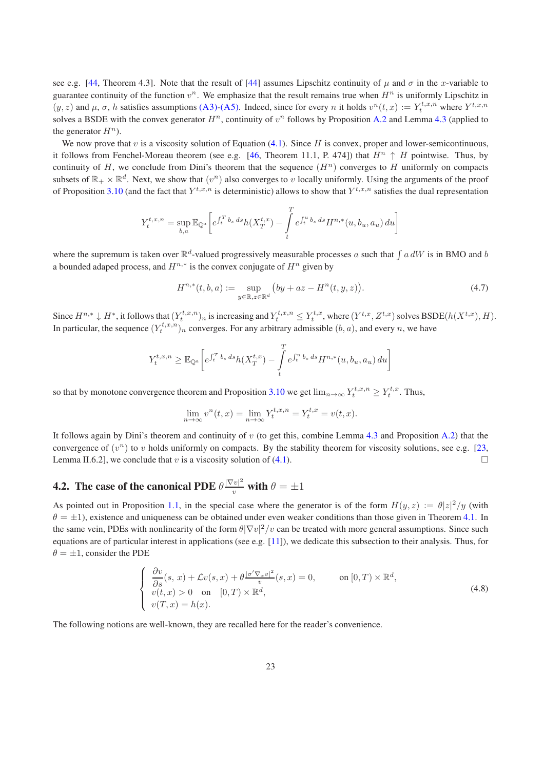see e.g. [44, Theorem 4.3]. Note that the result of [44] assumes Lipschitz continuity of $\mu$ and $\sigma$ in the $x$-variable to guarantee continuity of the function $v^n$. We emphasize that the result remains true when $H^n$ is uniformly Lipschitz in $(y, z)$ and $\mu$, $\sigma$, $h$ satisfies assumptions (A3)-(A5). Indeed, since for every $n$ it holds $v^n(t, x) := Y_t^{t,x,n}$ where $Y^{t,x,n}$ solves a BSDE with the convex generator $H^n$, continuity of $v^n$ follows by Proposition A.2 and Lemma 4.3 (applied to the generator $H^n$).

We now prove that $v$ is a viscosity solution of Equation (4.1). Since $H$ is convex, proper and lower-semicontinuous, it follows from Fenchel-Moreau theorem (see e.g. [46, Theorem 11.1, P. 474]) that $H^n \uparrow H$ pointwise. Thus, by continuity of $H$, we conclude from Dini's theorem that the sequence $(H^n)$ converges to $H$ uniformly on compacts subsets of $\mathbb{R}_+ \times \mathbb{R}^d$. Next, we show that $(v^n)$ also converges to $v$ locally uniformly. Using the arguments of the proof of Proposition 3.10 (and the fact that $Y^{t,x,n}$ is deterministic) allows to show that $Y^{t,x,n}$ satisfies the dual representation

$$
Y_t^{t,x,n} = \sup_{b,a} \mathbb{E}_{\mathbb{Q}^a}\left[ e^{\int_t^T b_s\, ds} h(X_T^{t,x}) - \int_t^T e^{\int_t^u b_s\, ds} H^{n,*}(u, b_u, a_u)\, du \right]
$$

where the supremum is taken over $\mathbb{R}^d$-valued progressively measurable processes $a$ such that $\int a\, dW$ is in BMO and $b$ a bounded adaped process, and $H^{n,*}$ is the convex conjugate of $H^n$ given by

$$
H^{n,*}(t, b, a) := \sup_{y \in \mathbb{R}, z \in \mathbb{R}^d} \big( by + az - H^n(t, y, z) \big). \tag{4.7}
$$

Since $H^{n,*} \downarrow H^*$, it follows that $(Y_t^{t,x,n})_n$ is increasing and $Y_t^{t,x,n} \le Y_t^{t,x}$, where $(Y^{t,x}, Z^{t,x})$ solves BSDE$(h(X^{t,x}), H)$. In particular, the sequence $(Y_t^{t,x,n})_n$ converges. For any arbitrary admissible $(b, a)$, and every $n$, we have

$$
Y_t^{t,x,n} \ge \mathbb{E}_{\mathbb{Q}^a}\left[ e^{\int_t^T b_s\, ds} h(X_T^{t,x}) - \int_t^T e^{\int_t^u b_s\, ds} H^{n,*}(u, b_u, a_u)\, du \right]
$$

so that by monotone convergence theorem and Proposition 3.10 we get $\lim_{n\to\infty} Y_t^{t,x,n} \ge Y_t^{t,x}$. Thus,

$$
\lim_{n\to\infty} v^n(t, x) = \lim_{n\to\infty} Y_t^{t,x,n} = Y_t^{t,x} = v(t, x).
$$

It follows again by Dini's theorem and continuity of $v$ (to get this, combine Lemma 4.3 and Proposition A.2) that the convergence of $(v^n)$ to $v$ holds uniformly on compacts. By the stability theorem for viscosity solutions, see e.g. [23, Lemma II.6.2], we conclude that $v$ is a viscosity solution of (4.1). □

### 4.2. The case of the canonical PDE $\theta\frac{|\nabla v|^2}{v}$ with $\theta = \pm 1$

As pointed out in Proposition 1.1, in the special case where the generator is of the form $H(y, z) := \theta |z|^2/y$ (with $\theta = \pm 1$), existence and uniqueness can be obtained under even weaker conditions than those given in Theorem 4.1. In the same vein, PDEs with nonlinearity of the form $\theta |\nabla v|^2/v$ can be treated with more general assumptions. Since such equations are of particular interest in applications (see e.g. [11]), we dedicate this subsection to their analysis. Thus, for $\theta = \pm 1$, consider the PDE

$$
\begin{cases}
\dfrac{\partial v}{\partial s}(s, x) + \mathcal{L}v(s, x) + \theta \frac{|\sigma' \nabla_x v|^2}{v}(s, x) = 0, & \text{on } [0, T) \times \mathbb{R}^d, \\
v(t, x) > 0 \quad \text{on} \quad [0, T) \times \mathbb{R}^d, & \\
v(T, x) = h(x). &
\end{cases} \tag{4.8}
$$

The following notions are well-known, they are recalled here for the reader's convenience.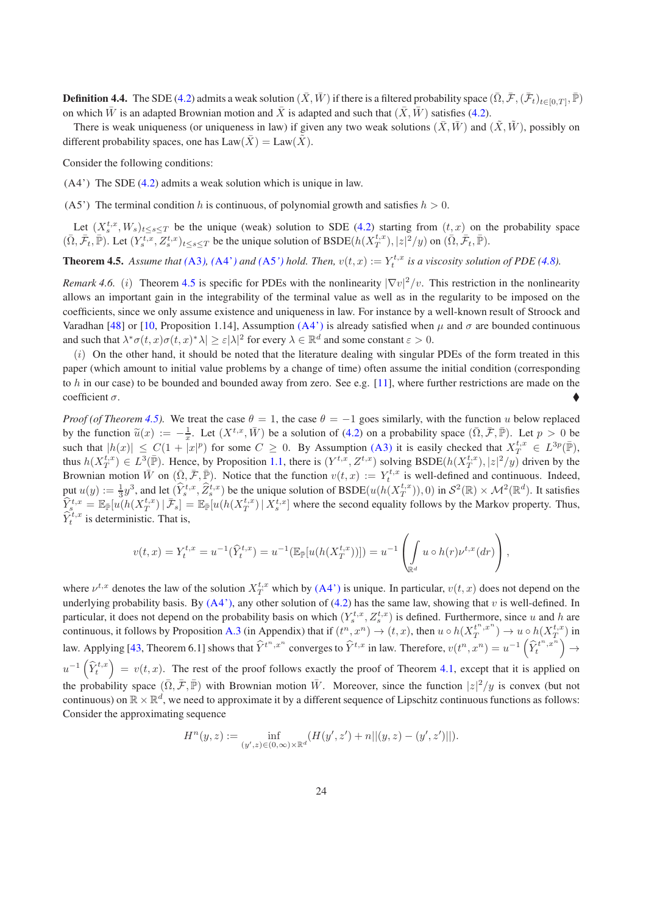**Definition 4.4.** The SDE (4.2) admits a weak solution $(\bar X, \bar W)$ if there is a filtered probability space $(\bar\Omega, \bar{\mathcal F}, (\bar{\mathcal F}_t)_{t\in[0,T]}, \bar{\mathbb P})$ on which $\bar W$ is an adapted Brownian motion and $\bar X$ is adapted and such that $(\bar X, \bar W)$ satisfies (4.2).

There is weak uniqueness (or uniqueness in law) if given any two weak solutions $(\bar X, \bar W)$ and $(\tilde X, \tilde W)$, possibly on different probability spaces, one has $\mathrm{Law}(\bar X) = \mathrm{Law}(\tilde X)$.

Consider the following conditions:

(A4') The SDE (4.2) admits a weak solution which is unique in law.

(A5') The terminal condition $h$ is continuous, of polynomial growth and satisfies $h > 0$.

Let $(X^{t,x}_s, W_s)_{t\le s\le T}$ be the unique (weak) solution to SDE (4.2) starting from $(t,x)$ on the probability space $(\bar\Omega, \bar{\mathcal F}_t, \bar{\mathbb P})$. Let $(Y^{t,x}_s, Z^{t,x}_s)_{t\le s\le T}$ be the unique solution of BSDE$(h(X^{t,x}_T), |z|^2/y)$ on $(\bar\Omega, \bar{\mathcal F}_t, \bar{\mathbb P})$.

**Theorem 4.5.** *Assume that (A3), (A4') and (A5') hold. Then, $v(t,x) := Y^{t,x}_t$ is a viscosity solution of PDE (4.8).*

*Remark 4.6.* $(i)$ Theorem 4.5 is specific for PDEs with the nonlinearity $|\nabla v|^2/v$. This restriction in the nonlinearity allows an important gain in the integrability of the terminal value as well as in the regularity to be imposed on the coefficients, since we only assume existence and uniqueness in law. For instance by a well-known result of Stroock and Varadhan [48] or [10, Proposition 1.14], Assumption (A4') is already satisfied when $\mu$ and $\sigma$ are bounded continuous and such that $\lambda^*\sigma(t,x)\sigma(t,x)^*\lambda| \ge \varepsilon|\lambda|^2$ for every $\lambda\in\mathbb R^d$ and some constant $\varepsilon > 0$.

$(i)$ On the other hand, it should be noted that the literature dealing with singular PDEs of the form treated in this paper (which amount to initial value problems by a change of time) often assume the initial condition (corresponding to $h$ in our case) to be bounded and bounded away from zero. See e.g. [11], where further restrictions are made on the coefficient $\sigma$. ♦

*Proof (of Theorem 4.5).* We treat the case $\theta = 1$, the case $\theta = -1$ goes similarly, with the function $u$ below replaced by the function $\widetilde u(x) := -\frac{1}{x}$. Let $(X^{t,x}, \bar W)$ be a solution of (4.2) on a probability space $(\bar\Omega, \bar{\mathcal F}, \bar{\mathbb P})$. Let $p > 0$ be such that $|h(x)| \le C(1 + |x|^p)$ for some $C \ge 0$. By Assumption (A3) it is easily checked that $X^{t,x}_T \in L^{3p}(\bar{\mathbb P})$, thus $h(X^{t,x}_T) \in L^3(\bar{\mathbb P})$. Hence, by Proposition 1.1, there is $(Y^{t,x}, Z^{t,x})$ solving BSDE$(h(X^{t,x}_T), |z|^2/y)$ driven by the Brownian motion $\bar W$ on $(\bar\Omega, \bar{\mathcal F}, \bar{\mathbb P})$. Notice that the function $v(t,x) := Y^{t,x}_t$ is well-defined and continuous. Indeed, put $u(y) := \frac13 y^3$, and let $(\widehat Y^{t,x}_s, \widehat Z^{t,x}_s)$ be the unique solution of BSDE$(u(h(X^{t,x}_T)), 0)$ in $\mathcal S^2(\mathbb R)\times\mathcal M^2(\mathbb R^d)$. It satisfies $\widehat Y^{t,x}_s = \mathbb E_{\bar{\mathbb P}}[u(h(X^{t,x}_T))\,|\,\bar{\mathcal F}_s] = \mathbb E_{\bar{\mathbb P}}[u(h(X^{t,x}_T))\,|\,X^{t,x}_s]$ where the second equality follows by the Markov property. Thus, $\widehat Y^{t,x}_t$ is deterministic. That is,

$$
v(t,x) = Y^{t,x}_t = u^{-1}(\widehat Y^{t,x}_t) = u^{-1}(\mathbb E_{\bar{\mathbb P}}[u(h(X^{t,x}_T))]) = u^{-1}\left(\int_{\mathbb R^d} u\circ h(r)\nu^{t,x}(dr)\right),
$$

where $\nu^{t,x}$ denotes the law of the solution $X^{t,x}_T$ which by (A4') is unique. In particular, $v(t,x)$ does not depend on the underlying probability basis. By (A4'), any other solution of (4.2) has the same law, showing that $v$ is well-defined. In particular, it does not depend on the probability basis on which $(Y^{t,x}_s, Z^{t,x}_s)$ is defined. Furthermore, since $u$ and $h$ are continuous, it follows by Proposition A.3 (in Appendix) that if $(t^n, x^n)\to(t,x)$, then $u\circ h(X^{t^n,x^n}_T)\to u\circ h(X^{t,x}_T)$ in law. Applying [43, Theorem 6.1] shows that $\widehat Y^{t^n,x^n}$ converges to $\widehat Y^{t,x}$ in law. Therefore, $v(t^n,x^n) = u^{-1}\left(\widehat Y^{t^n,x^n}_t\right) \to u^{-1}\left(\widehat Y^{t,x}_t\right) = v(t,x)$. The rest of the proof follows exactly the proof of Theorem 4.1, except that it is applied on the probability space $(\bar\Omega, \bar{\mathcal F}, \bar{\mathbb P})$ with Brownian motion $\bar W$. Moreover, since the function $|z|^2/y$ is convex (but not continuous) on $\mathbb R\times\mathbb R^d$, we need to approximate it by a different sequence of Lipschitz continuous functions as follows: Consider the approximating sequence

$$
H^n(y,z) := \inf_{(y',z)\in(0,\infty)\times\mathbb R^d}(H(y',z') + n||(y,z) - (y',z')||).
$$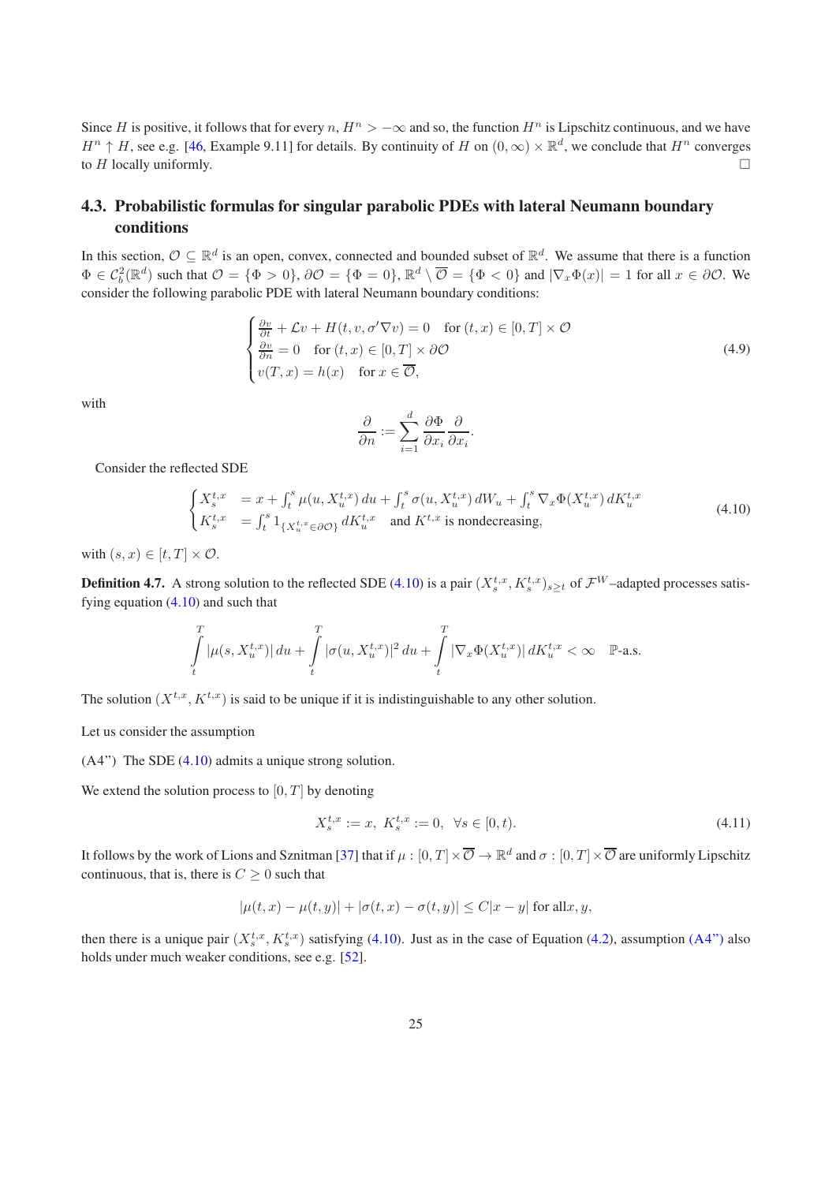Since $H$ is positive, it follows that for every $n$, $H^n > -\infty$ and so, the function $H^n$ is Lipschitz continuous, and we have $H^n \uparrow H$, see e.g. [46, Example 9.11] for details. By continuity of $H$ on $(0,\infty)\times\mathbb{R}^d$, we conclude that $H^n$ converges to $H$ locally uniformly. $\square$

### 4.3. Probabilistic formulas for singular parabolic PDEs with lateral Neumann boundary conditions

In this section, $\mathcal{O}\subseteq\mathbb{R}^d$ is an open, convex, connected and bounded subset of $\mathbb{R}^d$. We assume that there is a function $\Phi\in\mathcal{C}_b^2(\mathbb{R}^d)$ such that $\mathcal{O}=\{\Phi>0\}$, $\partial\mathcal{O}=\{\Phi=0\}$, $\mathbb{R}^d\setminus\overline{\mathcal{O}}=\{\Phi<0\}$ and $|\nabla_x\Phi(x)|=1$ for all $x\in\partial\mathcal{O}$. We consider the following parabolic PDE with lateral Neumann boundary conditions:

$$
\begin{cases}
\frac{\partial v}{\partial t}+\mathcal{L}v+H(t,v,\sigma'\nabla v)=0 \quad \text{for } (t,x)\in[0,T]\times\mathcal{O}\\
\frac{\partial v}{\partial n}=0 \quad \text{for } (t,x)\in[0,T]\times\partial\mathcal{O}\\
v(T,x)=h(x) \quad \text{for } x\in\overline{\mathcal{O}},
\end{cases}
\tag{4.9}
$$

with

$$
\frac{\partial}{\partial n}:=\sum_{i=1}^d\frac{\partial\Phi}{\partial x_i}\frac{\partial}{\partial x_i}.
$$

Consider the reflected SDE

$$
\begin{cases}
X_s^{t,x} &= x+\int_t^s\mu(u,X_u^{t,x})\,du+\int_t^s\sigma(u,X_u^{t,x})\,dW_u+\int_t^s\nabla_x\Phi(X_u^{t,x})\,dK_u^{t,x}\\
K_s^{t,x} &= \int_t^s 1_{\{X_u^{t,x}\in\partial\mathcal{O}\}}\,dK_u^{t,x} \quad \text{and } K^{t,x} \text{ is nondecreasing,}
\end{cases}
\tag{4.10}
$$

with $(s,x)\in[t,T]\times\mathcal{O}$.

**Definition 4.7.** A strong solution to the reflected SDE (4.10) is a pair $(X_s^{t,x},K_s^{t,x})_{s\geq t}$ of $\mathcal{F}^W$–adapted processes satisfying equation (4.10) and such that

$$
\int_t^T|\mu(s,X_u^{t,x})|\,du+\int_t^T|\sigma(u,X_u^{t,x})|^2\,du+\int_t^T|\nabla_x\Phi(X_u^{t,x})|\,dK_u^{t,x}<\infty \quad \mathbb{P}\text{-a.s.}
$$

The solution $(X^{t,x},K^{t,x})$ is said to be unique if it is indistinguishable to any other solution.

Let us consider the assumption

(A4”) The SDE (4.10) admits a unique strong solution.

We extend the solution process to $[0,T]$ by denoting

$$
X_s^{t,x}:=x,\;\; K_s^{t,x}:=0,\;\; \forall s\in[0,t).
\tag{4.11}
$$

It follows by the work of Lions and Sznitman [37] that if $\mu:[0,T]\times\overline{\mathcal{O}}\to\mathbb{R}^d$ and $\sigma:[0,T]\times\overline{\mathcal{O}}$ are uniformly Lipschitz continuous, that is, there is $C\geq 0$ such that

$$
|\mu(t,x)-\mu(t,y)|+|\sigma(t,x)-\sigma(t,y)|\leq C|x-y| \text{ for all} x,y,
$$

then there is a unique pair $(X_s^{t,x},K_s^{t,x})$ satisfying (4.10). Just as in the case of Equation (4.2), assumption (A4”) also holds under much weaker conditions, see e.g. [52].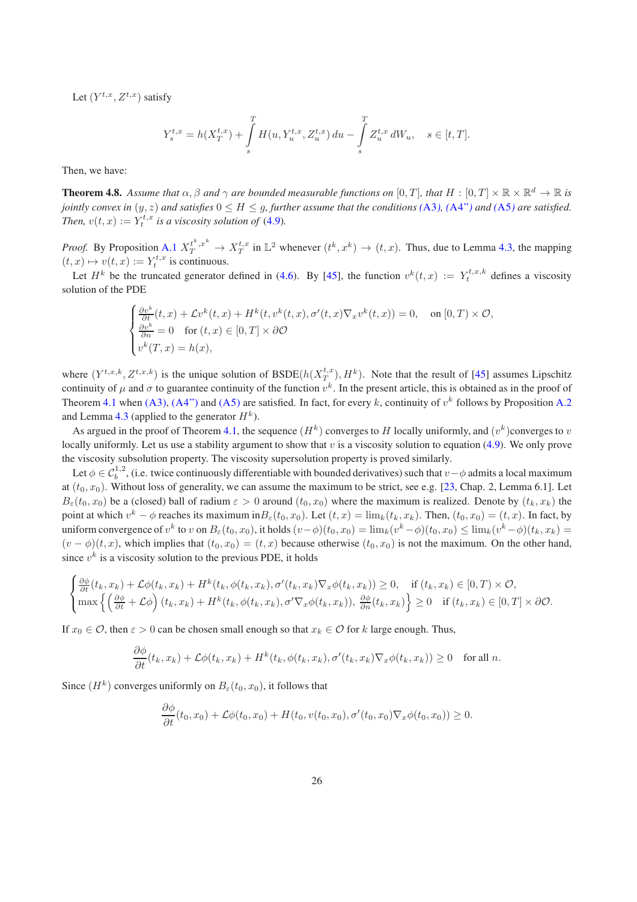Let $(Y^{t,x}, Z^{t,x})$ satisfy

$$Y_s^{t,x} = h(X_T^{t,x}) + \int_s^T H(u, Y_u^{t,x}, Z_u^{t,x})\, du - \int_s^T Z_u^{t,x}\, dW_u, \quad s \in [t, T].$$

Then, we have:

**Theorem 4.8.** *Assume that $\alpha, \beta$ and $\gamma$ are bounded measurable functions on $[0, T]$, that $H : [0, T] \times \mathbb{R} \times \mathbb{R}^d \to \mathbb{R}$ is jointly convex in $(y, z)$ and satisfies $0 \le H \le g$, further assume that the conditions (A3), (A4") and (A5) are satisfied. Then, $v(t, x) := Y_t^{t,x}$ is a viscosity solution of (4.9).*

*Proof.* By Proposition A.1 $X_T^{t^k,x^k} \to X_T^{t,x}$ in $\mathbb{L}^2$ whenever $(t^k, x^k) \to (t, x)$. Thus, due to Lemma 4.3, the mapping $(t, x) \mapsto v(t, x) := Y_t^{t,x}$ is continuous.

Let $H^k$ be the truncated generator defined in (4.6). By [45], the function $v^k(t, x) := Y_t^{t,x,k}$ defines a viscosity solution of the PDE

$$\begin{cases} \frac{\partial v^k}{\partial t}(t, x) + \mathcal{L}v^k(t, x) + H^k(t, v^k(t, x), \sigma'(t, x)\nabla_x v^k(t, x)) = 0, & \text{on } [0, T) \times \mathcal{O}, \\ \frac{\partial v^k}{\partial n} = 0 \quad \text{for } (t, x) \in [0, T] \times \partial\mathcal{O} \\ v^k(T, x) = h(x), \end{cases}$$

where $(Y^{t,x,k}, Z^{t,x,k})$ is the unique solution of BSDE$(h(X_T^{t,x}), H^k)$. Note that the result of [45] assumes Lipschitz continuity of $\mu$ and $\sigma$ to guarantee continuity of the function $v^k$. In the present article, this is obtained as in the proof of Theorem 4.1 when (A3), (A4") and (A5) are satisfied. In fact, for every $k$, continuity of $v^k$ follows by Proposition A.2 and Lemma 4.3 (applied to the generator $H^k$).

As argued in the proof of Theorem 4.1, the sequence $(H^k)$ converges to $H$ locally uniformly, and $(v^k)$converges to $v$ locally uniformly. Let us use a stability argument to show that $v$ is a viscosity solution to equation (4.9). We only prove the viscosity subsolution property. The viscosity supersolution property is proved similarly.

Let $\phi \in \mathcal{C}_b^{1,2}$, (i.e. twice continuously differentiable with bounded derivatives) such that $v - \phi$ admits a local maximum at $(t_0, x_0)$. Without loss of generality, we can assume the maximum to be strict, see e.g. [23, Chap. 2, Lemma 6.1]. Let $B_\varepsilon(t_0, x_0)$ be a (closed) ball of radium $\varepsilon > 0$ around $(t_0, x_0)$ where the maximum is realized. Denote by $(t_k, x_k)$ the point at which $v^k - \phi$ reaches its maximum in$B_\varepsilon(t_0, x_0)$. Let $(t, x) = \lim_k(t_k, x_k)$. Then, $(t_0, x_0) = (t, x)$. In fact, by uniform convergence of $v^k$ to $v$ on $B_\varepsilon(t_0, x_0)$, it holds $(v - \phi)(t_0, x_0) = \lim_k(v^k - \phi)(t_0, x_0) \le \lim_k(v^k - \phi)(t_k, x_k) = (v - \phi)(t, x)$, which implies that $(t_0, x_0) = (t, x)$ because otherwise $(t_0, x_0)$ is not the maximum. On the other hand, since $v^k$ is a viscosity solution to the previous PDE, it holds

$$\begin{cases} \frac{\partial \phi}{\partial t}(t_k, x_k) + \mathcal{L}\phi(t_k, x_k) + H^k(t_k, \phi(t_k, x_k), \sigma'(t_k, x_k)\nabla_x \phi(t_k, x_k)) \ge 0, & \text{if } (t_k, x_k) \in [0, T) \times \mathcal{O}, \\ \max\left\{ \left(\frac{\partial \phi}{\partial t} + \mathcal{L}\phi\right)(t_k, x_k) + H^k(t_k, \phi(t_k, x_k), \sigma' \nabla_x \phi(t_k, x_k)),\ \frac{\partial \phi}{\partial n}(t_k, x_k) \right\} \ge 0 & \text{if } (t_k, x_k) \in [0, T] \times \partial\mathcal{O}. \end{cases}$$

If $x_0 \in \mathcal{O}$, then $\varepsilon > 0$ can be chosen small enough so that $x_k \in \mathcal{O}$ for $k$ large enough. Thus,

$$\frac{\partial \phi}{\partial t}(t_k, x_k) + \mathcal{L}\phi(t_k, x_k) + H^k(t_k, \phi(t_k, x_k), \sigma'(t_k, x_k)\nabla_x \phi(t_k, x_k)) \ge 0 \quad \text{for all } n.$$

Since $(H^k)$ converges uniformly on $B_\varepsilon(t_0, x_0)$, it follows that

$$\frac{\partial \phi}{\partial t}(t_0, x_0) + \mathcal{L}\phi(t_0, x_0) + H(t_0, v(t_0, x_0), \sigma'(t_0, x_0)\nabla_x \phi(t_0, x_0)) \ge 0.$$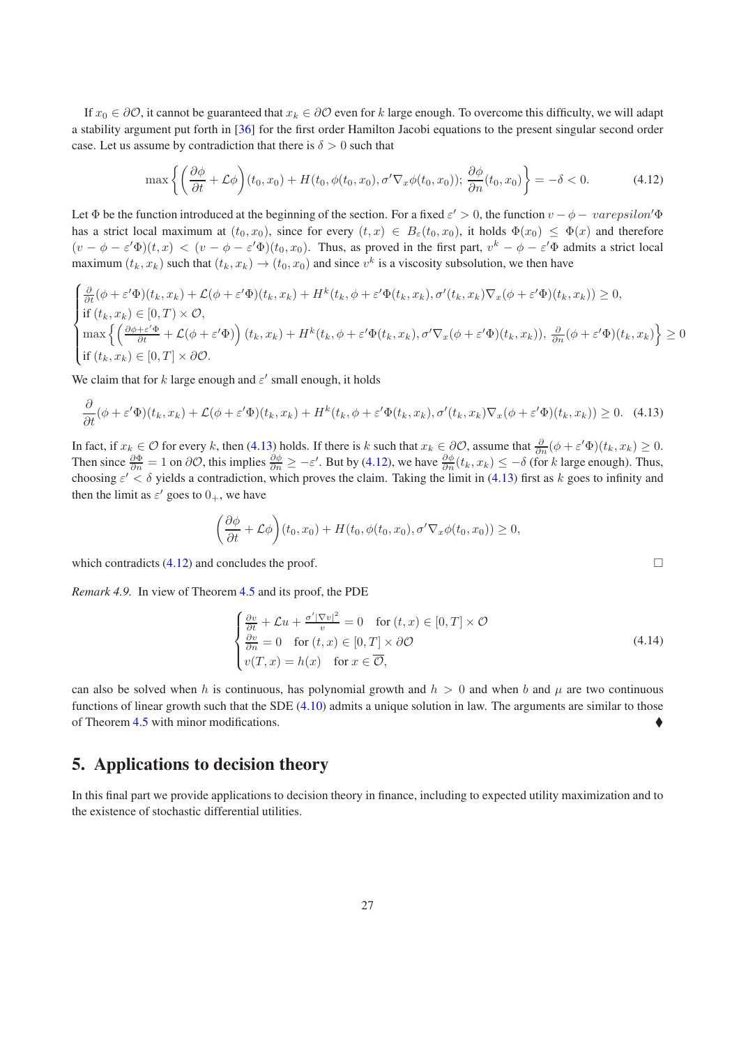If $x_0 \in \partial\mathcal{O}$, it cannot be guaranteed that $x_k \in \partial\mathcal{O}$ even for $k$ large enough. To overcome this difficulty, we will adapt a stability argument put forth in [36] for the first order Hamilton Jacobi equations to the present singular second order case. Let us assume by contradiction that there is $\delta > 0$ such that

$$\max\left\{\left(\frac{\partial\phi}{\partial t} + \mathcal{L}\phi\right)(t_0, x_0) + H(t_0, \phi(t_0, x_0), \sigma'\nabla_x\phi(t_0, x_0));\ \frac{\partial\phi}{\partial n}(t_0, x_0)\right\} = -\delta < 0. \tag{4.12}$$

Let $\Phi$ be the function introduced at the beginning of the section. For a fixed $\varepsilon' > 0$, the function $v - \phi - varepsilon'\Phi$ has a strict local maximum at $(t_0, x_0)$, since for every $(t, x) \in B_\varepsilon(t_0, x_0)$, it holds $\Phi(x_0) \leq \Phi(x)$ and therefore $(v - \phi - \varepsilon'\Phi)(t, x) < (v - \phi - \varepsilon'\Phi)(t_0, x_0)$. Thus, as proved in the first part, $v^k - \phi - \varepsilon'\Phi$ admits a strict local maximum $(t_k, x_k)$ such that $(t_k, x_k) \to (t_0, x_0)$ and since $v^k$ is a viscosity subsolution, we then have

$$\begin{cases} \frac{\partial}{\partial t}(\phi + \varepsilon'\Phi)(t_k, x_k) + \mathcal{L}(\phi + \varepsilon'\Phi)(t_k, x_k) + H^k(t_k, \phi + \varepsilon'\Phi(t_k, x_k), \sigma'(t_k, x_k)\nabla_x(\phi + \varepsilon'\Phi)(t_k, x_k)) \geq 0, \\ \text{if } (t_k, x_k) \in [0, T) \times \mathcal{O}, \\ \max\left\{\left(\frac{\partial\phi + \varepsilon'\Phi}{\partial t} + \mathcal{L}(\phi + \varepsilon'\Phi)\right)(t_k, x_k) + H^k(t_k, \phi + \varepsilon'\Phi(t_k, x_k), \sigma'\nabla_x(\phi + \varepsilon'\Phi)(t_k, x_k)),\ \frac{\partial}{\partial n}(\phi + \varepsilon'\Phi)(t_k, x_k)\right\} \geq 0 \\ \text{if } (t_k, x_k) \in [0, T] \times \partial\mathcal{O}. \end{cases}$$

We claim that for $k$ large enough and $\varepsilon'$ small enough, it holds

$$\frac{\partial}{\partial t}(\phi + \varepsilon'\Phi)(t_k, x_k) + \mathcal{L}(\phi + \varepsilon'\Phi)(t_k, x_k) + H^k(t_k, \phi + \varepsilon'\Phi(t_k, x_k), \sigma'(t_k, x_k)\nabla_x(\phi + \varepsilon'\Phi)(t_k, x_k)) \geq 0. \tag{4.13}$$

In fact, if $x_k \in \mathcal{O}$ for every $k$, then (4.13) holds. If there is $k$ such that $x_k \in \partial\mathcal{O}$, assume that $\frac{\partial}{\partial n}(\phi + \varepsilon'\Phi)(t_k, x_k) \geq 0$. Then since $\frac{\partial\Phi}{\partial n} = 1$ on $\partial\mathcal{O}$, this implies $\frac{\partial\phi}{\partial n} \geq -\varepsilon'$. But by (4.12), we have $\frac{\partial\phi}{\partial n}(t_k, x_k) \leq -\delta$ (for $k$ large enough). Thus, choosing $\varepsilon' < \delta$ yields a contradiction, which proves the claim. Taking the limit in (4.13) first as $k$ goes to infinity and then the limit as $\varepsilon'$ goes to $0_+$, we have

$$\left(\frac{\partial\phi}{\partial t} + \mathcal{L}\phi\right)(t_0, x_0) + H(t_0, \phi(t_0, x_0), \sigma'\nabla_x\phi(t_0, x_0)) \geq 0,$$

which contradicts (4.12) and concludes the proof. $\square$

*Remark 4.9.* In view of Theorem 4.5 and its proof, the PDE

$$\begin{cases} \frac{\partial v}{\partial t} + \mathcal{L}u + \frac{\sigma'|\nabla v|^2}{v} = 0 \quad \text{for } (t, x) \in [0, T] \times \mathcal{O} \\ \frac{\partial v}{\partial n} = 0 \quad \text{for } (t, x) \in [0, T] \times \partial\mathcal{O} \\ v(T, x) = h(x) \quad \text{for } x \in \overline{\mathcal{O}}, \end{cases} \tag{4.14}$$

can also be solved when $h$ is continuous, has polynomial growth and $h > 0$ and when $b$ and $\mu$ are two continuous functions of linear growth such that the SDE (4.10) admits a unique solution in law. The arguments are similar to those of Theorem 4.5 with minor modifications. ♦

## 5. Applications to decision theory

In this final part we provide applications to decision theory in finance, including to expected utility maximization and to the existence of stochastic differential utilities.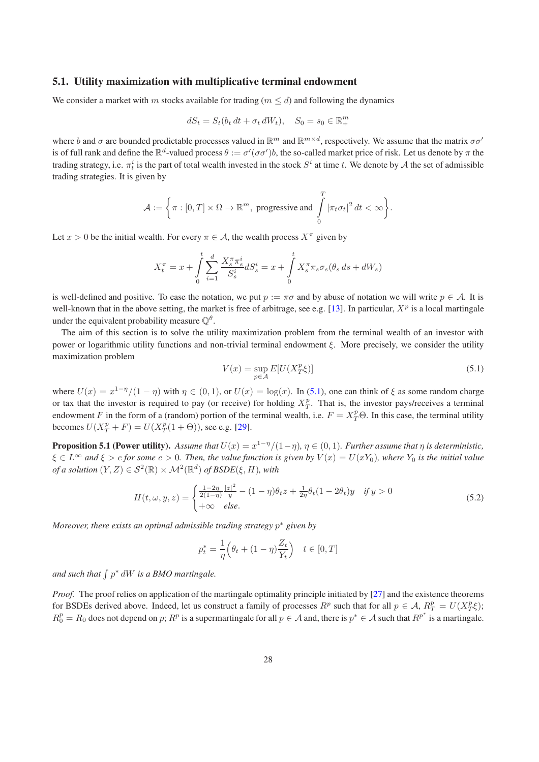### 5.1. Utility maximization with multiplicative terminal endowment

We consider a market with $m$ stocks available for trading ($m \leq d$) and following the dynamics

$$dS_t = S_t(b_t\,dt + \sigma_t\,dW_t), \quad S_0 = s_0 \in \mathbb{R}^m_+$$

where $b$ and $\sigma$ are bounded predictable processes valued in $\mathbb{R}^m$ and $\mathbb{R}^{m\times d}$, respectively. We assume that the matrix $\sigma\sigma'$ is of full rank and define the $\mathbb{R}^d$-valued process $\theta := \sigma'(\sigma\sigma')b$, the so-called market price of risk. Let us denote by $\pi$ the trading strategy, i.e. $\pi^i_t$ is the part of total wealth invested in the stock $S^i$ at time $t$. We denote by $\mathcal{A}$ the set of admissible trading strategies. It is given by

$$\mathcal{A} := \left\{ \pi : [0,T]\times\Omega \to \mathbb{R}^m, \text{ progressive and } \int_0^T |\pi_t\sigma_t|^2\,dt < \infty \right\}.$$

Let $x > 0$ be the initial wealth. For every $\pi \in \mathcal{A}$, the wealth process $X^\pi$ given by

$$X^\pi_t = x + \int_0^t \sum_{i=1}^d \frac{X^\pi_s \pi^i_s}{S^i_s} dS^i_s = x + \int_0^t X^\pi_s \pi_s\sigma_s(\theta_s\,ds + dW_s)$$

is well-defined and positive. To ease the notation, we put $p := \pi\sigma$ and by abuse of notation we will write $p \in \mathcal{A}$. It is well-known that in the above setting, the market is free of arbitrage, see e.g. [13]. In particular, $X^p$ is a local martingale under the equivalent probability measure $\mathbb{Q}^\theta$.

The aim of this section is to solve the utility maximization problem from the terminal wealth of an investor with power or logarithmic utility functions and non-trivial terminal endowment $\xi$. More precisely, we consider the utility maximization problem

$$V(x) = \sup_{p\in\mathcal{A}} E[U(X^p_T\xi)] \tag{5.1}$$

where $U(x) = x^{1-\eta}/(1-\eta)$ with $\eta \in (0,1)$, or $U(x) = \log(x)$. In (5.1), one can think of $\xi$ as some random charge or tax that the investor is required to pay (or receive) for holding $X^p_T$. That is, the investor pays/receives a terminal endowment $F$ in the form of a (random) portion of the terminal wealth, i.e. $F = X^p_T\Theta$. In this case, the terminal utility becomes $U(X^p_T + F) = U(X^p_T(1+\Theta))$, see e.g. [29].

**Proposition 5.1 (Power utility).** *Assume that $U(x) = x^{1-\eta}/(1-\eta)$, $\eta \in (0,1)$. Further assume that $\eta$ is deterministic, $\xi \in L^\infty$ and $\xi > c$ for some $c > 0$. Then, the value function is given by $V(x) = U(xY_0)$, where $Y_0$ is the initial value of a solution $(Y,Z) \in \mathcal{S}^2(\mathbb{R}) \times \mathcal{M}^2(\mathbb{R}^d)$ of BSDE($\xi, H$), with*

$$H(t,\omega,y,z) = \begin{cases} \frac{1-2\eta}{2(1-\eta)}\frac{|z|^2}{y} - (1-\eta)\theta_t z + \frac{1}{2\eta}\theta_t(1-2\theta_t)y & \text{if } y > 0 \\ +\infty & \text{else.} \end{cases} \tag{5.2}$$

*Moreover, there exists an optimal admissible trading strategy $p^*$ given by*

$$p^*_t = \frac{1}{\eta}\Big(\theta_t + (1-\eta)\frac{Z_t}{Y_t}\Big) \quad t \in [0,T]$$

*and such that $\int p^*\,dW$ is a BMO martingale.*

*Proof.* The proof relies on application of the martingale optimality principle initiated by [27] and the existence theorems for BSDEs derived above. Indeed, let us construct a family of processes $R^p$ such that for all $p \in \mathcal{A}$, $R^p_T = U(X^p_T\xi)$; $R^p_0 = R_0$ does not depend on $p$; $R^p$ is a supermartingale for all $p \in \mathcal{A}$ and, there is $p^* \in \mathcal{A}$ such that $R^{p^*}$ is a martingale.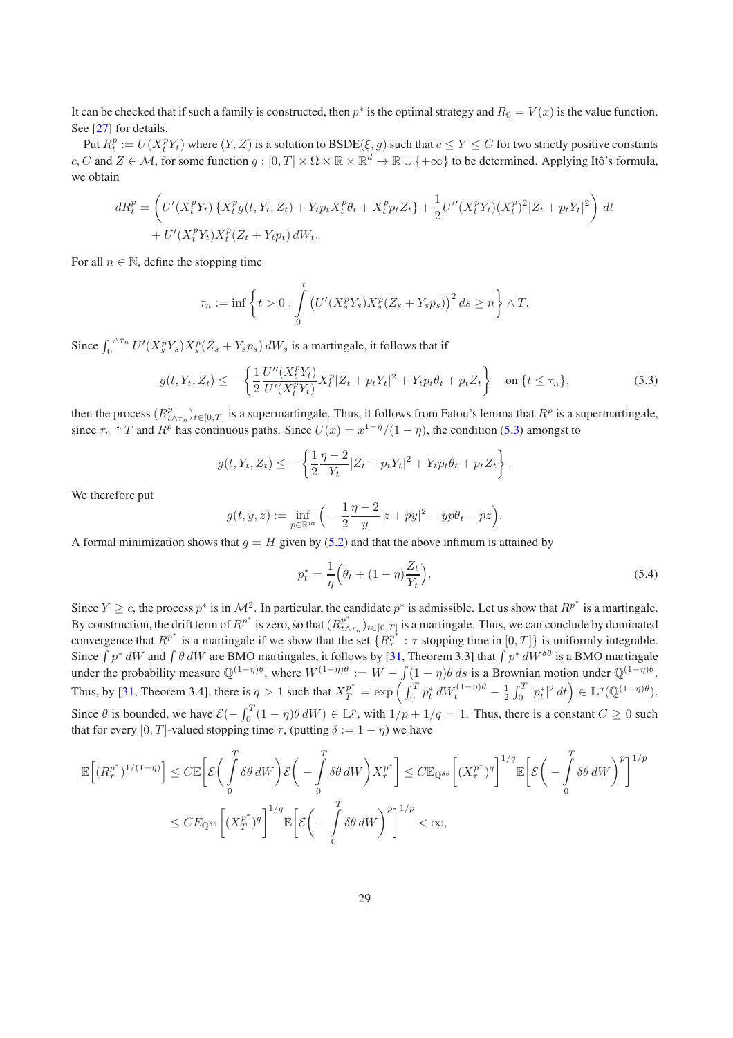It can be checked that if such a family is constructed, then $p^*$ is the optimal strategy and $R_0 = V(x)$ is the value function. See [27] for details.

Put $R^p_t := U(X^p_t Y_t)$ where $(Y, Z)$ is a solution to BSDE$(\xi, g)$ such that $c \le Y \le C$ for two strictly positive constants $c, C$ and $Z \in \mathcal{M}$, for some function $g : [0,T] \times \Omega \times \mathbb{R} \times \mathbb{R}^d \to \mathbb{R} \cup \{+\infty\}$ to be determined. Applying Itô's formula, we obtain

$$
\begin{aligned}
dR^p_t = &\left( U'(X^p_t Y_t) \left\{ X^p_t g(t, Y_t, Z_t) + Y_t p_t X^p_t \theta_t + X^p_t p_t Z_t \right\} + \frac{1}{2} U''(X^p_t Y_t)(X^p_t)^2 |Z_t + p_t Y_t|^2 \right) dt \\
&+ U'(X^p_t Y_t) X^p_t (Z_t + Y_t p_t)\, dW_t.
\end{aligned}
$$

For all $n \in \mathbb{N}$, define the stopping time

$$
\tau_n := \inf \left\{ t > 0 : \int_0^t \left( U'(X^p_s Y_s) X^p_s (Z_s + Y_s p_s) \right)^2 ds \ge n \right\} \wedge T.
$$

Since $\int_0^{\cdot \wedge \tau_n} U'(X^p_s Y_s) X^p_s (Z_s + Y_s p_s)\, dW_s$ is a martingale, it follows that if

$$
g(t, Y_t, Z_t) \le - \left\{ \frac{1}{2} \frac{U''(X^p_t Y_t)}{U'(X^p_t Y_t)} X^p_t |Z_t + p_t Y_t|^2 + Y_t p_t \theta_t + p_t Z_t \right\} \quad \text{on } \{t \le \tau_n\}, \tag{5.3}
$$

then the process $(R^p_{t \wedge \tau_n})_{t \in [0,T]}$ is a supermartingale. Thus, it follows from Fatou's lemma that $R^p$ is a supermartingale, since $\tau_n \uparrow T$ and $R^p$ has continuous paths. Since $U(x) = x^{1-\eta}/(1-\eta)$, the condition (5.3) amongst to

$$
g(t, Y_t, Z_t) \le - \left\{ \frac{1}{2} \frac{\eta - 2}{Y_t} |Z_t + p_t Y_t|^2 + Y_t p_t \theta_t + p_t Z_t \right\}.
$$

We therefore put

$$
g(t, y, z) := \inf_{p \in \mathbb{R}^m} \Big( -\frac{1}{2} \frac{\eta - 2}{y} |z + py|^2 - yp\theta_t - pz \Big).
$$

A formal minimization shows that $g = H$ given by (5.2) and that the above infimum is attained by

$$
p^*_t = \frac{1}{\eta} \Big( \theta_t + (1-\eta) \frac{Z_t}{Y_t} \Big). \tag{5.4}
$$

Since $Y \ge c$, the process $p^*$ is in $\mathcal{M}^2$. In particular, the candidate $p^*$ is admissible. Let us show that $R^{p^*}$ is a martingale. By construction, the drift term of $R^{p^*}$ is zero, so that $(R^{p^*}_{t \wedge \tau_n})_{t \in [0,T]}$ is a martingale. Thus, we can conclude by dominated convergence that $R^{p^*}$ is a martingale if we show that the set $\{R^{p^*}_\tau : \tau \text{ stopping time in } [0,T]\}$ is uniformly integrable. Since $\int p^*\, dW$ and $\int \theta\, dW$ are BMO martingales, it follows by [31, Theorem 3.3] that $\int p^*\, dW^{\delta\theta}$ is a BMO martingale under the probability measure $\mathbb{Q}^{(1-\eta)\theta}$, where $W^{(1-\eta)\theta} := W - \int (1-\eta)\theta\, ds$ is a Brownian motion under $\mathbb{Q}^{(1-\eta)\theta}$. Thus, by [31, Theorem 3.4], there is $q > 1$ such that $X^{p^*}_T = \exp\left( \int_0^T p^*_t\, dW^{(1-\eta)\theta}_t - \frac{1}{2} \int_0^T |p^*_t|^2\, dt \right) \in \mathbb{L}^q(\mathbb{Q}^{(1-\eta)\theta})$. Since $\theta$ is bounded, we have $\mathcal{E}(-\int_0^T (1-\eta)\theta\, dW) \in \mathbb{L}^p$, with $1/p + 1/q = 1$. Thus, there is a constant $C \ge 0$ such that for every $[0,T]$-valued stopping time $\tau$, (putting $\delta := 1 - \eta$) we have

$$
\begin{aligned}
\mathbb{E}\Big[ (R^{p^*}_\tau)^{1/(1-\eta)} \Big] &\le C \mathbb{E}\Big[ \mathcal{E}\Big( \int_0^T \delta\theta\, dW \Big) \mathcal{E}\Big( -\int_0^T \delta\theta\, dW \Big) X^{p^*}_\tau \Big] \le C \mathbb{E}_{\mathbb{Q}^{\delta\theta}} \Big[ (X^{p^*}_\tau)^q \Big]^{1/q} \mathbb{E}\Big[ \mathcal{E}\Big( -\int_0^T \delta\theta\, dW \Big)^p \Big]^{1/p} \\
&\le C E_{\mathbb{Q}^{\delta\theta}} \Big[ (X^{p^*}_T)^q \Big]^{1/q} \mathbb{E}\Big[ \mathcal{E}\Big( -\int_0^T \delta\theta\, dW \Big)^p \Big]^{1/p} < \infty,
\end{aligned}
$$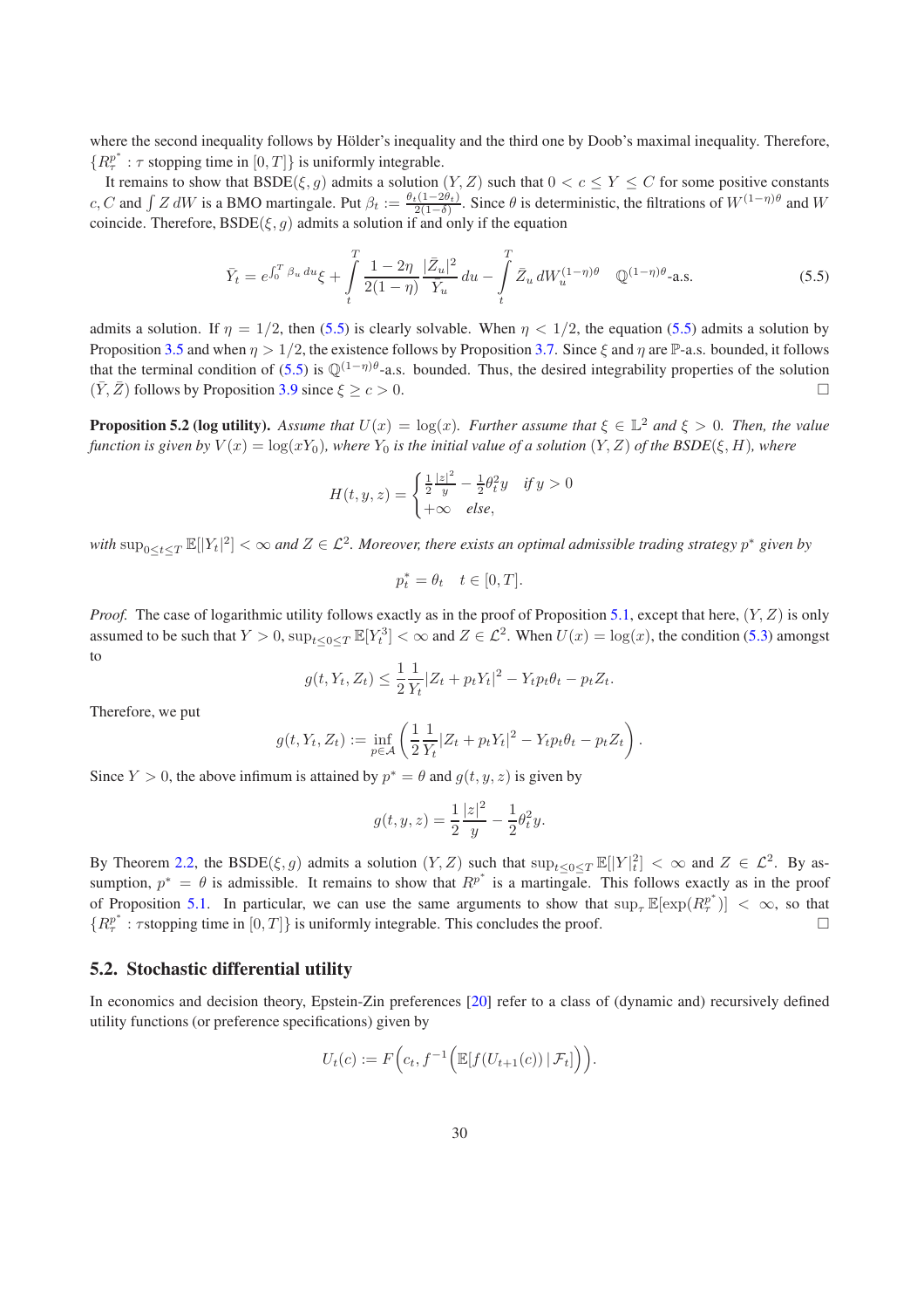where the second inequality follows by Hölder's inequality and the third one by Doob's maximal inequality. Therefore, $\{R^{p^*}_\tau : \tau \text{ stopping time in } [0,T]\}$ is uniformly integrable.

It remains to show that BSDE$(\xi, g)$ admits a solution $(Y,Z)$ such that $0 < c \le Y \le C$ for some positive constants $c, C$ and $\int Z\,dW$ is a BMO martingale. Put $\beta_t := \frac{\theta_t(1-2\theta_t)}{2(1-\delta)}$. Since $\theta$ is deterministic, the filtrations of $W^{(1-\eta)\theta}$ and $W$ coincide. Therefore, BSDE$(\xi, g)$ admits a solution if and only if the equation

$$\bar{Y}_t = e^{\int_0^T \beta_u\,du}\xi + \int_t^T \frac{1-2\eta}{2(1-\eta)}\frac{|\bar{Z}_u|^2}{\bar{Y}_u}\,du - \int_t^T \bar{Z}_u\,dW_u^{(1-\eta)\theta} \quad \mathbb{Q}^{(1-\eta)\theta}\text{-a.s.} \tag{5.5}$$

admits a solution. If $\eta = 1/2$, then (5.5) is clearly solvable. When $\eta < 1/2$, the equation (5.5) admits a solution by Proposition 3.5 and when $\eta > 1/2$, the existence follows by Proposition 3.7. Since $\xi$ and $\eta$ are $\mathbb{P}$-a.s. bounded, it follows that the terminal condition of (5.5) is $\mathbb{Q}^{(1-\eta)\theta}$-a.s. bounded. Thus, the desired integrability properties of the solution $(\bar{Y}, \bar{Z})$ follows by Proposition 3.9 since $\xi \ge c > 0$. $\square$

**Proposition 5.2 (log utility).** *Assume that $U(x) = \log(x)$. Further assume that $\xi \in \mathbb{L}^2$ and $\xi > 0$. Then, the value function is given by $V(x) = \log(xY_0)$, where $Y_0$ is the initial value of a solution $(Y,Z)$ of the BSDE$(\xi, H)$, where*

$$H(t,y,z) = \begin{cases} \frac{1}{2}\frac{|z|^2}{y} - \frac{1}{2}\theta_t^2 y & \text{if } y > 0 \\ +\infty & \text{else,} \end{cases}$$

*with $\sup_{0\le t\le T}\mathbb{E}[|Y_t|^2] < \infty$ and $Z \in \mathcal{L}^2$. Moreover, there exists an optimal admissible trading strategy $p^*$ given by*

$$p^*_t = \theta_t \quad t \in [0,T].$$

*Proof.* The case of logarithmic utility follows exactly as in the proof of Proposition 5.1, except that here, $(Y,Z)$ is only assumed to be such that $Y > 0$, $\sup_{t\le 0\le T}\mathbb{E}[Y_t^3] < \infty$ and $Z \in \mathcal{L}^2$. When $U(x) = \log(x)$, the condition (5.3) amongst to

$$g(t, Y_t, Z_t) \le \frac{1}{2}\frac{1}{Y_t}|Z_t + p_tY_t|^2 - Y_tp_t\theta_t - p_tZ_t.$$

Therefore, we put

$$g(t, Y_t, Z_t) := \inf_{p\in\mathcal{A}}\left(\frac{1}{2}\frac{1}{Y_t}|Z_t + p_tY_t|^2 - Y_tp_t\theta_t - p_tZ_t\right).$$

Since $Y > 0$, the above infimum is attained by $p^* = \theta$ and $g(t,y,z)$ is given by

$$g(t,y,z) = \frac{1}{2}\frac{|z|^2}{y} - \frac{1}{2}\theta_t^2 y.$$

By Theorem 2.2, the BSDE$(\xi, g)$ admits a solution $(Y,Z)$ such that $\sup_{t\le 0\le T}\mathbb{E}[|Y|_t^2] < \infty$ and $Z \in \mathcal{L}^2$. By assumption, $p^* = \theta$ is admissible. It remains to show that $R^{p^*}$ is a martingale. This follows exactly as in the proof of Proposition 5.1. In particular, we can use the same arguments to show that $\sup_\tau \mathbb{E}[\exp(R^{p^*}_\tau)] < \infty$, so that $\{R^{p^*}_\tau : \tau \text{stopping time in } [0,T]\}$ is uniformly integrable. This concludes the proof. $\square$

## 5.2. Stochastic differential utility

In economics and decision theory, Epstein-Zin preferences [20] refer to a class of (dynamic and) recursively defined utility functions (or preference specifications) given by

$$U_t(c) := F\Big(c_t, f^{-1}\Big(\mathbb{E}[f(U_{t+1}(c))\,|\,\mathcal{F}_t]\Big)\Big).$$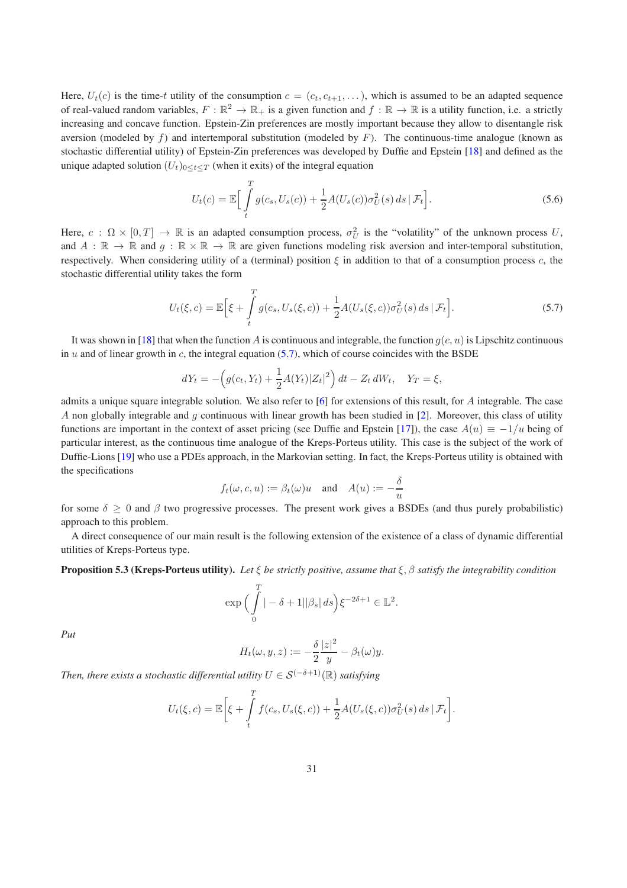Here, $U_t(c)$ is the time-$t$ utility of the consumption $c = (c_t, c_{t+1}, \dots)$, which is assumed to be an adapted sequence of real-valued random variables, $F : \mathbb{R}^2 \to \mathbb{R}_+$ is a given function and $f : \mathbb{R} \to \mathbb{R}$ is a utility function, i.e. a strictly increasing and concave function. Epstein-Zin preferences are mostly important because they allow to disentangle risk aversion (modeled by $f$) and intertemporal substitution (modeled by $F$). The continuous-time analogue (known as stochastic differential utility) of Epstein-Zin preferences was developed by Duffie and Epstein [18] and defined as the unique adapted solution $(U_t)_{0\le t\le T}$ (when it exits) of the integral equation

$$U_t(c) = \mathbb{E}\Big[\int_t^T g(c_s, U_s(c)) + \frac{1}{2}A(U_s(c))\sigma_U^2(s)\,ds \,|\, \mathcal{F}_t\Big]. \tag{5.6}$$

Here, $c : \Omega \times [0, T] \to \mathbb{R}$ is an adapted consumption process, $\sigma_U^2$ is the "volatility" of the unknown process $U$, and $A : \mathbb{R} \to \mathbb{R}$ and $g : \mathbb{R} \times \mathbb{R} \to \mathbb{R}$ are given functions modeling risk aversion and inter-temporal substitution, respectively. When considering utility of a (terminal) position $\xi$ in addition to that of a consumption process $c$, the stochastic differential utility takes the form

$$U_t(\xi, c) = \mathbb{E}\Big[\xi + \int_t^T g(c_s, U_s(\xi, c)) + \frac{1}{2}A(U_s(\xi, c))\sigma_U^2(s)\,ds \,|\, \mathcal{F}_t\Big]. \tag{5.7}$$

It was shown in [18] that when the function $A$ is continuous and integrable, the function $g(c, u)$ is Lipschitz continuous in $u$ and of linear growth in $c$, the integral equation (5.7), which of course coincides with the BSDE

$$dY_t = -\Big(g(c_t, Y_t) + \frac{1}{2}A(Y_t)|Z_t|^2\Big)\,dt - Z_t\,dW_t, \quad Y_T = \xi,$$

admits a unique square integrable solution. We also refer to [6] for extensions of this result, for $A$ integrable. The case $A$ non globally integrable and $g$ continuous with linear growth has been studied in [2]. Moreover, this class of utility functions are important in the context of asset pricing (see Duffie and Epstein [17]), the case $A(u) \equiv -1/u$ being of particular interest, as the continuous time analogue of the Kreps-Porteus utility. This case is the subject of the work of Duffie-Lions [19] who use a PDEs approach, in the Markovian setting. In fact, the Kreps-Porteus utility is obtained with the specifications

$$f_t(\omega, c, u) := \beta_t(\omega)u \quad \text{and} \quad A(u) := -\frac{\delta}{u}$$

for some $\delta \ge 0$ and $\beta$ two progressive processes. The present work gives a BSDEs (and thus purely probabilistic) approach to this problem.

A direct consequence of our main result is the following extension of the existence of a class of dynamic differential utilities of Kreps-Porteus type.

**Proposition 5.3 (Kreps-Porteus utility).** *Let $\xi$ be strictly positive, assume that $\xi, \beta$ satisfy the integrability condition*

$$\exp\Big(\int_0^T |-\delta+1||\beta_s|\,ds\Big)\xi^{-2\delta+1} \in \mathbb{L}^2.$$

*Put*

$$H_t(\omega, y, z) := -\frac{\delta}{2}\frac{|z|^2}{y} - \beta_t(\omega)y.$$

*Then, there exists a stochastic differential utility $U \in \mathcal{S}^{(-\delta+1)}(\mathbb{R})$ satisfying*

$$U_t(\xi, c) = \mathbb{E}\Big[\xi + \int_t^T f(c_s, U_s(\xi, c)) + \frac{1}{2}A(U_s(\xi, c))\sigma_U^2(s)\,ds \,|\, \mathcal{F}_t\Big].$$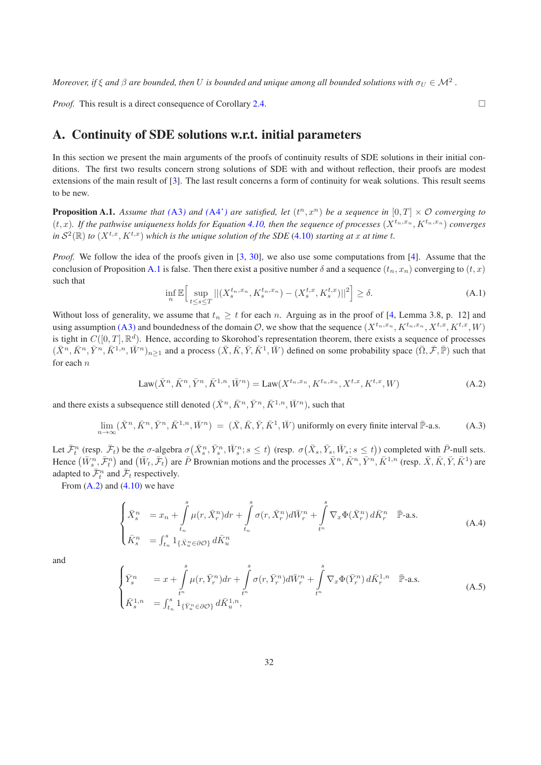*Moreover, if $\xi$ and $\beta$ are bounded, then $U$ is bounded and unique among all bounded solutions with $\sigma_U \in \mathcal{M}^2$.*

*Proof.* This result is a direct consequence of Corollary 2.4. □

# A. Continuity of SDE solutions w.r.t. initial parameters

In this section we present the main arguments of the proofs of continuity results of SDE solutions in their initial conditions. The first two results concern strong solutions of SDE with and without reflection, their proofs are modest extensions of the main result of [3]. The last result concerns a form of continuity for weak solutions. This result seems to be new.

**Proposition A.1.** *Assume that (A3) and (A4') are satisfied, let $(t^n, x^n)$ be a sequence in $[0,T] \times \mathcal{O}$ converging to $(t,x)$. If the pathwise uniqueness holds for Equation 4.10, then the sequence of processes $(X^{t_n,x_n}, K^{t_n,x_n})$ converges in $\mathcal{S}^2(\mathbb{R})$ to $(X^{t,x}, K^{t,x})$ which is the unique solution of the SDE (4.10) starting at $x$ at time $t$.*

*Proof.* We follow the idea of the proofs given in [3, 30], we also use some computations from [4]. Assume that the conclusion of Proposition A.1 is false. Then there exist a positive number $\delta$ and a sequence $(t_n, x_n)$ converging to $(t,x)$ such that

$$\inf_n \mathbb{E}\Big[\sup_{t \le s \le T} ||(X_s^{t_n,x_n}, K_s^{t_n,x_n}) - (X_s^{t,x}, K_s^{t,x})||^2\Big] \ge \delta. \tag{A.1}$$

Without loss of generality, we assume that $t_n \ge t$ for each $n$. Arguing as in the proof of [4, Lemma 3.8, p. 12] and using assumption (A3) and boundedness of the domain $\mathcal{O}$, we show that the sequence $(X^{t_n,x_n}, K^{t_n,x_n}, X^{t,x}, K^{t,x}, W)$ is tight in $C([0,T], \mathbb{R}^d)$. Hence, according to Skorohod's representation theorem, there exists a sequence of processes $(\bar{X}^n, \bar{K}^n, \bar{Y}^n, \bar{K}^{1,n}, \bar{W}^n)_{n \ge 1}$ and a process $(\bar{X}, \bar{K}, \bar{Y}, \bar{K}^1, \bar{W})$ defined on some probability space $(\bar{\Omega}, \bar{\mathcal{F}}, \bar{\mathbb{P}})$ such that for each $n$

$$\mathrm{Law}(\bar{X}^n, \bar{K}^n, \bar{Y}^n, \bar{K}^{1,n}, \bar{W}^n) = \mathrm{Law}(X^{t_n,x_n}, K^{t_n,x_n}, X^{t,x}, K^{t,x}, W) \tag{A.2}$$

and there exists a subsequence still denoted $(\bar{X}^n, \bar{K}^n, \bar{Y}^n, \bar{K}^{1,n}, \bar{W}^n)$, such that

$$\lim_{n\to\infty} (\bar{X}^n, \bar{K}^n, \bar{Y}^n, \bar{K}^{1,n}, \bar{W}^n) \;=\; (\bar{X}, \bar{K}, \bar{Y}, \bar{K}^1, \bar{W}) \text{ uniformly on every finite interval } \bar{\mathbb{P}}\text{-a.s.} \tag{A.3}$$

Let $\bar{\mathcal{F}}_t^n$ (resp. $\bar{\mathcal{F}}_t$) be the $\sigma$-algebra $\sigma\big(\bar{X}_s^n, \bar{Y}_s^n, \bar{W}_s^n; s \le t\big)$ (resp. $\sigma\big(\bar{X}_s, \bar{Y}_s, \bar{W}_s; s \le t\big)$) completed with $\bar{P}$-null sets. Hence $\big(\bar{W}_s^n, \bar{\mathcal{F}}_t^n\big)$ and $\big(\bar{W}_t, \bar{\mathcal{F}}_t\big)$ are $\bar{P}$ Brownian motions and the processes $\bar{X}^n, \bar{K}^n, \bar{Y}^n, \bar{K}^{1,n}$ (resp. $\bar{X}, \bar{K}, \bar{Y}, \bar{K}^1$) are adapted to $\bar{\mathcal{F}}_t^n$ and $\bar{\mathcal{F}}_t$ respectively.

From (A.2) and (4.10) we have

$$\begin{cases} \bar{X}_s^n &= x_n + \displaystyle\int_{t_n}^{s} \mu(r, \bar{X}_r^n) dr + \int_{t_n}^{s} \sigma(r, \bar{X}_r^n) d\bar{W}_r^n + \int_{t^n}^{s} \nabla_x \Phi(\bar{X}_r^n)\, d\bar{K}_r^n \quad \bar{\mathbb{P}}\text{-a.s.} \\ \bar{K}_s^n &= \int_{t_n}^{s} 1_{\{\bar{X}_u^n \in \partial\mathcal{O}\}}\, d\bar{K}_u^n \end{cases} \tag{A.4}$$

and

$$\begin{cases} \bar{Y}_s^n &= x + \displaystyle\int_{t^n}^{s} \mu(r, \bar{Y}_r^n) dr + \int_{t^n}^{s} \sigma(r, \bar{Y}_r^n) d\bar{W}_r^n + \int_{t^n}^{s} \nabla_x \Phi(\bar{Y}_r^n)\, d\bar{K}_r^{1,n} \quad \bar{\mathbb{P}}\text{-a.s.} \\ \bar{K}_s^{1,n} &= \int_{t_n}^{s} 1_{\{\bar{Y}_u^n \in \partial\mathcal{O}\}}\, d\bar{K}_u^{1,n}, \end{cases} \tag{A.5}$$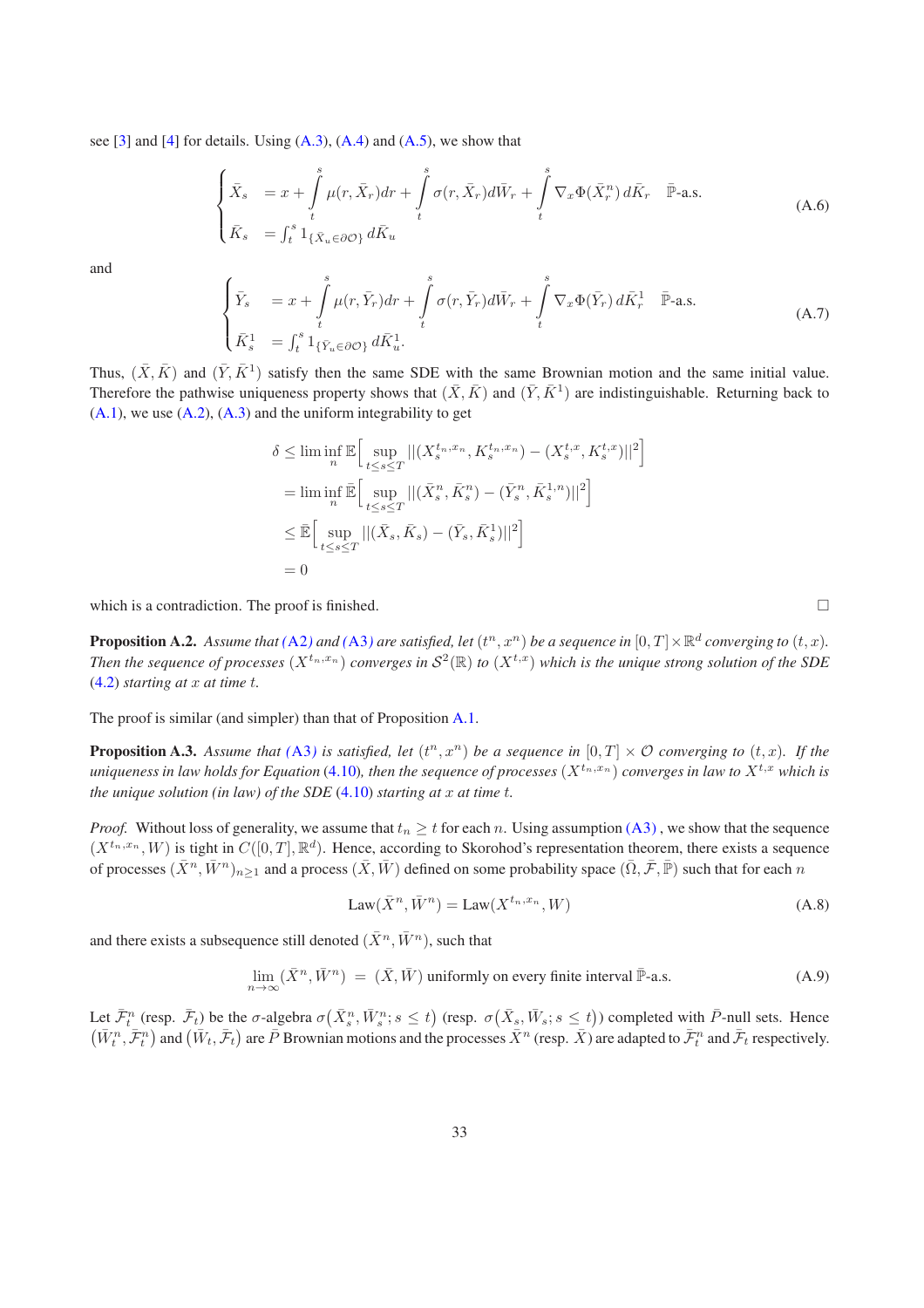see [3] and [4] for details. Using (A.3), (A.4) and (A.5), we show that

$$\begin{cases} \bar{X}_s &= x + \int\limits_t^s \mu(r, \bar{X}_r)dr + \int\limits_t^s \sigma(r, \bar{X}_r)d\bar{W}_r + \int\limits_t^s \nabla_x \Phi(\bar{X}_r^n)\, d\bar{K}_r \quad \bar{\mathbb{P}}\text{-a.s.} \\ \bar{K}_s &= \int_t^s 1_{\{\bar{X}_u \in \partial \mathcal{O}\}}\, d\bar{K}_u \end{cases} \tag{A.6}$$

and

$$\begin{cases} \bar{Y}_s &= x + \int\limits_t^s \mu(r, \bar{Y}_r)dr + \int\limits_t^s \sigma(r, \bar{Y}_r)d\bar{W}_r + \int\limits_t^s \nabla_x \Phi(\bar{Y}_r)\, d\bar{K}_r^1 \quad \bar{\mathbb{P}}\text{-a.s.} \\ \bar{K}_s^1 &= \int_t^s 1_{\{\bar{Y}_u \in \partial \mathcal{O}\}}\, d\bar{K}_u^1. \end{cases} \tag{A.7}$$

Thus, $(\bar{X}, \bar{K})$ and $(\bar{Y}, \bar{K}^1)$ satisfy then the same SDE with the same Brownian motion and the same initial value. Therefore the pathwise uniqueness property shows that $(\bar{X}, \bar{K})$ and $(\bar{Y}, \bar{K}^1)$ are indistinguishable. Returning back to (A.1), we use (A.2), (A.3) and the uniform integrability to get

$$\begin{aligned} \delta &\le \liminf_n \mathbb{E}\Big[ \sup_{t \le s \le T} ||(X_s^{t_n, x_n}, K_s^{t_n, x_n}) - (X_s^{t,x}, K_s^{t,x})||^2 \Big] \\ &= \liminf_n \bar{\mathbb{E}}\Big[ \sup_{t \le s \le T} ||(\bar{X}_s^n, \bar{K}_s^n) - (\bar{Y}_s^n, \bar{K}_s^{1,n})||^2 \Big] \\ &\le \bar{\mathbb{E}}\Big[ \sup_{t \le s \le T} ||(\bar{X}_s, \bar{K}_s) - (\bar{Y}_s, \bar{K}_s^1)||^2 \Big] \\ &= 0 \end{aligned}$$

which is a contradiction. The proof is finished. □

**Proposition A.2.** *Assume that (A2) and (A3) are satisfied, let $(t^n, x^n)$ be a sequence in $[0,T] \times \mathbb{R}^d$ converging to $(t,x)$. Then the sequence of processes $(X^{t_n, x_n})$ converges in $\mathcal{S}^2(\mathbb{R})$ to $(X^{t,x})$ which is the unique strong solution of the SDE (4.2) starting at $x$ at time $t$.*

The proof is similar (and simpler) than that of Proposition A.1.

**Proposition A.3.** *Assume that (A3) is satisfied, let $(t^n, x^n)$ be a sequence in $[0,T] \times \mathcal{O}$ converging to $(t,x)$. If the uniqueness in law holds for Equation (4.10), then the sequence of processes $(X^{t_n, x_n})$ converges in law to $X^{t,x}$ which is the unique solution (in law) of the SDE (4.10) starting at $x$ at time $t$.*

*Proof.* Without loss of generality, we assume that $t_n \ge t$ for each $n$. Using assumption (A3) , we show that the sequence $(X^{t_n, x_n}, W)$ is tight in $C([0,T], \mathbb{R}^d)$. Hence, according to Skorohod's representation theorem, there exists a sequence of processes $(\bar{X}^n, \bar{W}^n)_{n \ge 1}$ and a process $(\bar{X}, \bar{W})$ defined on some probability space $(\bar{\Omega}, \bar{\mathcal{F}}, \bar{\mathbb{P}})$ such that for each $n$

$$\text{Law}(\bar{X}^n, \bar{W}^n) = \text{Law}(X^{t_n, x_n}, W) \tag{A.8}$$

and there exists a subsequence still denoted $(\bar{X}^n, \bar{W}^n)$, such that

$$\lim_{n \to \infty} (\bar{X}^n, \bar{W}^n) \;=\; (\bar{X}, \bar{W}) \text{ uniformly on every finite interval } \bar{\mathbb{P}}\text{-a.s.} \tag{A.9}$$

Let $\bar{\mathcal{F}}_t^n$ (resp. $\bar{\mathcal{F}}_t$) be the $\sigma$-algebra $\sigma\big(\bar{X}_s^n, \bar{W}_s^n; s \le t\big)$ (resp. $\sigma\big(\bar{X}_s, \bar{W}_s; s \le t\big)$) completed with $\bar{P}$-null sets. Hence $\big(\bar{W}_t^n, \bar{\mathcal{F}}_t^n\big)$ and $\big(\bar{W}_t, \bar{\mathcal{F}}_t\big)$ are $\bar{P}$ Brownian motions and the processes $\bar{X}^n$ (resp. $\bar{X}$) are adapted to $\bar{\mathcal{F}}_t^n$ and $\bar{\mathcal{F}}_t$ respectively.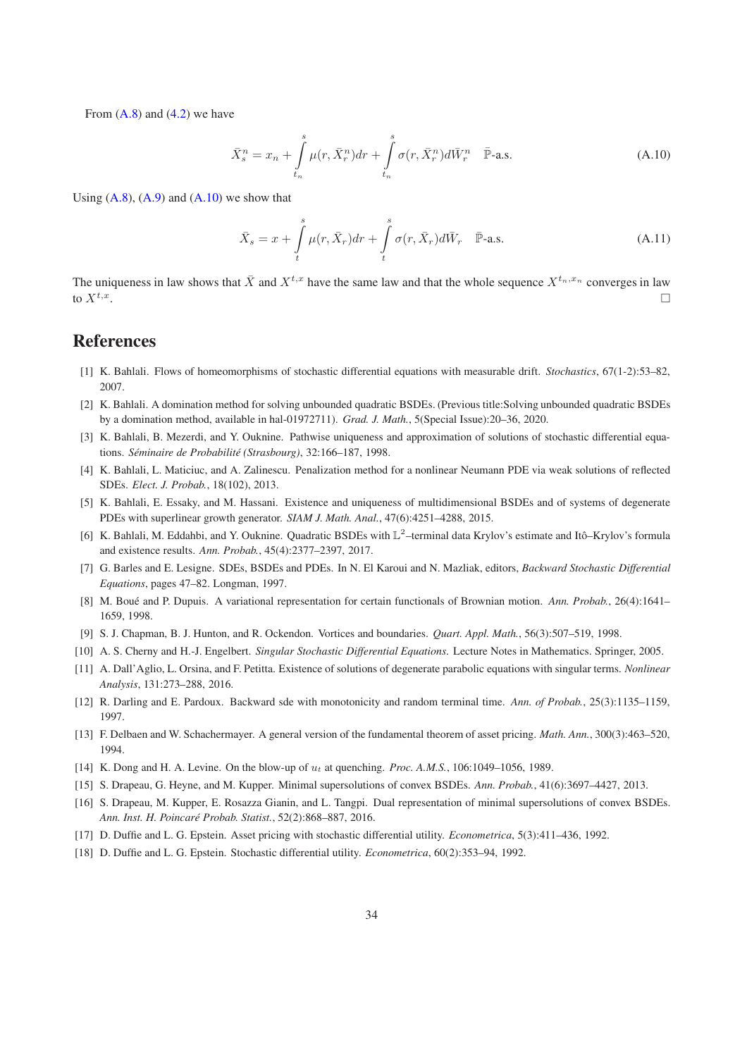From (A.8) and (4.2) we have

$$\bar{X}^n_s = x_n + \int_{t_n}^{s} \mu(r, \bar{X}^n_r)dr + \int_{t_n}^{s} \sigma(r, \bar{X}^n_r)d\bar{W}^n_r \quad \bar{\mathbb{P}}\text{-a.s.} \tag{A.10}$$

Using (A.8), (A.9) and (A.10) we show that

$$\bar{X}_s = x + \int_{t}^{s} \mu(r, \bar{X}_r)dr + \int_{t}^{s} \sigma(r, \bar{X}_r)d\bar{W}_r \quad \bar{\mathbb{P}}\text{-a.s.} \tag{A.11}$$

The uniqueness in law shows that $\bar{X}$ and $X^{t,x}$ have the same law and that the whole sequence $X^{t_n,x_n}$ converges in law to $X^{t,x}$. □

# References

[1] K. Bahlali. Flows of homeomorphisms of stochastic differential equations with measurable drift. *Stochastics*, 67(1-2):53–82, 2007.

[2] K. Bahlali. A domination method for solving unbounded quadratic BSDEs. (Previous title:Solving unbounded quadratic BSDEs by a domination method, available in hal-01972711). *Grad. J. Math.*, 5(Special Issue):20–36, 2020.

[3] K. Bahlali, B. Mezerdi, and Y. Ouknine. Pathwise uniqueness and approximation of solutions of stochastic differential equations. *Séminaire de Probabilité (Strasbourg)*, 32:166–187, 1998.

[4] K. Bahlali, L. Maticiuc, and A. Zalinescu. Penalization method for a nonlinear Neumann PDE via weak solutions of reflected SDEs. *Elect. J. Probab.*, 18(102), 2013.

[5] K. Bahlali, E. Essaky, and M. Hassani. Existence and uniqueness of multidimensional BSDEs and of systems of degenerate PDEs with superlinear growth generator. *SIAM J. Math. Anal.*, 47(6):4251–4288, 2015.

[6] K. Bahlali, M. Eddahbi, and Y. Ouknine. Quadratic BSDEs with $\mathbb{L}^2$–terminal data Krylov's estimate and Itô–Krylov's formula and existence results. *Ann. Probab.*, 45(4):2377–2397, 2017.

[7] G. Barles and E. Lesigne. SDEs, BSDEs and PDEs. In N. El Karoui and N. Mazliak, editors, *Backward Stochastic Differential Equations*, pages 47–82. Longman, 1997.

[8] M. Boué and P. Dupuis. A variational representation for certain functionals of Brownian motion. *Ann. Probab.*, 26(4):1641–1659, 1998.

[9] S. J. Chapman, B. J. Hunton, and R. Ockendon. Vortices and boundaries. *Quart. Appl. Math.*, 56(3):507–519, 1998.

[10] A. S. Cherny and H.-J. Engelbert. *Singular Stochastic Differential Equations*. Lecture Notes in Mathematics. Springer, 2005.

[11] A. Dall'Aglio, L. Orsina, and F. Petitta. Existence of solutions of degenerate parabolic equations with singular terms. *Nonlinear Analysis*, 131:273–288, 2016.

[12] R. Darling and E. Pardoux. Backward sde with monotonicity and random terminal time. *Ann. of Probab.*, 25(3):1135–1159, 1997.

[13] F. Delbaen and W. Schachermayer. A general version of the fundamental theorem of asset pricing. *Math. Ann.*, 300(3):463–520, 1994.

[14] K. Dong and H. A. Levine. On the blow-up of $u_t$ at quenching. *Proc. A.M.S.*, 106:1049–1056, 1989.

[15] S. Drapeau, G. Heyne, and M. Kupper. Minimal supersolutions of convex BSDEs. *Ann. Probab.*, 41(6):3697–4427, 2013.

[16] S. Drapeau, M. Kupper, E. Rosazza Gianin, and L. Tangpi. Dual representation of minimal supersolutions of convex BSDEs. *Ann. Inst. H. Poincaré Probab. Statist.*, 52(2):868–887, 2016.

[17] D. Duffie and L. G. Epstein. Asset pricing with stochastic differential utility. *Econometrica*, 5(3):411–436, 1992.

[18] D. Duffie and L. G. Epstein. Stochastic differential utility. *Econometrica*, 60(2):353–94, 1992.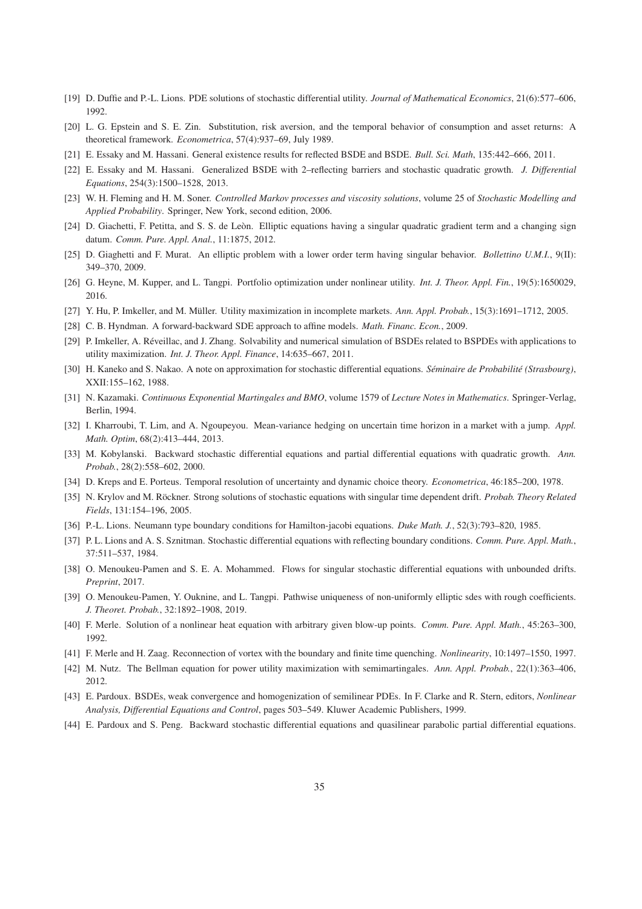[19] D. Duffie and P.-L. Lions. PDE solutions of stochastic differential utility. *Journal of Mathematical Economics*, 21(6):577–606, 1992.

[20] L. G. Epstein and S. E. Zin. Substitution, risk aversion, and the temporal behavior of consumption and asset returns: A theoretical framework. *Econometrica*, 57(4):937–69, July 1989.

[21] E. Essaky and M. Hassani. General existence results for reflected BSDE and BSDE. *Bull. Sci. Math*, 135:442–666, 2011.

[22] E. Essaky and M. Hassani. Generalized BSDE with 2–reflecting barriers and stochastic quadratic growth. *J. Differential Equations*, 254(3):1500–1528, 2013.

[23] W. H. Fleming and H. M. Soner. *Controlled Markov processes and viscosity solutions*, volume 25 of *Stochastic Modelling and Applied Probability*. Springer, New York, second edition, 2006.

[24] D. Giachetti, F. Petitta, and S. S. de Leòn. Elliptic equations having a singular quadratic gradient term and a changing sign datum. *Comm. Pure. Appl. Anal.*, 11:1875, 2012.

[25] D. Giaghetti and F. Murat. An elliptic problem with a lower order term having singular behavior. *Bollettino U.M.I.*, 9(II): 349–370, 2009.

[26] G. Heyne, M. Kupper, and L. Tangpi. Portfolio optimization under nonlinear utility. *Int. J. Theor. Appl. Fin.*, 19(5):1650029, 2016.

[27] Y. Hu, P. Imkeller, and M. Müller. Utility maximization in incomplete markets. *Ann. Appl. Probab.*, 15(3):1691–1712, 2005.

[28] C. B. Hyndman. A forward-backward SDE approach to affine models. *Math. Financ. Econ.*, 2009.

[29] P. Imkeller, A. Réveillac, and J. Zhang. Solvability and numerical simulation of BSDEs related to BSPDEs with applications to utility maximization. *Int. J. Theor. Appl. Finance*, 14:635–667, 2011.

[30] H. Kaneko and S. Nakao. A note on approximation for stochastic differential equations. *Séminaire de Probabilité (Strasbourg)*, XXII:155–162, 1988.

[31] N. Kazamaki. *Continuous Exponential Martingales and BMO*, volume 1579 of *Lecture Notes in Mathematics*. Springer-Verlag, Berlin, 1994.

[32] I. Kharroubi, T. Lim, and A. Ngoupeyou. Mean-variance hedging on uncertain time horizon in a market with a jump. *Appl. Math. Optim*, 68(2):413–444, 2013.

[33] M. Kobylanski. Backward stochastic differential equations and partial differential equations with quadratic growth. *Ann. Probab.*, 28(2):558–602, 2000.

[34] D. Kreps and E. Porteus. Temporal resolution of uncertainty and dynamic choice theory. *Econometrica*, 46:185–200, 1978.

[35] N. Krylov and M. Röckner. Strong solutions of stochastic equations with singular time dependent drift. *Probab. Theory Related Fields*, 131:154–196, 2005.

[36] P.-L. Lions. Neumann type boundary conditions for Hamilton-jacobi equations. *Duke Math. J.*, 52(3):793–820, 1985.

[37] P. L. Lions and A. S. Sznitman. Stochastic differential equations with reflecting boundary conditions. *Comm. Pure. Appl. Math.*, 37:511–537, 1984.

[38] O. Menoukeu-Pamen and S. E. A. Mohammed. Flows for singular stochastic differential equations with unbounded drifts. *Preprint*, 2017.

[39] O. Menoukeu-Pamen, Y. Ouknine, and L. Tangpi. Pathwise uniqueness of non-uniformly elliptic sdes with rough coefficients. *J. Theoret. Probab.*, 32:1892–1908, 2019.

[40] F. Merle. Solution of a nonlinear heat equation with arbitrary given blow-up points. *Comm. Pure. Appl. Math.*, 45:263–300, 1992.

[41] F. Merle and H. Zaag. Reconnection of vortex with the boundary and finite time quenching. *Nonlinearity*, 10:1497–1550, 1997.

[42] M. Nutz. The Bellman equation for power utility maximization with semimartingales. *Ann. Appl. Probab.*, 22(1):363–406, 2012.

[43] E. Pardoux. BSDEs, weak convergence and homogenization of semilinear PDEs. In F. Clarke and R. Stern, editors, *Nonlinear Analysis, Differential Equations and Control*, pages 503–549. Kluwer Academic Publishers, 1999.

[44] E. Pardoux and S. Peng. Backward stochastic differential equations and quasilinear parabolic partial differential equations.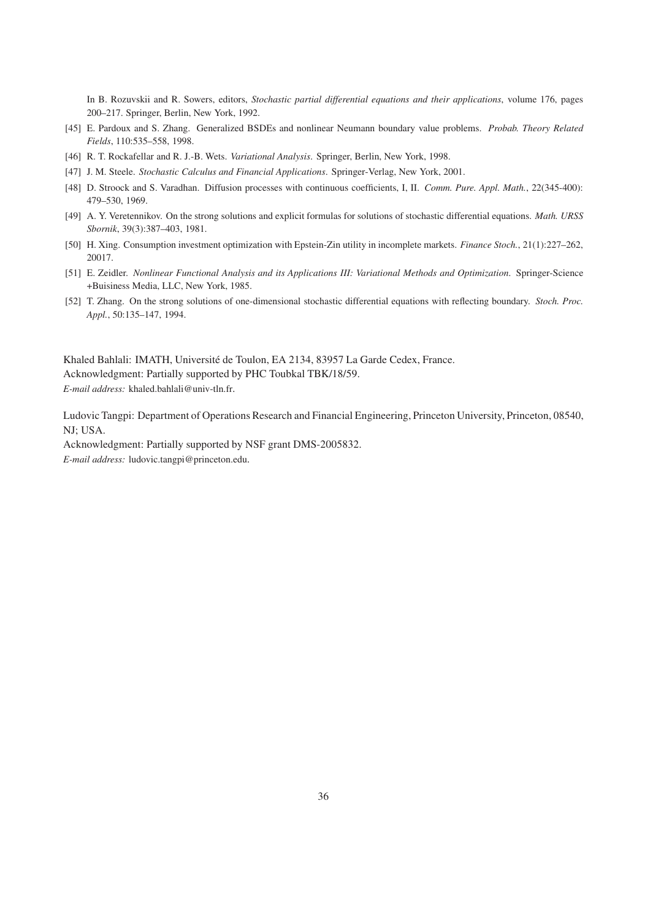In B. Rozuvskii and R. Sowers, editors, *Stochastic partial differential equations and their applications*, volume 176, pages 200–217. Springer, Berlin, New York, 1992.

[45] E. Pardoux and S. Zhang. Generalized BSDEs and nonlinear Neumann boundary value problems. *Probab. Theory Related Fields*, 110:535–558, 1998.

[46] R. T. Rockafellar and R. J.-B. Wets. *Variational Analysis*. Springer, Berlin, New York, 1998.

[47] J. M. Steele. *Stochastic Calculus and Financial Applications*. Springer-Verlag, New York, 2001.

[48] D. Stroock and S. Varadhan. Diffusion processes with continuous coefficients, I, II. *Comm. Pure. Appl. Math.*, 22(345-400): 479–530, 1969.

[49] A. Y. Veretennikov. On the strong solutions and explicit formulas for solutions of stochastic differential equations. *Math. URSS Sbornik*, 39(3):387–403, 1981.

[50] H. Xing. Consumption investment optimization with Epstein-Zin utility in incomplete markets. *Finance Stoch.*, 21(1):227–262, 20017.

[51] E. Zeidler. *Nonlinear Functional Analysis and its Applications III: Variational Methods and Optimization*. Springer-Science +Buisiness Media, LLC, New York, 1985.

[52] T. Zhang. On the strong solutions of one-dimensional stochastic differential equations with reflecting boundary. *Stoch. Proc. Appl.*, 50:135–147, 1994.

Khaled Bahlali: IMATH, Université de Toulon, EA 2134, 83957 La Garde Cedex, France.
Acknowledgment: Partially supported by PHC Toubkal TBK/18/59.
*E-mail address:* khaled.bahlali@univ-tln.fr.

Ludovic Tangpi: Department of Operations Research and Financial Engineering, Princeton University, Princeton, 08540, NJ; USA.
Acknowledgment: Partially supported by NSF grant DMS-2005832.
*E-mail address:* ludovic.tangpi@princeton.edu.